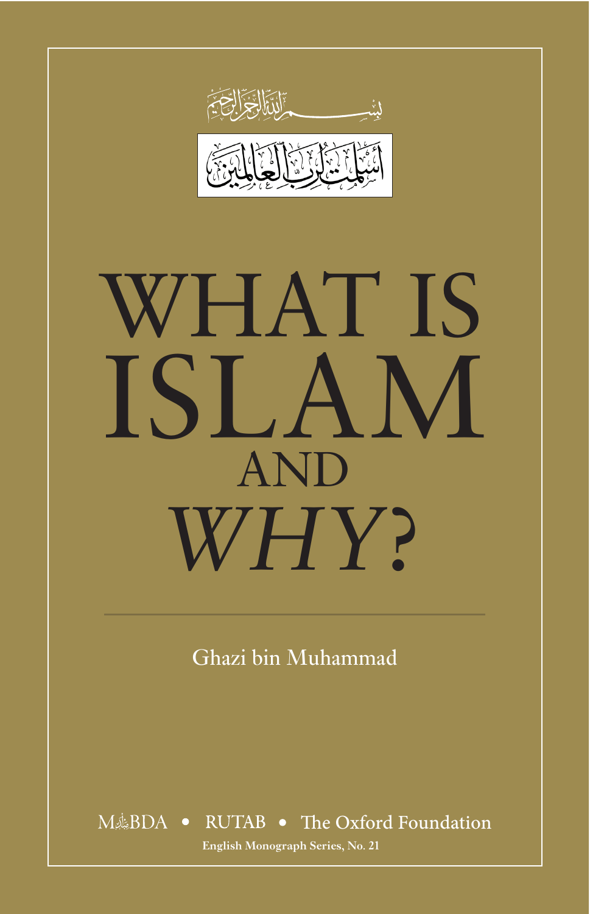بِسْمِ اللَّهِ الرَّحْمَٰنِ الرَّحِيمِ

أَسْلَمْتُ لِرَبِّ الْعَالَمِينَ

# WHAT IS ISLAM AND *WHY?*

Ghazi bin Muhammad

MABDA • RUTAB • The Oxford Foundation

**English Monograph Series, No. 21**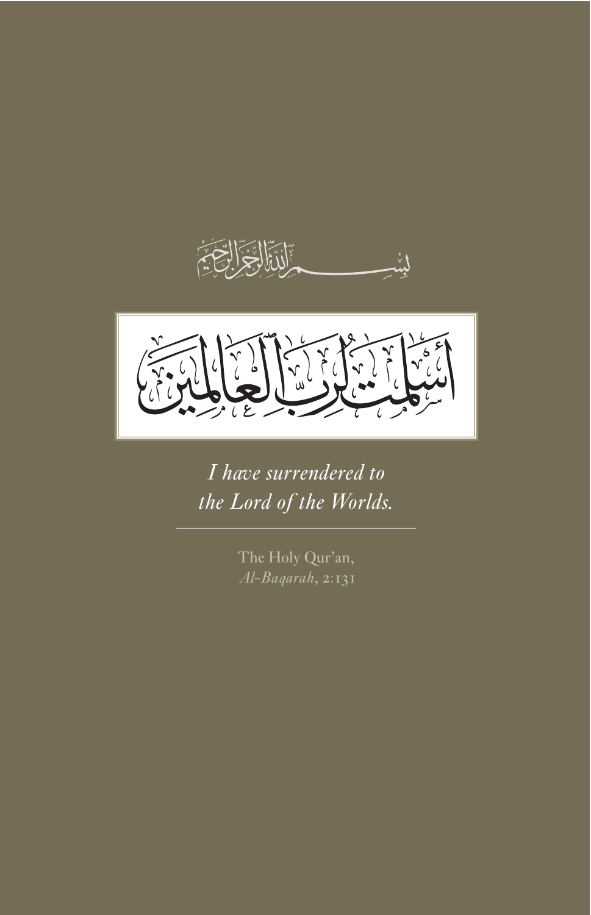بسم الله الرحمن الرحيم

أسلمت لرب العالمين

*I have surrendered to*
*the Lord of the Worlds.*

---

The Holy Qur'an,
*Al-Baqarah*, 2:131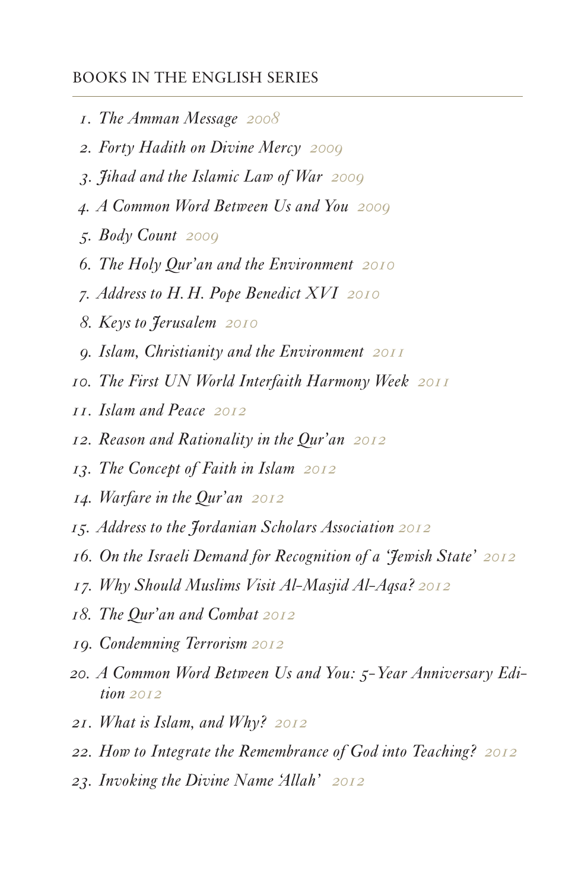## BOOKS IN THE ENGLISH SERIES

1. *The Amman Message* 2008
2. *Forty Hadith on Divine Mercy* 2009
3. *Jihad and the Islamic Law of War* 2009
4. *A Common Word Between Us and You* 2009
5. *Body Count* 2009
6. *The Holy Qur'an and the Environment* 2010
7. *Address to H. H. Pope Benedict XVI* 2010
8. *Keys to Jerusalem* 2010
9. *Islam, Christianity and the Environment* 2011
10. *The First UN World Interfaith Harmony Week* 2011
11. *Islam and Peace* 2012
12. *Reason and Rationality in the Qur'an* 2012
13. *The Concept of Faith in Islam* 2012
14. *Warfare in the Qur'an* 2012
15. *Address to the Jordanian Scholars Association* 2012
16. *On the Israeli Demand for Recognition of a 'Jewish State'* 2012
17. *Why Should Muslims Visit Al-Masjid Al-Aqsa?* 2012
18. *The Qur'an and Combat* 2012
19. *Condemning Terrorism* 2012
20. *A Common Word Between Us and You: 5-Year Anniversary Edition* 2012
21. *What is Islam, and Why?* 2012
22. *How to Integrate the Remembrance of God into Teaching?* 2012
23. *Invoking the Divine Name 'Allah'* 2012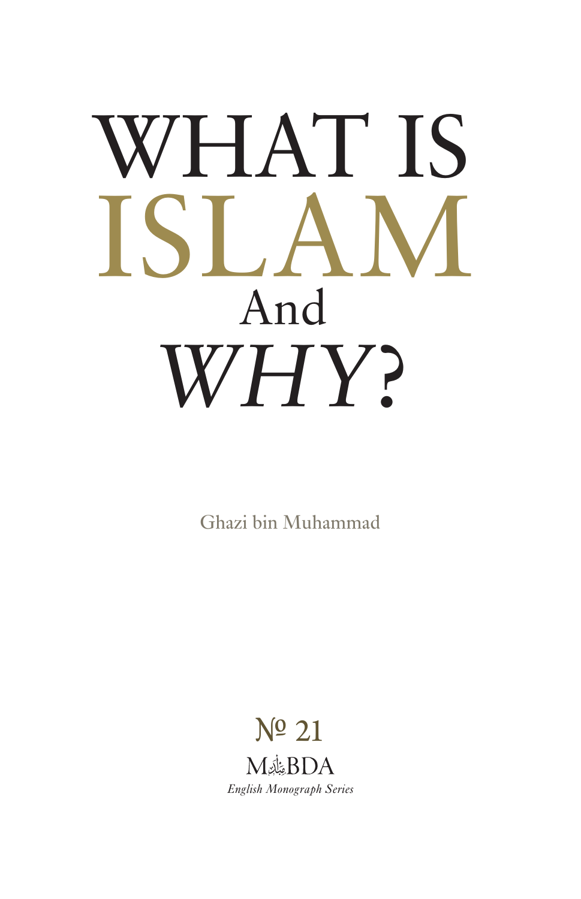# WHAT IS ISLAM And *WHY?*

Ghazi bin Muhammad

№ 21

MABDA

*English Monograph Series*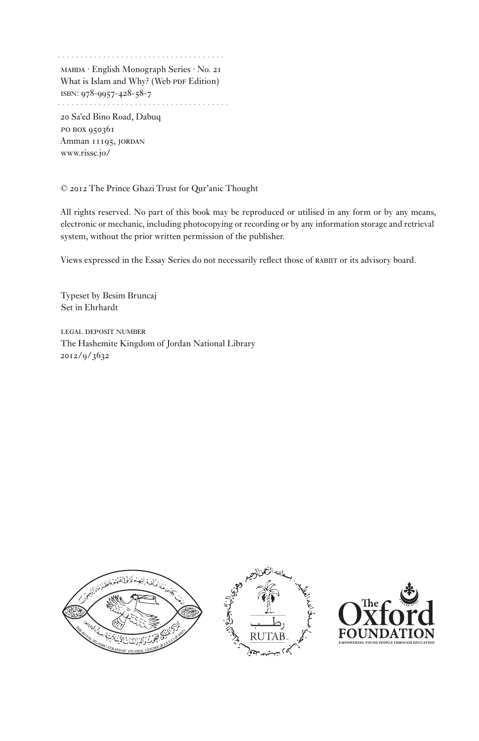MABDA · English Monograph Series · No. 21
What is Islam and Why? (Web PDF Edition)
ISBN: 978-9957-428-58-7

20 Sa'ed Bino Road, Dabuq
PO BOX 950361
Amman 11195, JORDAN
www.rissc.jo/

© 2012 The Prince Ghazi Trust for Qur'anic Thought

All rights reserved. No part of this book may be reproduced or utilised in any form or by any means, electronic or mechanic, including photocopying or recording or by any information storage and retrieval system, without the prior written permission of the publisher.

Views expressed in the Essay Series do not necessarily reflect those of RABIIT or its advisory board.

Typeset by Besim Bruncaj
Set in Ehrhardt

LEGAL DEPOSIT NUMBER
The Hashemite Kingdom of Jordan National Library
2012/9/3632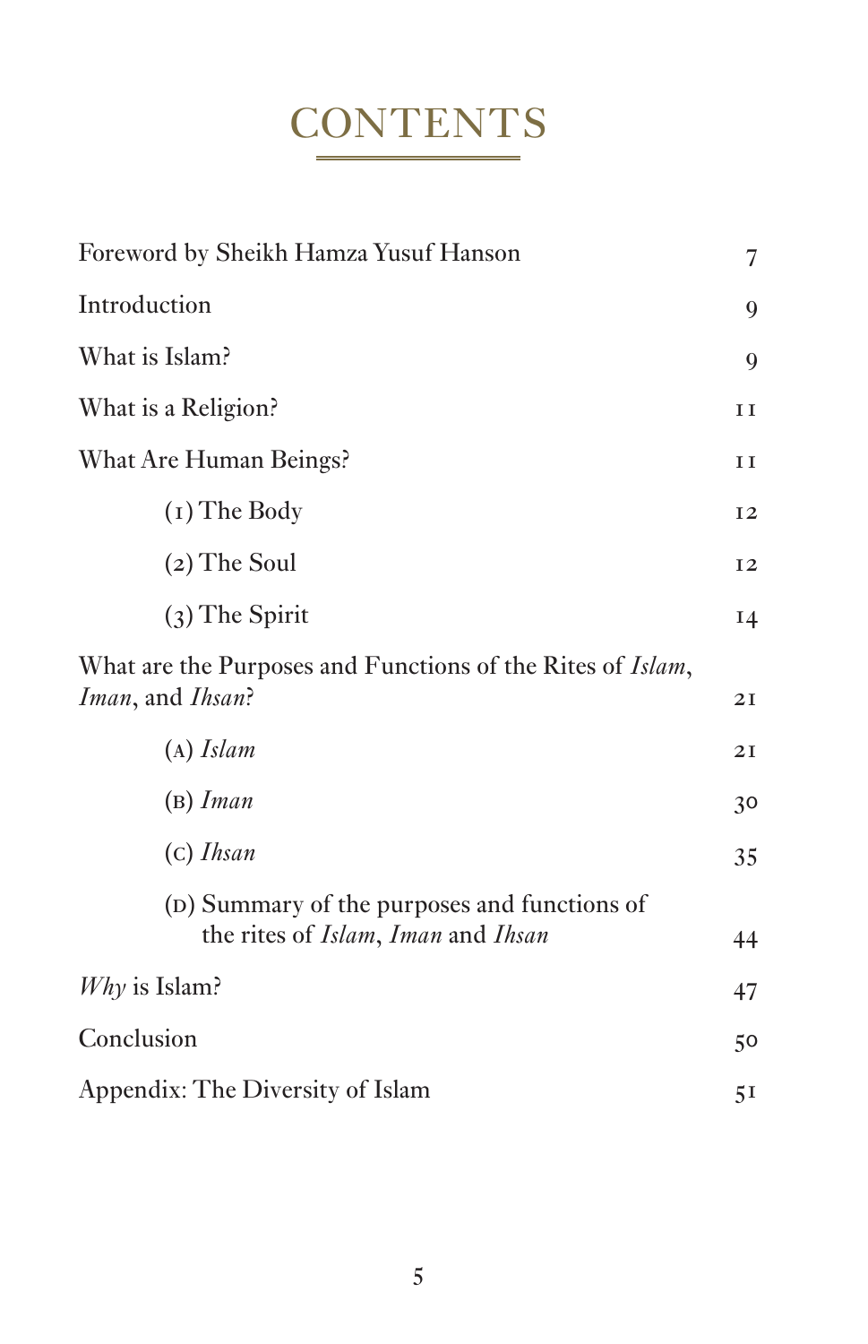# CONTENTS

| | |
|---|---|
| Foreword by Sheikh Hamza Yusuf Hanson | 7 |
| Introduction | 9 |
| What is Islam? | 9 |
| What is a Religion? | 11 |
| What Are Human Beings? | 11 |
| (1) The Body | 12 |
| (2) The Soul | 12 |
| (3) The Spirit | 14 |
| What are the Purposes and Functions of the Rites of *Islam*, *Iman*, and *Ihsan*? | 21 |
| (A) *Islam* | 21 |
| (B) *Iman* | 30 |
| (C) *Ihsan* | 35 |
| (D) Summary of the purposes and functions of the rites of *Islam*, *Iman* and *Ihsan* | 44 |
| *Why* is Islam? | 47 |
| Conclusion | 50 |
| Appendix: The Diversity of Islam | 51 |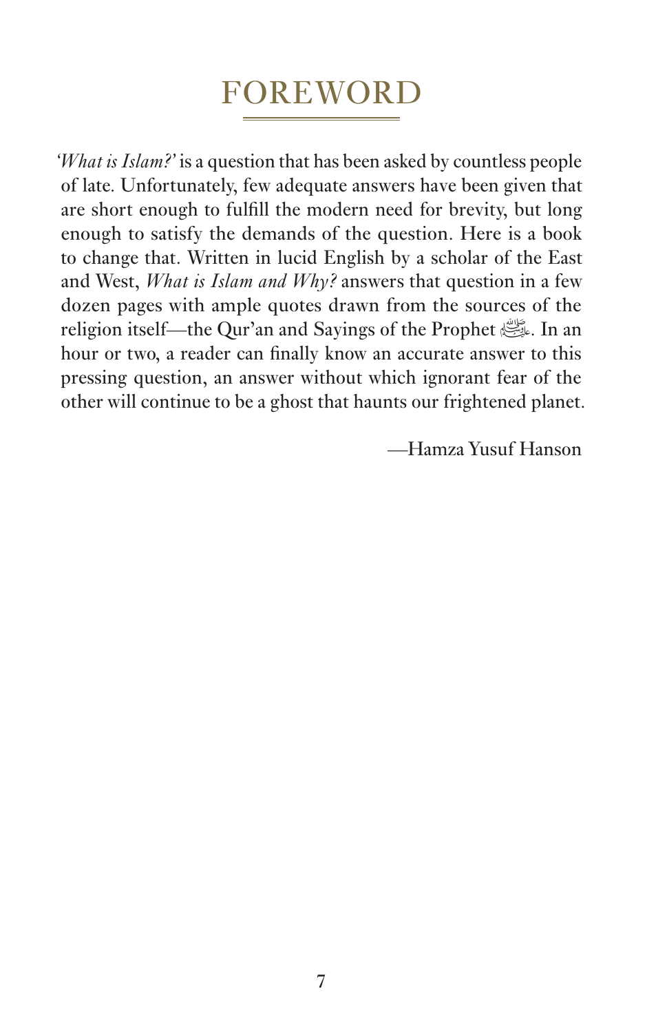# FOREWORD

*'What is Islam?'* is a question that has been asked by countless people of late. Unfortunately, few adequate answers have been given that are short enough to fulfill the modern need for brevity, but long enough to satisfy the demands of the question. Here is a book to change that. Written in lucid English by a scholar of the East and West, *What is Islam and Why?* answers that question in a few dozen pages with ample quotes drawn from the sources of the religion itself—the Qur'an and Sayings of the Prophet ﷺ. In an hour or two, a reader can finally know an accurate answer to this pressing question, an answer without which ignorant fear of the other will continue to be a ghost that haunts our frightened planet.

—Hamza Yusuf Hanson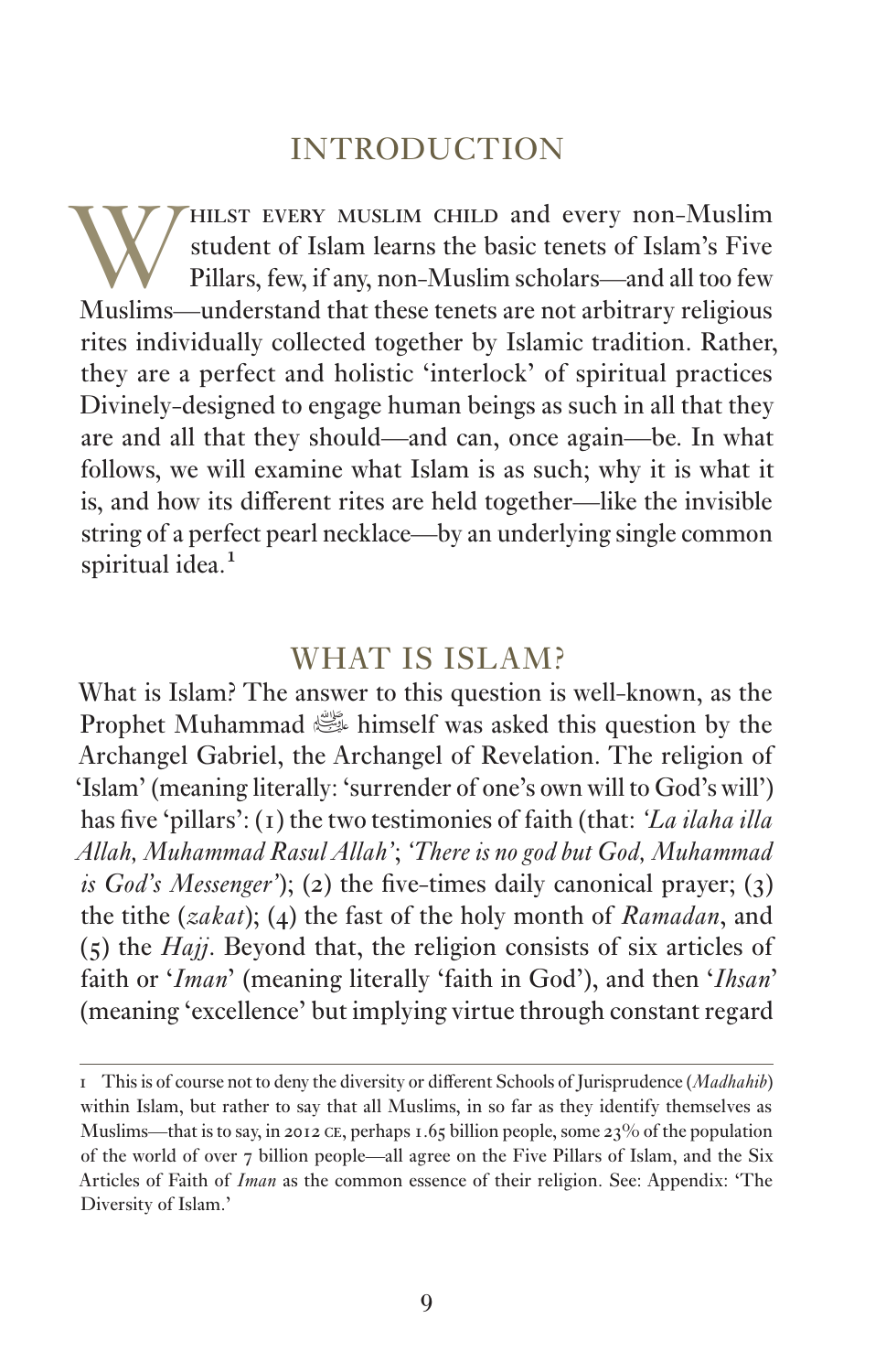# INTRODUCTION

Whilst every Muslim child and every non-Muslim student of Islam learns the basic tenets of Islam's Five Pillars, few, if any, non-Muslim scholars—and all too few Muslims—understand that these tenets are not arbitrary religious rites individually collected together by Islamic tradition. Rather, they are a perfect and holistic 'interlock' of spiritual practices Divinely-designed to engage human beings as such in all that they are and all that they should—and can, once again—be. In what follows, we will examine what Islam is as such; why it is what it is, and how its different rites are held together—like the invisible string of a perfect pearl necklace—by an underlying single common spiritual idea.[1]

# WHAT IS ISLAM?

What is Islam? The answer to this question is well-known, as the Prophet Muhammad ﷺ himself was asked this question by the Archangel Gabriel, the Archangel of Revelation. The religion of 'Islam' (meaning literally: 'surrender of one's own will to God's will') has five 'pillars': (1) the two testimonies of faith (that: *'La ilaha illa Allah, Muhammad Rasul Allah'*; *'There is no god but God, Muhammad is God's Messenger'*); (2) the five-times daily canonical prayer; (3) the tithe (*zakat*); (4) the fast of the holy month of *Ramadan*, and (5) the *Hajj*. Beyond that, the religion consists of six articles of faith or '*Iman*' (meaning literally 'faith in God'), and then '*Ihsan*' (meaning 'excellence' but implying virtue through constant regard

---

1 This is of course not to deny the diversity or different Schools of Jurisprudence (*Madhahib*) within Islam, but rather to say that all Muslims, in so far as they identify themselves as Muslims—that is to say, in 2012 CE, perhaps 1.65 billion people, some 23% of the population of the world of over 7 billion people—all agree on the Five Pillars of Islam, and the Six Articles of Faith of *Iman* as the common essence of their religion. See: Appendix: 'The Diversity of Islam.'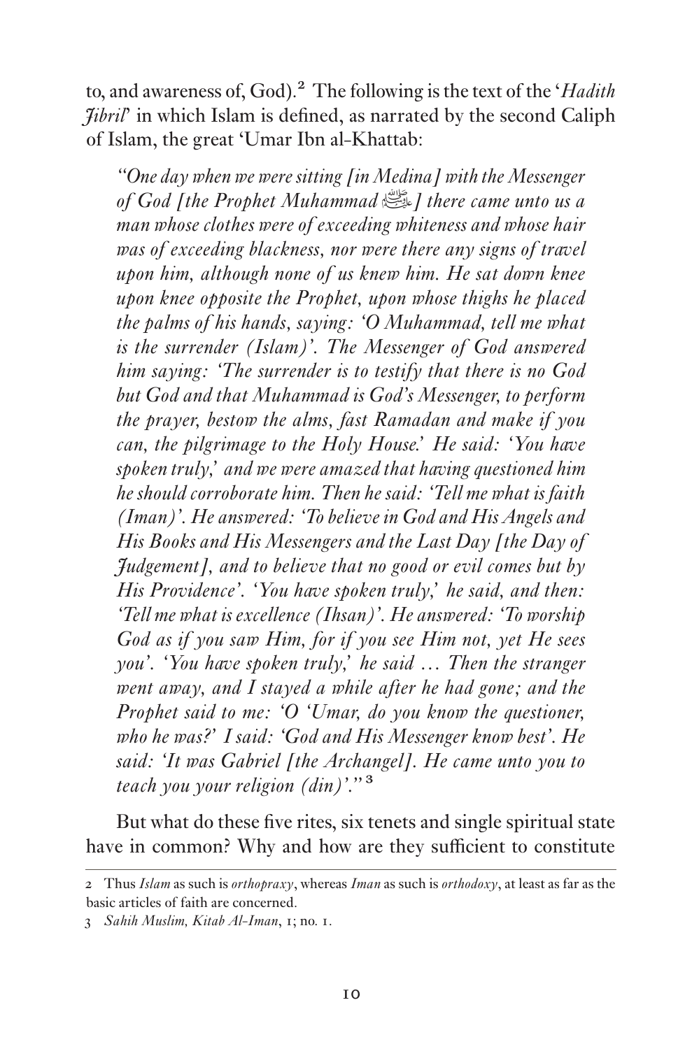to, and awareness of, God).[2] The following is the text of the '*Hadith Jibril*' in which Islam is defined, as narrated by the second Caliph of Islam, the great 'Umar Ibn al-Khattab:

> *"One day when we were sitting [in Medina] with the Messenger of God [the Prophet Muhammad ﷺ] there came unto us a man whose clothes were of exceeding whiteness and whose hair was of exceeding blackness, nor were there any signs of travel upon him, although none of us knew him. He sat down knee upon knee opposite the Prophet, upon whose thighs he placed the palms of his hands, saying: 'O Muhammad, tell me what is the surrender (Islam)'. The Messenger of God answered him saying: 'The surrender is to testify that there is no God but God and that Muhammad is God's Messenger, to perform the prayer, bestow the alms, fast Ramadan and make if you can, the pilgrimage to the Holy House.' He said: 'You have spoken truly,' and we were amazed that having questioned him he should corroborate him. Then he said: 'Tell me what is faith (Iman)'. He answered: 'To believe in God and His Angels and His Books and His Messengers and the Last Day [the Day of Judgement], and to believe that no good or evil comes but by His Providence'. 'You have spoken truly,' he said, and then: 'Tell me what is excellence (Ihsan)'. He answered: 'To worship God as if you saw Him, for if you see Him not, yet He sees you'. 'You have spoken truly,' he said … Then the stranger went away, and I stayed a while after he had gone; and the Prophet said to me: 'O 'Umar, do you know the questioner, who he was?' I said: 'God and His Messenger know best'. He said: 'It was Gabriel [the Archangel]. He came unto you to teach you your religion (din)'."*[3]

But what do these five rites, six tenets and single spiritual state have in common? Why and how are they sufficient to constitute

---

[2] Thus *Islam* as such is *orthopraxy*, whereas *Iman* as such is *orthodoxy*, at least as far as the basic articles of faith are concerned.

[3] *Sahih Muslim, Kitab Al-Iman*, 1; no. 1.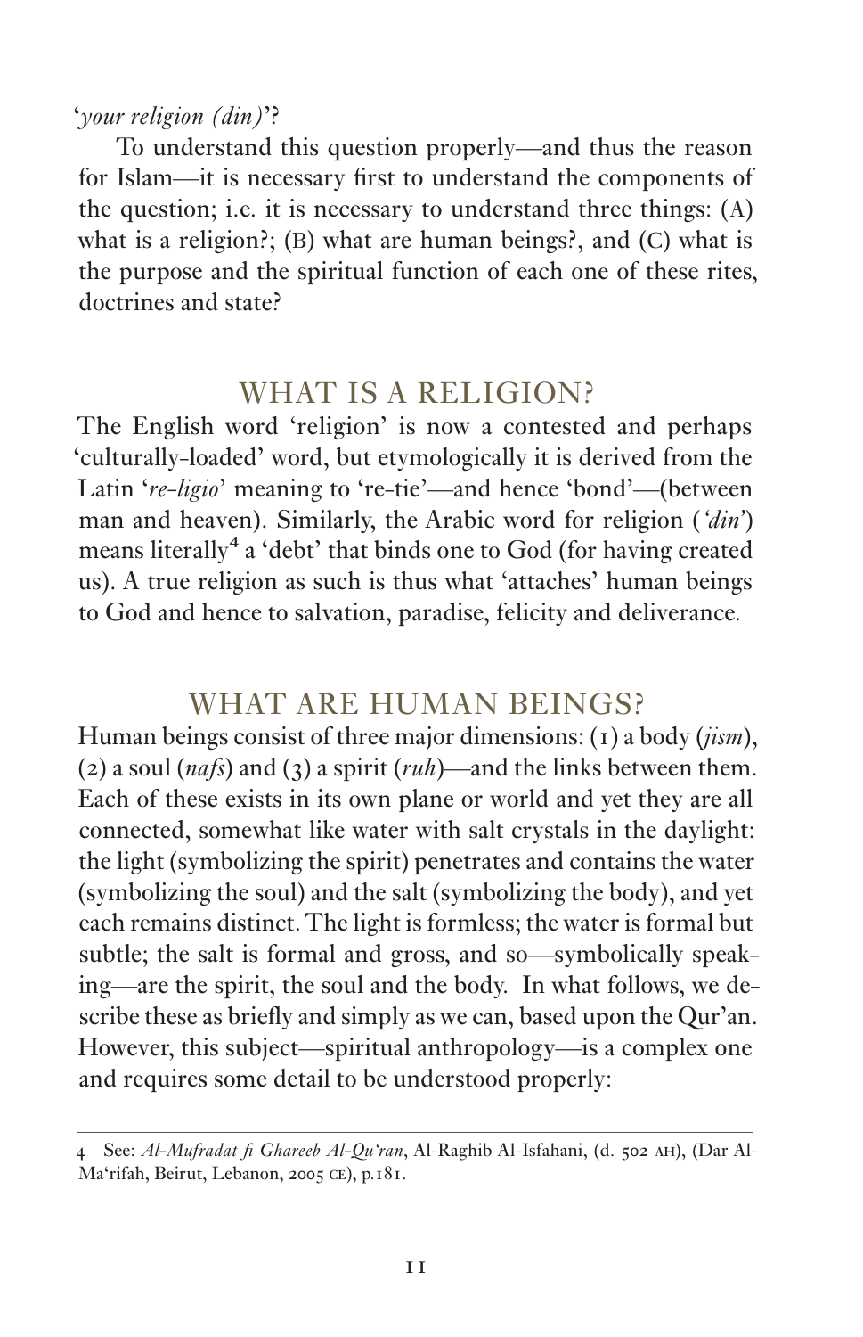'*your religion (din)*'?

To understand this question properly—and thus the reason for Islam—it is necessary first to understand the components of the question; i.e. it is necessary to understand three things: (A) what is a religion?; (B) what are human beings?, and (C) what is the purpose and the spiritual function of each one of these rites, doctrines and state?

## WHAT IS A RELIGION?

The English word 'religion' is now a contested and perhaps 'culturally-loaded' word, but etymologically it is derived from the Latin '*re-ligio*' meaning to 're-tie'—and hence 'bond'—(between man and heaven). Similarly, the Arabic word for religion (*'din'*) means literally[4] a 'debt' that binds one to God (for having created us). A true religion as such is thus what 'attaches' human beings to God and hence to salvation, paradise, felicity and deliverance.

## WHAT ARE HUMAN BEINGS?

Human beings consist of three major dimensions: (1) a body (*jism*), (2) a soul (*nafs*) and (3) a spirit (*ruh*)—and the links between them. Each of these exists in its own plane or world and yet they are all connected, somewhat like water with salt crystals in the daylight: the light (symbolizing the spirit) penetrates and contains the water (symbolizing the soul) and the salt (symbolizing the body), and yet each remains distinct. The light is formless; the water is formal but subtle; the salt is formal and gross, and so—symbolically speaking—are the spirit, the soul and the body. In what follows, we describe these as briefly and simply as we can, based upon the Qur'an. However, this subject—spiritual anthropology—is a complex one and requires some detail to be understood properly:

---

4 See: *Al-Mufradat fi Ghareeb Al-Qu'ran*, Al-Raghib Al-Isfahani, (d. 502 AH), (Dar Al-Ma'rifah, Beirut, Lebanon, 2005 CE), p.181.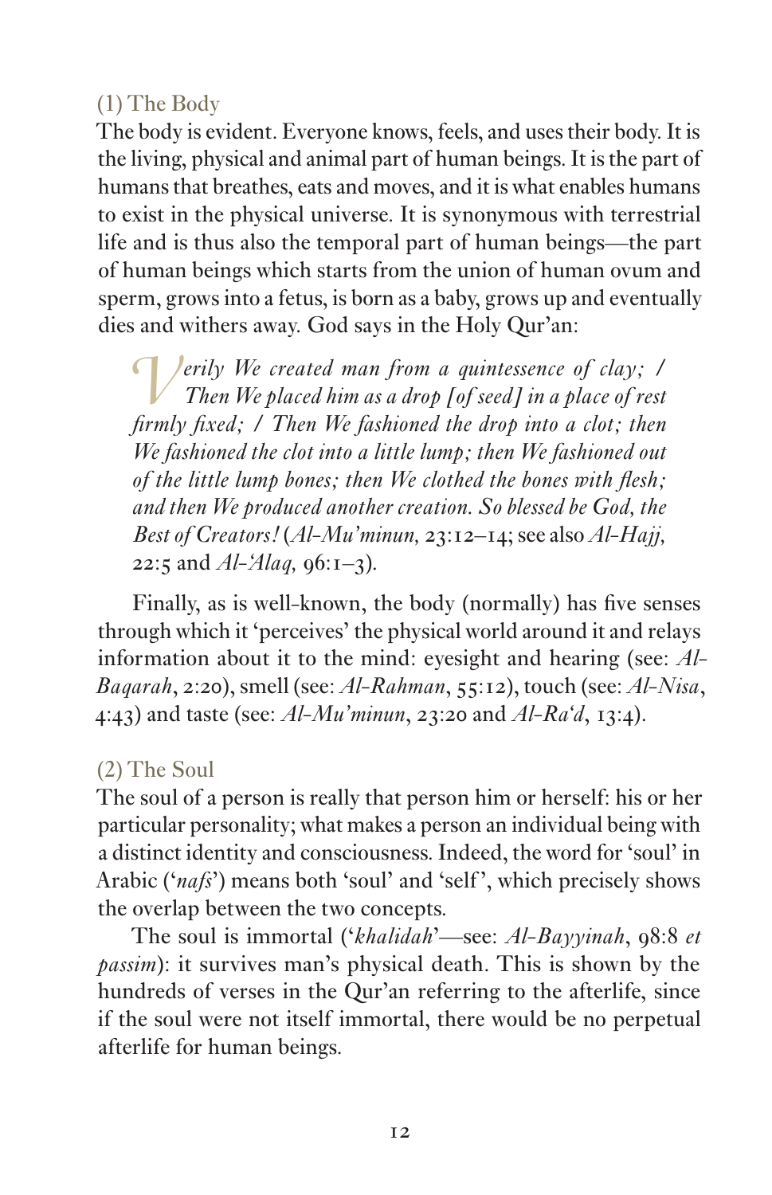### (1) The Body

The body is evident. Everyone knows, feels, and uses their body. It is the living, physical and animal part of human beings. It is the part of humans that breathes, eats and moves, and it is what enables humans to exist in the physical universe. It is synonymous with terrestrial life and is thus also the temporal part of human beings—the part of human beings which starts from the union of human ovum and sperm, grows into a fetus, is born as a baby, grows up and eventually dies and withers away. God says in the Holy Qur'an:

> *Verily We created man from a quintessence of clay; / Then We placed him as a drop [of seed] in a place of rest firmly fixed; / Then We fashioned the drop into a clot; then We fashioned the clot into a little lump; then We fashioned out of the little lump bones; then We clothed the bones with flesh; and then We produced another creation. So blessed be God, the Best of Creators!* (*Al-Mu'minun,* 23:12–14; see also *Al-Hajj,* 22:5 and *Al-'Alaq,* 96:1–3).

Finally, as is well-known, the body (normally) has five senses through which it 'perceives' the physical world around it and relays information about it to the mind: eyesight and hearing (see: *Al-Baqarah*, 2:20), smell (see: *Al-Rahman*, 55:12), touch (see: *Al-Nisa*, 4:43) and taste (see: *Al-Mu'minun*, 23:20 and *Al-Ra'd*, 13:4).

### (2) The Soul

The soul of a person is really that person him or herself: his or her particular personality; what makes a person an individual being with a distinct identity and consciousness. Indeed, the word for 'soul' in Arabic ('*nafs*') means both 'soul' and 'self', which precisely shows the overlap between the two concepts.

The soul is immortal ('*khalidah*'—see: *Al-Bayyinah*, 98:8 *et passim*): it survives man's physical death. This is shown by the hundreds of verses in the Qur'an referring to the afterlife, since if the soul were not itself immortal, there would be no perpetual afterlife for human beings.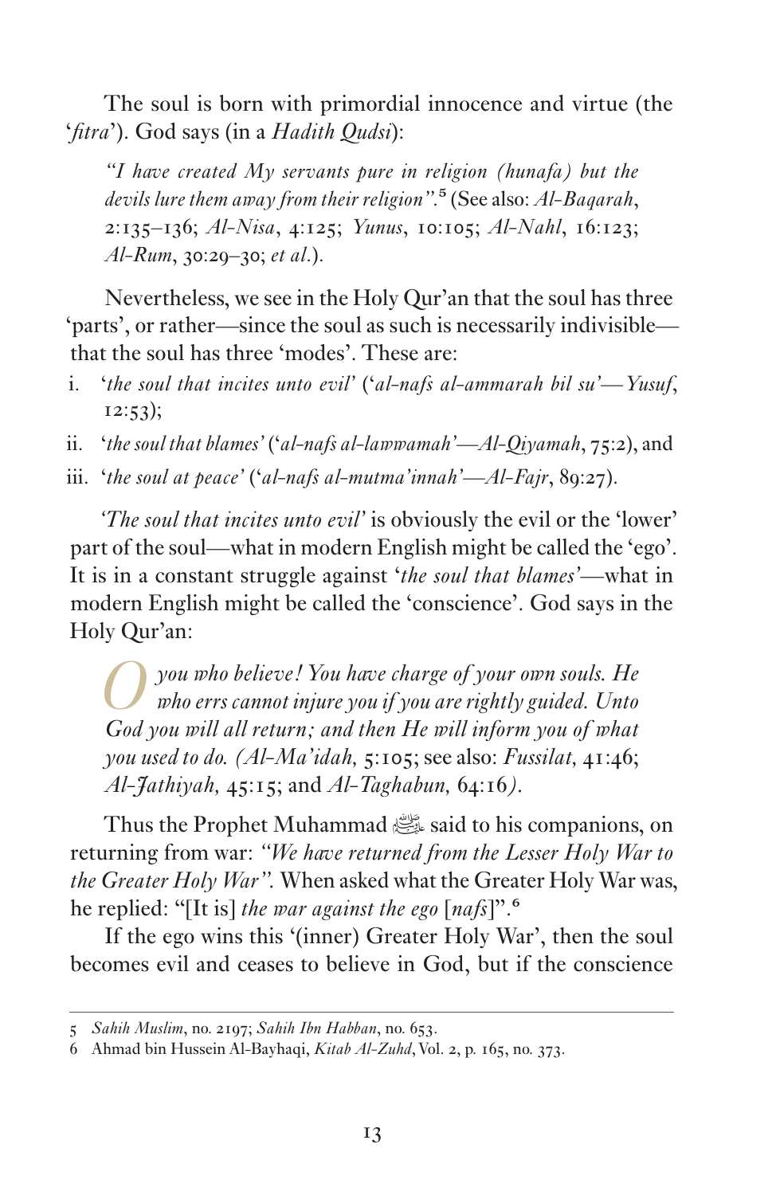The soul is born with primordial innocence and virtue (the '*fitra*'). God says (in a *Hadith Qudsi*):

> *"I have created My servants pure in religion (hunafa) but the devils lure them away from their religion"*.[5] (See also: *Al-Baqarah*, 2:135–136; *Al-Nisa*, 4:125; *Yunus*, 10:105; *Al-Nahl*, 16:123; *Al-Rum*, 30:29–30; *et al.*).

Nevertheless, we see in the Holy Qur'an that the soul has three 'parts', or rather—since the soul as such is necessarily indivisible—that the soul has three 'modes'. These are:

i. '*the soul that incites unto evil*' ('*al-nafs al-ammarah bil su'*—*Yusuf*, 12:53);
ii. '*the soul that blames*' ('*al-nafs al-lawwamah*'—*Al-Qiyamah*, 75:2), and
iii. '*the soul at peace*' ('*al-nafs al-mutma'innah*'—*Al-Fajr*, 89:27).

'*The soul that incites unto evil*' is obviously the evil or the 'lower' part of the soul—what in modern English might be called the 'ego'. It is in a constant struggle against '*the soul that blames*'—what in modern English might be called the 'conscience'. God says in the Holy Qur'an:

> *O you who believe! You have charge of your own souls. He who errs cannot injure you if you are rightly guided. Unto God you will all return; and then He will inform you of what you used to do. (Al-Ma'idah,* 5:105; see also: *Fussilat,* 41:46; *Al-Jathiyah,* 45:15; and *Al-Taghabun,* 64:16*).*

Thus the Prophet Muhammad ﷺ said to his companions, on returning from war: *"We have returned from the Lesser Holy War to the Greater Holy War"*. When asked what the Greater Holy War was, he replied: "[It is] *the war against the ego* [*nafs*]".[6]

If the ego wins this '(inner) Greater Holy War', then the soul becomes evil and ceases to believe in God, but if the conscience

---

5 *Sahih Muslim*, no. 2197; *Sahih Ibn Habban*, no. 653.

6 Ahmad bin Hussein Al-Bayhaqi, *Kitab Al-Zuhd*, Vol. 2, p. 165, no. 373.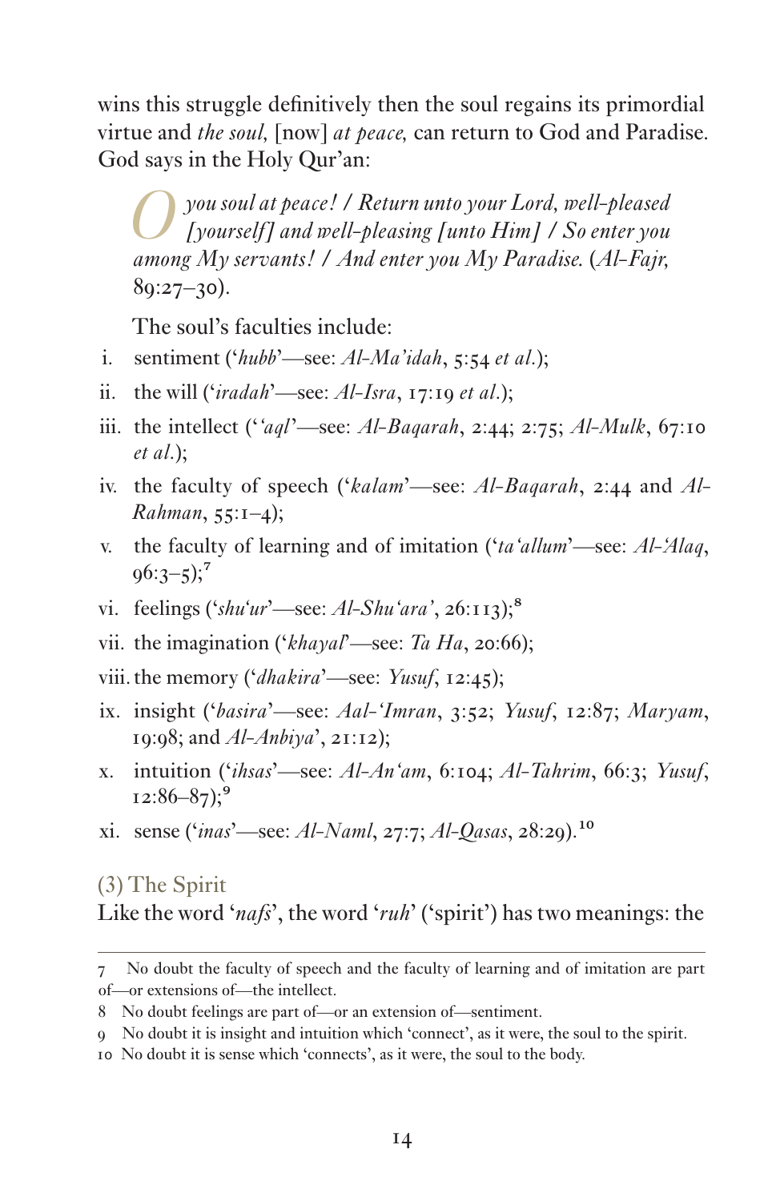wins this struggle definitively then the soul regains its primordial virtue and *the soul,* [now] *at peace,* can return to God and Paradise. God says in the Holy Qur'an:

> *O you soul at peace! / Return unto your Lord, well-pleased [yourself] and well-pleasing [unto Him] / So enter you among My servants! / And enter you My Paradise.* (*Al-Fajr,* 89:27–30).

The soul's faculties include:

i. sentiment ('*hubb*'—see: *Al-Ma'idah*, 5:54 *et al.*);

ii. the will ('*iradah*'—see: *Al-Isra*, 17:19 *et al.*);

iii. the intellect ('*'aql*'—see: *Al-Baqarah*, 2:44; 2:75; *Al-Mulk*, 67:10 *et al.*);

iv. the faculty of speech ('*kalam*'—see: *Al-Baqarah*, 2:44 and *Al-Rahman*, 55:1–4);

v. the faculty of learning and of imitation ('*ta'allum*'—see: *Al-'Alaq*, 96:3–5);[7]

vi. feelings ('*shu'ur*'—see: *Al-Shu'ara'*, 26:113);[8]

vii. the imagination ('*khayal*'—see: *Ta Ha*, 20:66);

viii. the memory ('*dhakira*'—see: *Yusuf*, 12:45);

ix. insight ('*basira*'—see: *Aal-'Imran*, 3:52; *Yusuf*, 12:87; *Maryam*, 19:98; and *Al-Anbiya'*, 21:12);

x. intuition ('*ihsas*'—see: *Al-An'am*, 6:104; *Al-Tahrim*, 66:3; *Yusuf*, 12:86–87);[9]

xi. sense ('*inas*'—see: *Al-Naml*, 27:7; *Al-Qasas*, 28:29).[10]

### (3) The Spirit

Like the word '*nafs*', the word '*ruh*' ('spirit') has two meanings: the

---

7 No doubt the faculty of speech and the faculty of learning and of imitation are part of—or extensions of—the intellect.

8 No doubt feelings are part of—or an extension of—sentiment.

9 No doubt it is insight and intuition which 'connect', as it were, the soul to the spirit.

10 No doubt it is sense which 'connects', as it were, the soul to the body.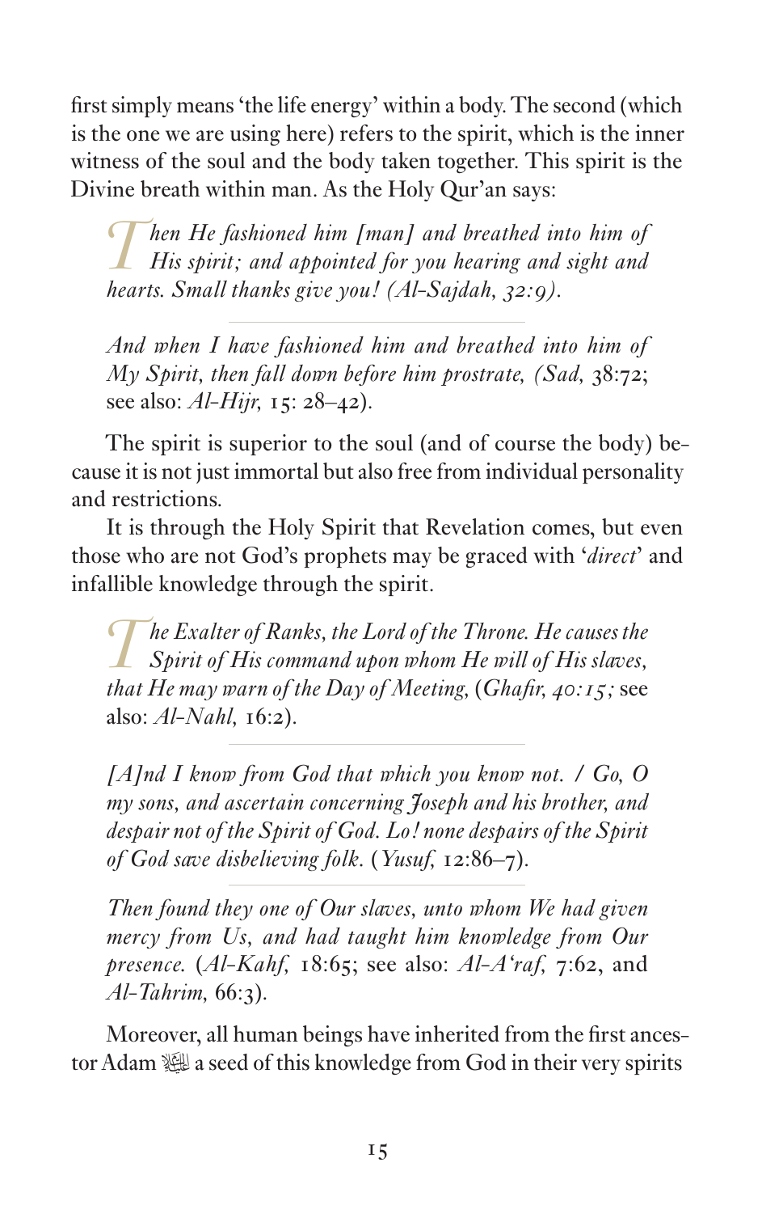first simply means 'the life energy' within a body. The second (which is the one we are using here) refers to the spirit, which is the inner witness of the soul and the body taken together. This spirit is the Divine breath within man. As the Holy Qur'an says:

> *Then He fashioned him [man] and breathed into him of His spirit; and appointed for you hearing and sight and hearts. Small thanks give you! (Al-Sajdah, 32:9).*

> *And when I have fashioned him and breathed into him of My Spirit, then fall down before him prostrate, (Sad,* 38:72; see also: *Al-Hijr,* 15: 28–42).

The spirit is superior to the soul (and of course the body) because it is not just immortal but also free from individual personality and restrictions.

It is through the Holy Spirit that Revelation comes, but even those who are not God's prophets may be graced with '*direct*' and infallible knowledge through the spirit.

> *The Exalter of Ranks, the Lord of the Throne. He causes the Spirit of His command upon whom He will of His slaves, that He may warn of the Day of Meeting,* (*Ghafir, 40:15;* see also: *Al-Nahl,* 16:2).

> *[A]nd I know from God that which you know not. / Go, O my sons, and ascertain concerning Joseph and his brother, and despair not of the Spirit of God. Lo! none despairs of the Spirit of God save disbelieving folk.* (*Yusuf,* 12:86–7).

> *Then found they one of Our slaves, unto whom We had given mercy from Us, and had taught him knowledge from Our presence.* (*Al-Kahf,* 18:65; see also: *Al-A'raf,* 7:62, and *Al-Tahrim,* 66:3).

Moreover, all human beings have inherited from the first ancestor Adam ﷺ a seed of this knowledge from God in their very spirits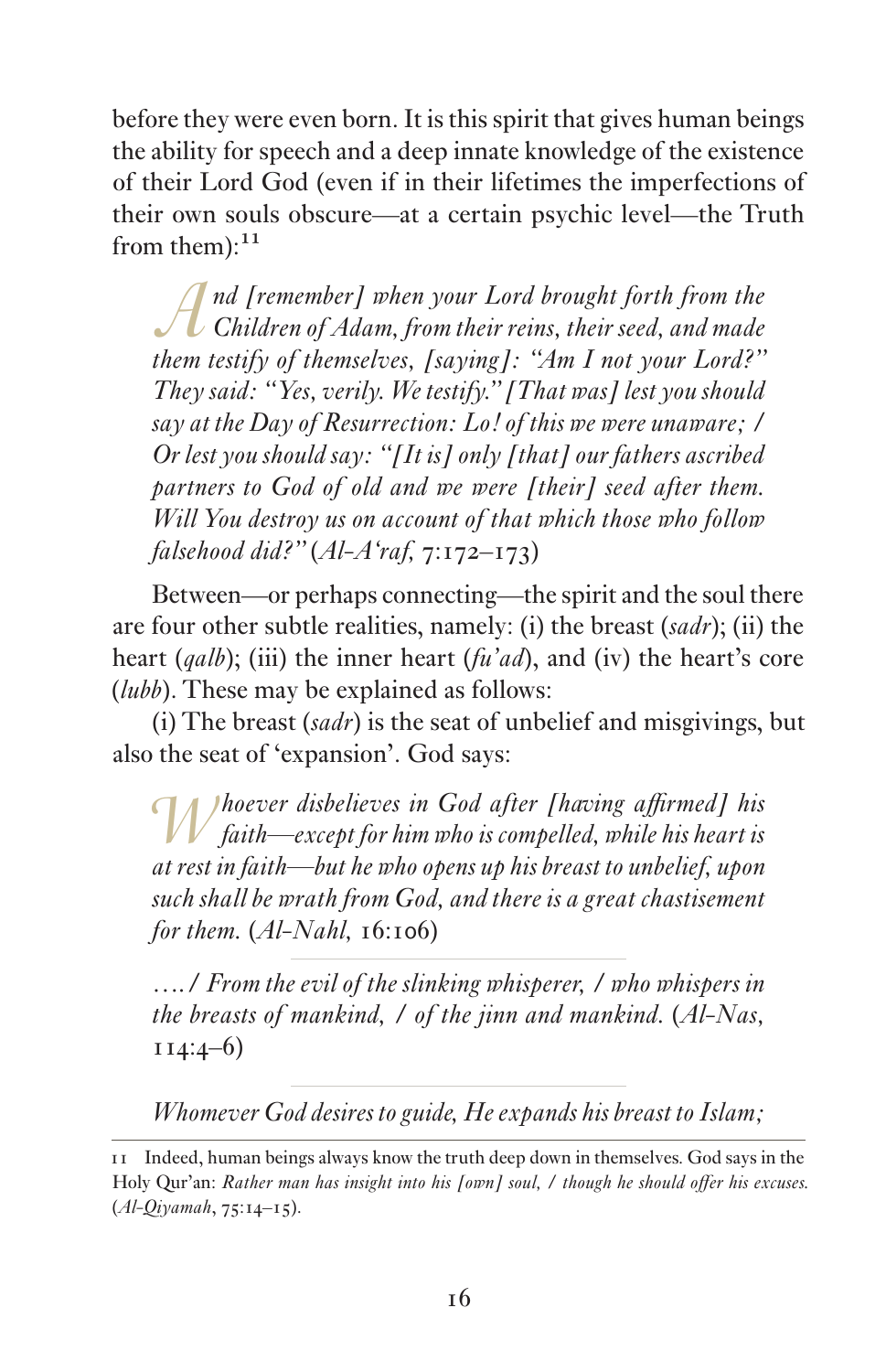before they were even born. It is this spirit that gives human beings the ability for speech and a deep innate knowledge of the existence of their Lord God (even if in their lifetimes the imperfections of their own souls obscure—at a certain psychic level—the Truth from them):[11]

> *And [remember] when your Lord brought forth from the Children of Adam, from their reins, their seed, and made them testify of themselves, [saying]: "Am I not your Lord?" They said: "Yes, verily. We testify." [That was] lest you should say at the Day of Resurrection: Lo! of this we were unaware; / Or lest you should say: "[It is] only [that] our fathers ascribed partners to God of old and we were [their] seed after them. Will You destroy us on account of that which those who follow falsehood did?"* (*Al-A'raf*, 7:172–173)

Between—or perhaps connecting—the spirit and the soul there are four other subtle realities, namely: (i) the breast (*sadr*); (ii) the heart (*qalb*); (iii) the inner heart (*fu'ad*), and (iv) the heart's core (*lubb*). These may be explained as follows:

(i) The breast (*sadr*) is the seat of unbelief and misgivings, but also the seat of 'expansion'. God says:

> *Whoever disbelieves in God after [having affirmed] his faith—except for him who is compelled, while his heart is at rest in faith—but he who opens up his breast to unbelief, upon such shall be wrath from God, and there is a great chastisement for them.* (*Al-Nahl*, 16:106)

> *…. / From the evil of the slinking whisperer, / who whispers in the breasts of mankind, / of the jinn and mankind.* (*Al-Nas*, 114:4–6)

> *Whomever God desires to guide, He expands his breast to Islam;*

---

11 Indeed, human beings always know the truth deep down in themselves. God says in the Holy Qur'an: *Rather man has insight into his [own] soul, / though he should offer his excuses.* (*Al-Qiyamah*, 75:14–15).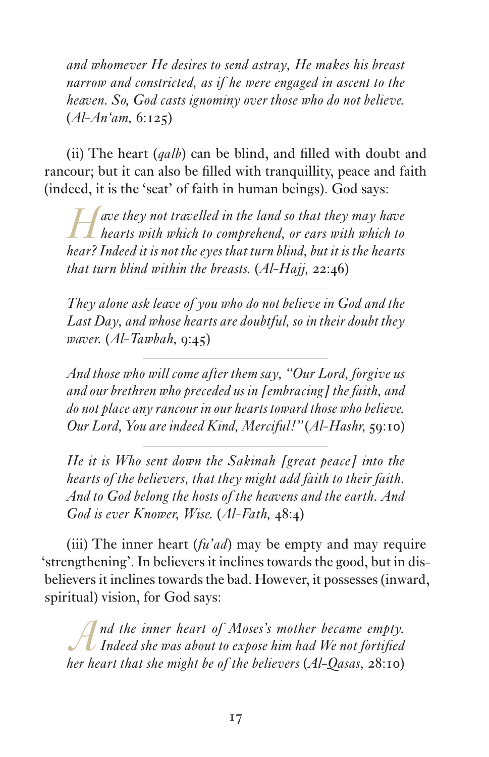*and whomever He desires to send astray, He makes his breast narrow and constricted, as if he were engaged in ascent to the heaven. So, God casts ignominy over those who do not believe.* (*Al-An'am,* 6:125)

(ii) The heart (*qalb*) can be blind, and filled with doubt and rancour; but it can also be filled with tranquillity, peace and faith (indeed, it is the 'seat' of faith in human beings). God says:

*Have they not travelled in the land so that they may have hearts with which to comprehend, or ears with which to hear? Indeed it is not the eyes that turn blind, but it is the hearts that turn blind within the breasts.* (*Al-Hajj,* 22:46)

---

*They alone ask leave of you who do not believe in God and the Last Day, and whose hearts are doubtful, so in their doubt they waver.* (*Al-Tawbah,* 9:45)

---

*And those who will come after them say, "Our Lord, forgive us and our brethren who preceded us in [embracing] the faith, and do not place any rancour in our hearts toward those who believe. Our Lord, You are indeed Kind, Merciful!"* (*Al-Hashr,* 59:10)

---

*He it is Who sent down the Sakinah [great peace] into the hearts of the believers, that they might add faith to their faith. And to God belong the hosts of the heavens and the earth. And God is ever Knower, Wise.* (*Al-Fath,* 48:4)

(iii) The inner heart (*fu'ad*) may be empty and may require 'strengthening'. In believers it inclines towards the good, but in disbelievers it inclines towards the bad. However, it possesses (inward, spiritual) vision, for God says:

*And the inner heart of Moses's mother became empty. Indeed she was about to expose him had We not fortified her heart that she might be of the believers* (*Al-Qasas,* 28:10)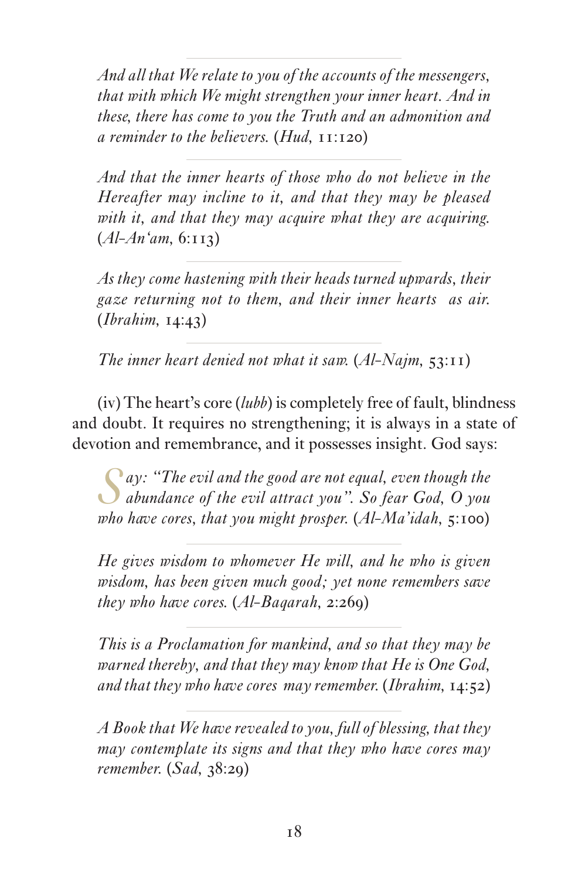*And all that We relate to you of the accounts of the messengers, that with which We might strengthen your inner heart. And in these, there has come to you the Truth and an admonition and a reminder to the believers.* (*Hud,* 11:120)

---

*And that the inner hearts of those who do not believe in the Hereafter may incline to it, and that they may be pleased with it, and that they may acquire what they are acquiring.* (*Al-An'am,* 6:113)

---

*As they come hastening with their heads turned upwards, their gaze returning not to them, and their inner hearts as air.* (*Ibrahim,* 14:43)

---

*The inner heart denied not what it saw.* (*Al-Najm,* 53:11)

(iv) The heart's core (*lubb*) is completely free of fault, blindness and doubt. It requires no strengthening; it is always in a state of devotion and remembrance, and it possesses insight. God says:

*Say: "The evil and the good are not equal, even though the abundance of the evil attract you". So fear God, O you who have cores, that you might prosper.* (*Al-Ma'idah,* 5:100)

---

*He gives wisdom to whomever He will, and he who is given wisdom, has been given much good; yet none remembers save they who have cores.* (*Al-Baqarah,* 2:269)

---

*This is a Proclamation for mankind, and so that they may be warned thereby, and that they may know that He is One God, and that they who have cores may remember.* (*Ibrahim,* 14:52)

---

*A Book that We have revealed to you, full of blessing, that they may contemplate its signs and that they who have cores may remember.* (*Sad,* 38:29)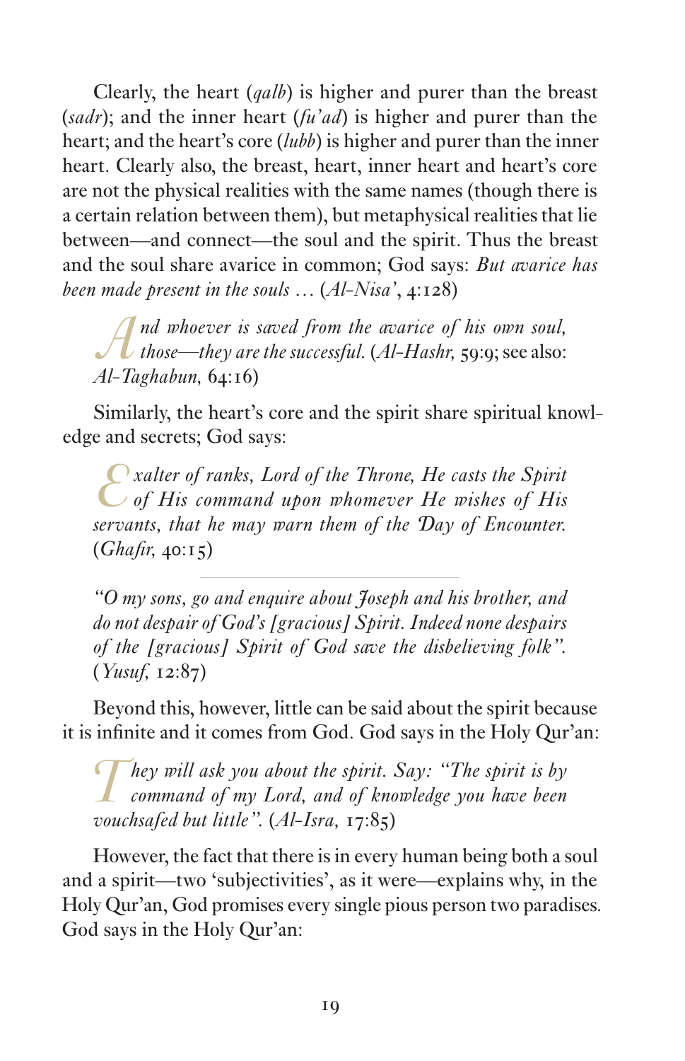Clearly, the heart (*qalb*) is higher and purer than the breast (*sadr*); and the inner heart (*fu'ad*) is higher and purer than the heart; and the heart's core (*lubb*) is higher and purer than the inner heart. Clearly also, the breast, heart, inner heart and heart's core are not the physical realities with the same names (though there is a certain relation between them), but metaphysical realities that lie between—and connect—the soul and the spirit. Thus the breast and the soul share avarice in common; God says: *But avarice has been made present in the souls …* (*Al-Nisa'*, 4:128)

> *And whoever is saved from the avarice of his own soul, those—they are the successful.* (*Al-Hashr,* 59:9; see also: *Al-Taghabun,* 64:16)

Similarly, the heart's core and the spirit share spiritual knowledge and secrets; God says:

> *Exalter of ranks, Lord of the Throne, He casts the Spirit of His command upon whomever He wishes of His servants, that he may warn them of the Day of Encounter.* (*Ghafir,* 40:15)

---

> *"O my sons, go and enquire about Joseph and his brother, and do not despair of God's [gracious] Spirit. Indeed none despairs of the [gracious] Spirit of God save the disbelieving folk".* (*Yusuf,* 12:87)

Beyond this, however, little can be said about the spirit because it is infinite and it comes from God. God says in the Holy Qur'an:

> *They will ask you about the spirit. Say: "The spirit is by command of my Lord, and of knowledge you have been vouchsafed but little".* (*Al-Isra,* 17:85)

However, the fact that there is in every human being both a soul and a spirit—two 'subjectivities', as it were—explains why, in the Holy Qur'an, God promises every single pious person two paradises. God says in the Holy Qur'an: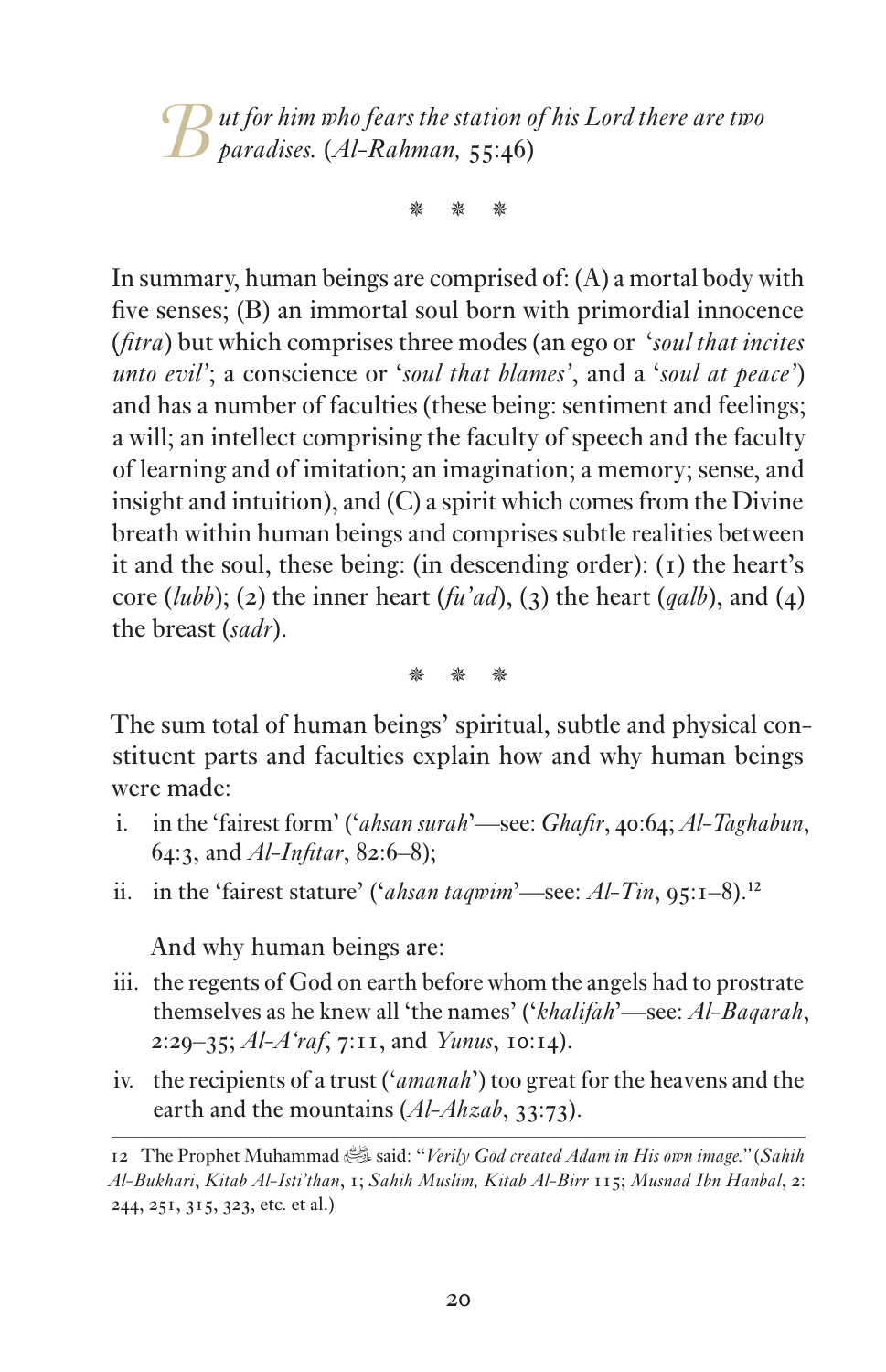*But for him who fears the station of his Lord there are two paradises.* (*Al-Rahman,* 55:46)

❋ ❋ ❋

In summary, human beings are comprised of: (A) a mortal body with five senses; (B) an immortal soul born with primordial innocence (*fitra*) but which comprises three modes (an ego or '*soul that incites unto evil*'; a conscience or '*soul that blames*', and a '*soul at peace*') and has a number of faculties (these being: sentiment and feelings; a will; an intellect comprising the faculty of speech and the faculty of learning and of imitation; an imagination; a memory; sense, and insight and intuition), and (C) a spirit which comes from the Divine breath within human beings and comprises subtle realities between it and the soul, these being: (in descending order): (1) the heart's core (*lubb*); (2) the inner heart (*fu'ad*), (3) the heart (*qalb*), and (4) the breast (*sadr*).

❋ ❋ ❋

The sum total of human beings' spiritual, subtle and physical constituent parts and faculties explain how and why human beings were made:

i. in the 'fairest form' ('*ahsan surah*'—see: *Ghafir*, 40:64; *Al-Taghabun*, 64:3, and *Al-Infitar*, 82:6–8);

ii. in the 'fairest stature' ('*ahsan taqwim*'—see: *Al-Tin*, 95:1–8).[12]

And why human beings are:

iii. the regents of God on earth before whom the angels had to prostrate themselves as he knew all 'the names' ('*khalifah*'—see: *Al-Baqarah*, 2:29–35; *Al-A'raf*, 7:11, and *Yunus*, 10:14).

iv. the recipients of a trust ('*amanah*') too great for the heavens and the earth and the mountains (*Al-Ahzab*, 33:73).

---

12 The Prophet Muhammad ﷺ said: "*Verily God created Adam in His own image.*" (*Sahih Al-Bukhari*, *Kitab Al-Isti'than*, 1; *Sahih Muslim, Kitab Al-Birr* 115; *Musnad Ibn Hanbal*, 2: 244, 251, 315, 323, etc. et al.)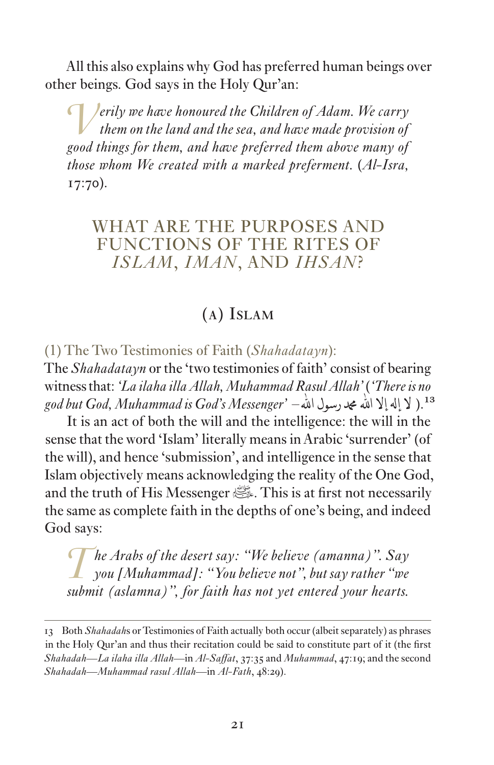All this also explains why God has preferred human beings over other beings. God says in the Holy Qur'an:

> *Verily we have honoured the Children of Adam. We carry them on the land and the sea, and have made provision of good things for them, and have preferred them above many of those whom We created with a marked preferment.* (*Al-Isra*, 17:70).

## WHAT ARE THE PURPOSES AND FUNCTIONS OF THE RITES OF *ISLAM*, *IMAN*, AND *IHSAN*?

### (A) Islam

#### (1) The Two Testimonies of Faith (*Shahadatayn*):

The *Shahadatayn* or the 'two testimonies of faith' consist of bearing witness that: *'La ilaha illa Allah, Muhammad Rasul Allah'* (*'There is no god but God, Muhammad is God's Messenger'* – لا إله إلا الله محمد رسول الله ).[13]

It is an act of both the will and the intelligence: the will in the sense that the word 'Islam' literally means in Arabic 'surrender' (of the will), and hence 'submission', and intelligence in the sense that Islam objectively means acknowledging the reality of the One God, and the truth of His Messenger ﷺ. This is at first not necessarily the same as complete faith in the depths of one's being, and indeed God says:

> *The Arabs of the desert say: "We believe (amanna)". Say you [Muhammad]: "You believe not", but say rather "we submit (aslamna)", for faith has not yet entered your hearts.*

---

13 Both *Shahadah*s or Testimonies of Faith actually both occur (albeit separately) as phrases in the Holy Qur'an and thus their recitation could be said to constitute part of it (the first *Shahadah*—*La ilaha illa Allah*—in *Al-Saffat*, 37:35 and *Muhammad*, 47:19; and the second *Shahadah*—*Muhammad rasul Allah*—in *Al-Fath*, 48:29).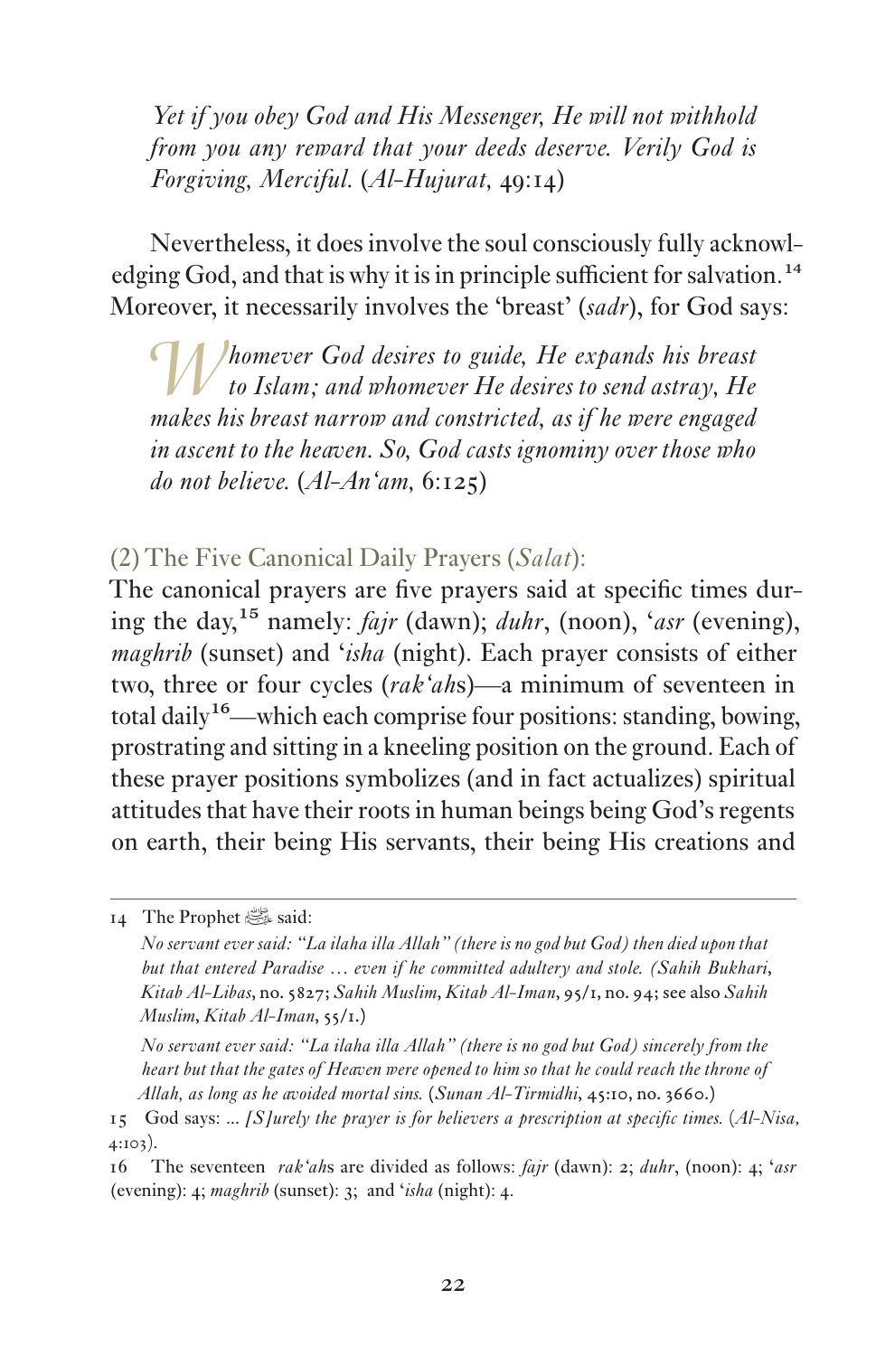*Yet if you obey God and His Messenger, He will not withhold from you any reward that your deeds deserve. Verily God is Forgiving, Merciful.* (*Al-Hujurat*, 49:14)

Nevertheless, it does involve the soul consciously fully acknowledging God, and that is why it is in principle sufficient for salvation.[14] Moreover, it necessarily involves the 'breast' (*sadr*), for God says:

*Whomever God desires to guide, He expands his breast to Islam; and whomever He desires to send astray, He makes his breast narrow and constricted, as if he were engaged in ascent to the heaven. So, God casts ignominy over those who do not believe.* (*Al-An'am*, 6:125)

### (2) The Five Canonical Daily Prayers (*Salat*):

The canonical prayers are five prayers said at specific times during the day,[15] namely: *fajr* (dawn); *duhr*, (noon), '*asr* (evening), *maghrib* (sunset) and '*isha* (night). Each prayer consists of either two, three or four cycles (*rak'ah*s)—a minimum of seventeen in total daily[16]—which each comprise four positions: standing, bowing, prostrating and sitting in a kneeling position on the ground. Each of these prayer positions symbolizes (and in fact actualizes) spiritual attitudes that have their roots in human beings being God's regents on earth, their being His servants, their being His creations and

---

14 The Prophet ﷺ said:

*No servant ever said: "La ilaha illa Allah" (there is no god but God) then died upon that but that entered Paradise … even if he committed adultery and stole. (Sahih Bukhari, Kitab Al-Libas*, no. 5827; *Sahih Muslim*, *Kitab Al-Iman*, 95/1, no. 94; see also *Sahih Muslim*, *Kitab Al-Iman*, 55/1.)

*No servant ever said: "La ilaha illa Allah" (there is no god but God) sincerely from the heart but that the gates of Heaven were opened to him so that he could reach the throne of Allah, as long as he avoided mortal sins.* (*Sunan Al-Tirmidhi*, 45:10, no. 3660.)

15 God says: … *[S]urely the prayer is for believers a prescription at specific times.* (*Al-Nisa*, 4:103).

16 The seventeen *rak'ah*s are divided as follows: *fajr* (dawn): 2; *duhr*, (noon): 4; '*asr* (evening): 4; *maghrib* (sunset): 3; and '*isha* (night): 4.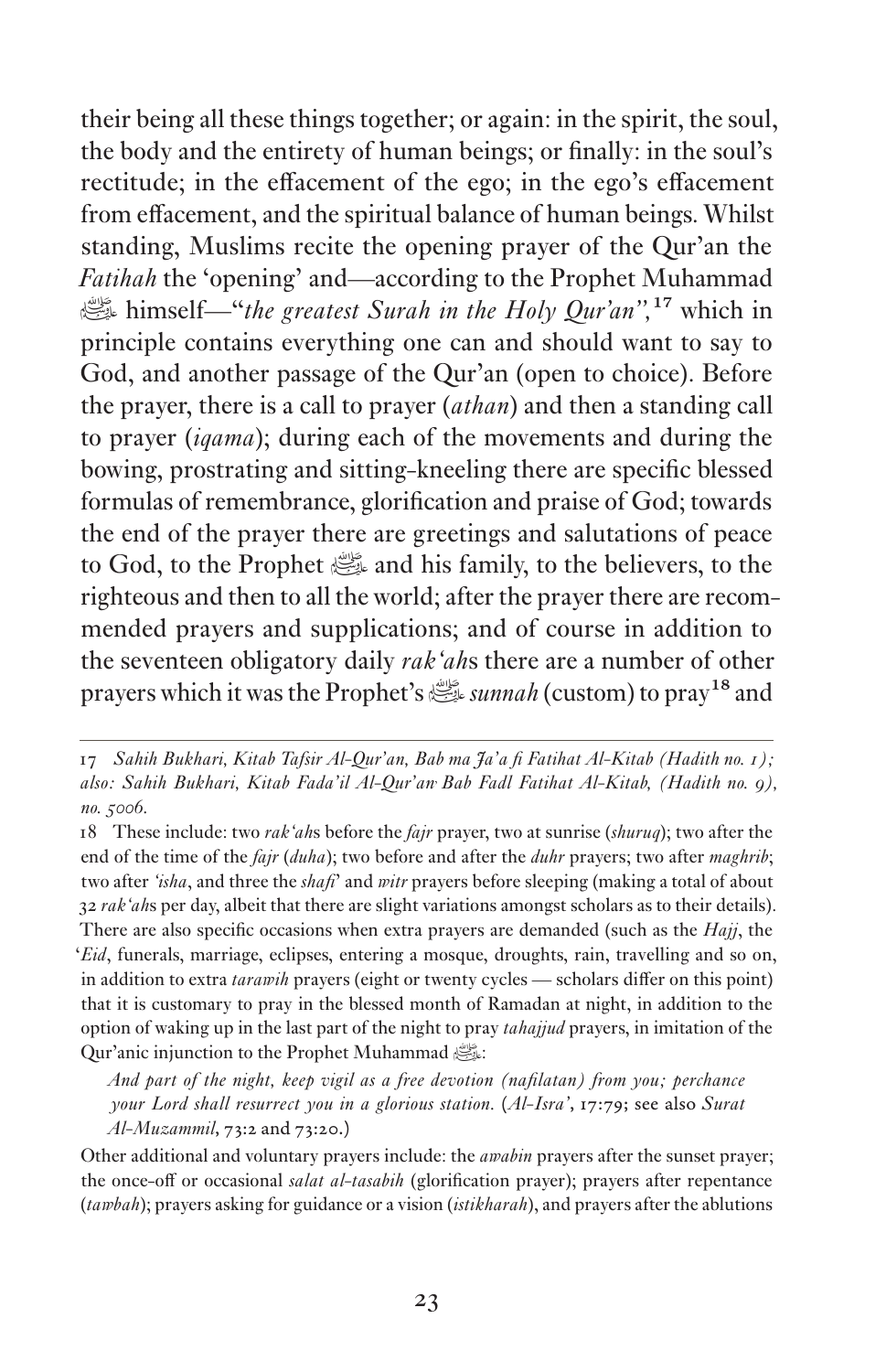their being all these things together; or again: in the spirit, the soul, the body and the entirety of human beings; or finally: in the soul's rectitude; in the effacement of the ego; in the ego's effacement from effacement, and the spiritual balance of human beings. Whilst standing, Muslims recite the opening prayer of the Qur'an the *Fatihah* the 'opening' and—according to the Prophet Muhammad ﷺ himself—"*the greatest Surah in the Holy Qur'an*",[17] which in principle contains everything one can and should want to say to God, and another passage of the Qur'an (open to choice). Before the prayer, there is a call to prayer (*athan*) and then a standing call to prayer (*iqama*); during each of the movements and during the bowing, prostrating and sitting-kneeling there are specific blessed formulas of remembrance, glorification and praise of God; towards the end of the prayer there are greetings and salutations of peace to God, to the Prophet ﷺ and his family, to the believers, to the righteous and then to all the world; after the prayer there are recommended prayers and supplications; and of course in addition to the seventeen obligatory daily *rak'ah*s there are a number of other prayers which it was the Prophet's ﷺ *sunnah* (custom) to pray[18] and

---

17 *Sahih Bukhari, Kitab Tafsir Al-Qur'an, Bab ma Ja'a fi Fatihat Al-Kitab (Hadith no. 1); also: Sahih Bukhari, Kitab Fada'il Al-Qur'an Bab Fadl Fatihat Al-Kitab, (Hadith no. 9), no. 5006.*

18 These include: two *rak'ah*s before the *fajr* prayer, two at sunrise (*shuruq*); two after the end of the time of the *fajr* (*duha*); two before and after the *duhr* prayers; two after *maghrib*; two after *'isha*, and three the *shafi'* and *witr* prayers before sleeping (making a total of about 32 *rak'ah*s per day, albeit that there are slight variations amongst scholars as to their details). There are also specific occasions when extra prayers are demanded (such as the *Hajj*, the *'Eid*, funerals, marriage, eclipses, entering a mosque, droughts, rain, travelling and so on, in addition to extra *tarawih* prayers (eight or twenty cycles — scholars differ on this point) that it is customary to pray in the blessed month of Ramadan at night, in addition to the option of waking up in the last part of the night to pray *tahajjud* prayers, in imitation of the Qur'anic injunction to the Prophet Muhammad ﷺ:

> *And part of the night, keep vigil as a free devotion (nafilatan) from you; perchance your Lord shall resurrect you in a glorious station.* (*Al-Isra'*, 17:79; see also *Surat Al-Muzammil*, 73:2 and 73:20.)

Other additional and voluntary prayers include: the *awabin* prayers after the sunset prayer; the once-off or occasional *salat al-tasabih* (glorification prayer); prayers after repentance (*tawbah*); prayers asking for guidance or a vision (*istikharah*), and prayers after the ablutions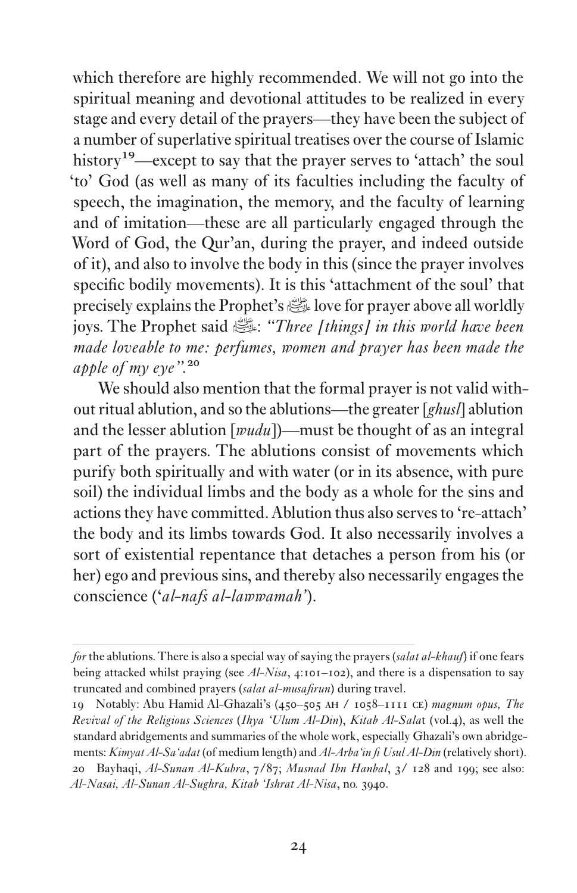which therefore are highly recommended. We will not go into the spiritual meaning and devotional attitudes to be realized in every stage and every detail of the prayers—they have been the subject of a number of superlative spiritual treatises over the course of Islamic history[19]—except to say that the prayer serves to 'attach' the soul 'to' God (as well as many of its faculties including the faculty of speech, the imagination, the memory, and the faculty of learning and of imitation—these are all particularly engaged through the Word of God, the Qur'an, during the prayer, and indeed outside of it), and also to involve the body in this (since the prayer involves specific bodily movements). It is this 'attachment of the soul' that precisely explains the Prophet's ﷺ love for prayer above all worldly joys. The Prophet said ﷺ: *"Three [things] in this world have been made loveable to me: perfumes, women and prayer has been made the apple of my eye".*[20]

We should also mention that the formal prayer is not valid without ritual ablution, and so the ablutions—the greater [*ghusl*] ablution and the lesser ablution [*wudu*])—must be thought of as an integral part of the prayers. The ablutions consist of movements which purify both spiritually and with water (or in its absence, with pure soil) the individual limbs and the body as a whole for the sins and actions they have committed. Ablution thus also serves to 're-attach' the body and its limbs towards God. It also necessarily involves a sort of existential repentance that detaches a person from his (or her) ego and previous sins, and thereby also necessarily engages the conscience ('*al-nafs al-lawwamah*').

---

*for* the ablutions. There is also a special way of saying the prayers (*salat al-khauf*) if one fears being attacked whilst praying (see *Al-Nisa*, 4:101–102), and there is a dispensation to say truncated and combined prayers (*salat al-musafirun*) during travel.

19 Notably: Abu Hamid Al-Ghazali's (450–505 AH / 1058–1111 CE) *magnum opus, The Revival of the Religious Sciences* (*Ihya 'Ulum Al-Din*), *Kitab Al-Sala*t (vol.4), as well the standard abridgements and summaries of the whole work, especially Ghazali's own abridgements: *Kimyat Al-Sa'adat* (of medium length) and *Al-Arba'in fi Usul Al-Din* (relatively short).

20 Bayhaqi, *Al-Sunan Al-Kubra*, 7/87; *Musnad Ibn Hanbal*, 3/ 128 and 199; see also: *Al-Nasai, Al-Sunan Al-Sughra, Kitab 'Ishrat Al-Nisa*, no. 3940.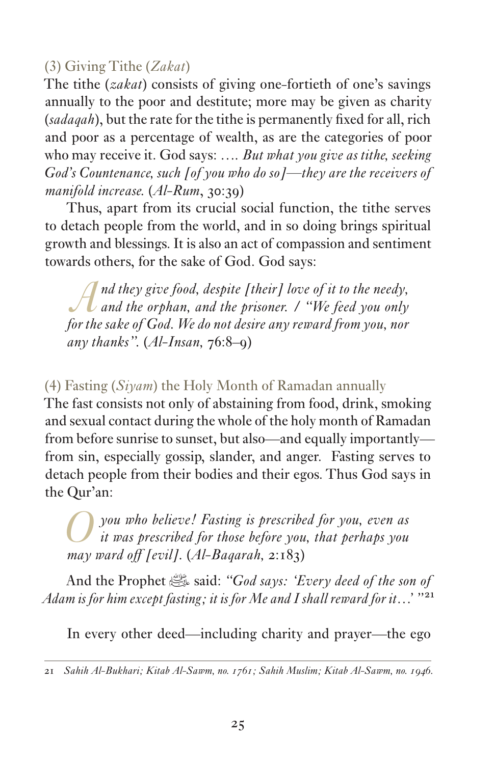### (3) Giving Tithe (*Zakat*)

The tithe (*zakat*) consists of giving one-fortieth of one's savings annually to the poor and destitute; more may be given as charity (*sadaqah*), but the rate for the tithe is permanently fixed for all, rich and poor as a percentage of wealth, as are the categories of poor who may receive it. God says: …. *But what you give as tithe, seeking God's Countenance, such [of you who do so]—they are the receivers of manifold increase.* (*Al-Rum*, 30:39)

Thus, apart from its crucial social function, the tithe serves to detach people from the world, and in so doing brings spiritual growth and blessings. It is also an act of compassion and sentiment towards others, for the sake of God. God says:

> *And they give food, despite [their] love of it to the needy, and the orphan, and the prisoner. / "We feed you only for the sake of God. We do not desire any reward from you, nor any thanks".* (*Al-Insan,* 76:8–9)

### (4) Fasting (*Siyam*) the Holy Month of Ramadan annually

The fast consists not only of abstaining from food, drink, smoking and sexual contact during the whole of the holy month of Ramadan from before sunrise to sunset, but also—and equally importantly—from sin, especially gossip, slander, and anger. Fasting serves to detach people from their bodies and their egos. Thus God says in the Qur'an:

> *O you who believe! Fasting is prescribed for you, even as it was prescribed for those before you, that perhaps you may ward off [evil].* (*Al-Baqarah,* 2:183)

And the Prophet ﷺ said: *"God says: 'Every deed of the son of Adam is for him except fasting; it is for Me and I shall reward for it…' "*[21]

In every other deed—including charity and prayer—the ego

---

21 *Sahih Al-Bukhari; Kitab Al-Sawm, no. 1761; Sahih Muslim; Kitab Al-Sawm, no. 1946.*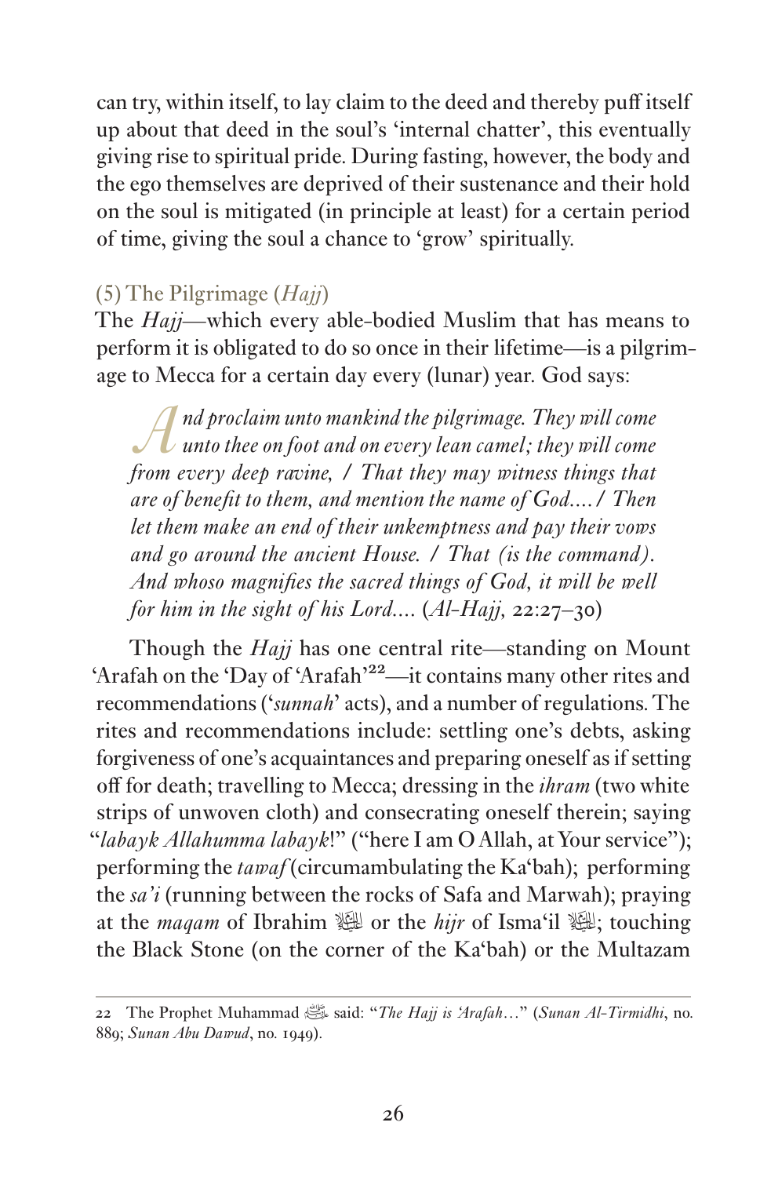can try, within itself, to lay claim to the deed and thereby puff itself up about that deed in the soul's 'internal chatter', this eventually giving rise to spiritual pride. During fasting, however, the body and the ego themselves are deprived of their sustenance and their hold on the soul is mitigated (in principle at least) for a certain period of time, giving the soul a chance to 'grow' spiritually.

### (5) The Pilgrimage (*Hajj*)

The *Hajj*—which every able-bodied Muslim that has means to perform it is obligated to do so once in their lifetime—is a pilgrimage to Mecca for a certain day every (lunar) year. God says:

> *And proclaim unto mankind the pilgrimage. They will come unto thee on foot and on every lean camel; they will come from every deep ravine, / That they may witness things that are of benefit to them, and mention the name of God.... / Then let them make an end of their unkemptness and pay their vows and go around the ancient House. / That (is the command). And whoso magnifies the sacred things of God, it will be well for him in the sight of his Lord....* (*Al-Hajj*, 22:27–30)

Though the *Hajj* has one central rite—standing on Mount 'Arafah on the 'Day of 'Arafah'[22]—it contains many other rites and recommendations ('*sunnah*' acts), and a number of regulations. The rites and recommendations include: settling one's debts, asking forgiveness of one's acquaintances and preparing oneself as if setting off for death; travelling to Mecca; dressing in the *ihram* (two white strips of unwoven cloth) and consecrating oneself therein; saying "*labayk Allahumma labayk*!" ("here I am O Allah, at Your service"); performing the *tawaf* (circumambulating the Ka'bah); performing the *sa'i* (running between the rocks of Safa and Marwah); praying at the *maqam* of Ibrahim ﷺ or the *hijr* of Isma'il ﷺ; touching the Black Stone (on the corner of the Ka'bah) or the Multazam

---

22 The Prophet Muhammad ﷺ said: "*The Hajj is 'Arafah*…" (*Sunan Al-Tirmidhi*, no. 889; *Sunan Abu Dawud*, no. 1949).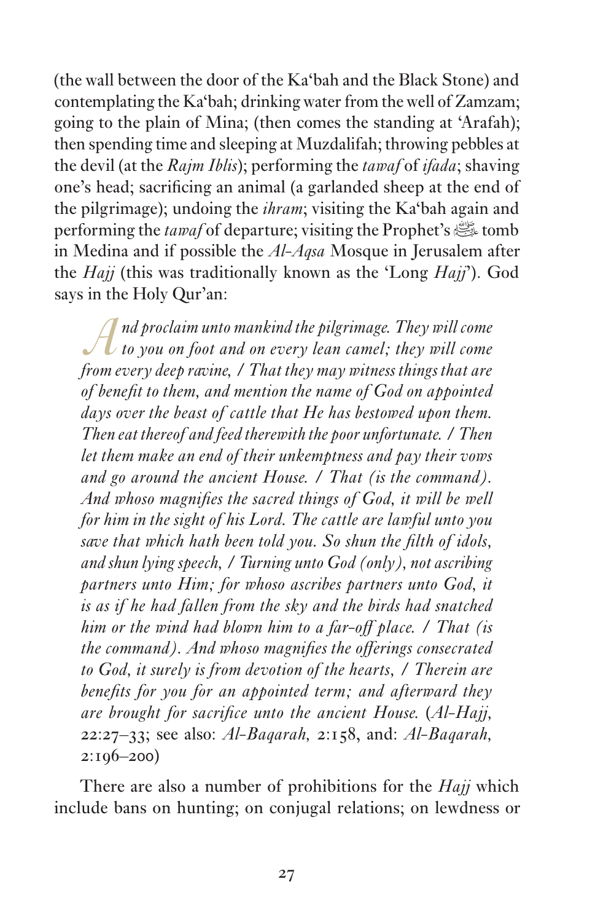(the wall between the door of the Ka'bah and the Black Stone) and contemplating the Ka'bah; drinking water from the well of Zamzam; going to the plain of Mina; (then comes the standing at 'Arafah); then spending time and sleeping at Muzdalifah; throwing pebbles at the devil (at the *Rajm Iblis*); performing the *tawaf* of *ifada*; shaving one's head; sacrificing an animal (a garlanded sheep at the end of the pilgrimage); undoing the *ihram*; visiting the Ka'bah again and performing the *tawaf* of departure; visiting the Prophet's ﷺ tomb in Medina and if possible the *Al-Aqsa* Mosque in Jerusalem after the *Hajj* (this was traditionally known as the 'Long *Hajj*'). God says in the Holy Qur'an:

> *And proclaim unto mankind the pilgrimage. They will come to you on foot and on every lean camel; they will come from every deep ravine, / That they may witness things that are of benefit to them, and mention the name of God on appointed days over the beast of cattle that He has bestowed upon them. Then eat thereof and feed therewith the poor unfortunate. / Then let them make an end of their unkemptness and pay their vows and go around the ancient House. / That (is the command). And whoso magnifies the sacred things of God, it will be well for him in the sight of his Lord. The cattle are lawful unto you save that which hath been told you. So shun the filth of idols, and shun lying speech, / Turning unto God (only), not ascribing partners unto Him; for whoso ascribes partners unto God, it is as if he had fallen from the sky and the birds had snatched him or the wind had blown him to a far-off place. / That (is the command). And whoso magnifies the offerings consecrated to God, it surely is from devotion of the hearts, / Therein are benefits for you for an appointed term; and afterward they are brought for sacrifice unto the ancient House.* (*Al-Hajj*, 22:27–33; see also: *Al-Baqarah*, 2:158, and: *Al-Baqarah*, 2:196–200)

There are also a number of prohibitions for the *Hajj* which include bans on hunting; on conjugal relations; on lewdness or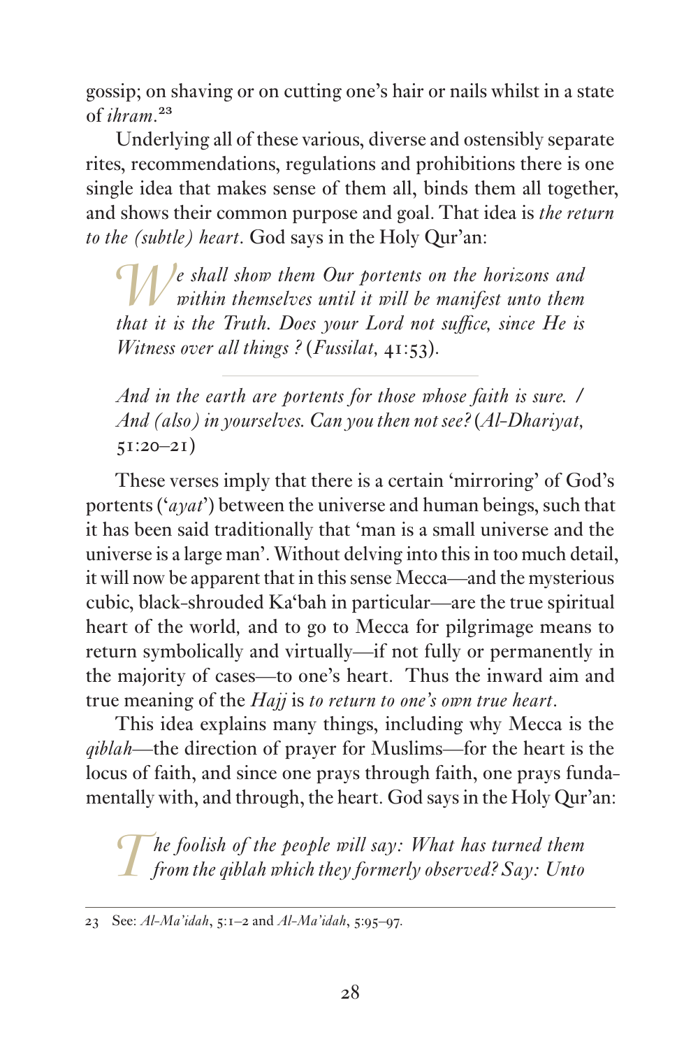gossip; on shaving or on cutting one's hair or nails whilst in a state of *ihram*.[23]

Underlying all of these various, diverse and ostensibly separate rites, recommendations, regulations and prohibitions there is one single idea that makes sense of them all, binds them all together, and shows their common purpose and goal. That idea is *the return to the (subtle) heart*. God says in the Holy Qur'an:

> *We shall show them Our portents on the horizons and within themselves until it will be manifest unto them that it is the Truth. Does your Lord not suffice, since He is Witness over all things ?* (*Fussilat*, 41:53).

> *And in the earth are portents for those whose faith is sure. / And (also) in yourselves. Can you then not see?* (*Al-Dhariyat*, 51:20–21)

These verses imply that there is a certain 'mirroring' of God's portents ('*ayat*') between the universe and human beings, such that it has been said traditionally that 'man is a small universe and the universe is a large man'. Without delving into this in too much detail, it will now be apparent that in this sense Mecca—and the mysterious cubic, black-shrouded Ka'bah in particular—are the true spiritual heart of the world, and to go to Mecca for pilgrimage means to return symbolically and virtually—if not fully or permanently in the majority of cases—to one's heart. Thus the inward aim and true meaning of the *Hajj* is *to return to one's own true heart*.

This idea explains many things, including why Mecca is the *qiblah*—the direction of prayer for Muslims—for the heart is the locus of faith, and since one prays through faith, one prays fundamentally with, and through, the heart. God says in the Holy Qur'an:

> *The foolish of the people will say: What has turned them from the qiblah which they formerly observed? Say: Unto*

---

23 See: *Al-Ma'idah*, 5:1–2 and *Al-Ma'idah*, 5:95–97.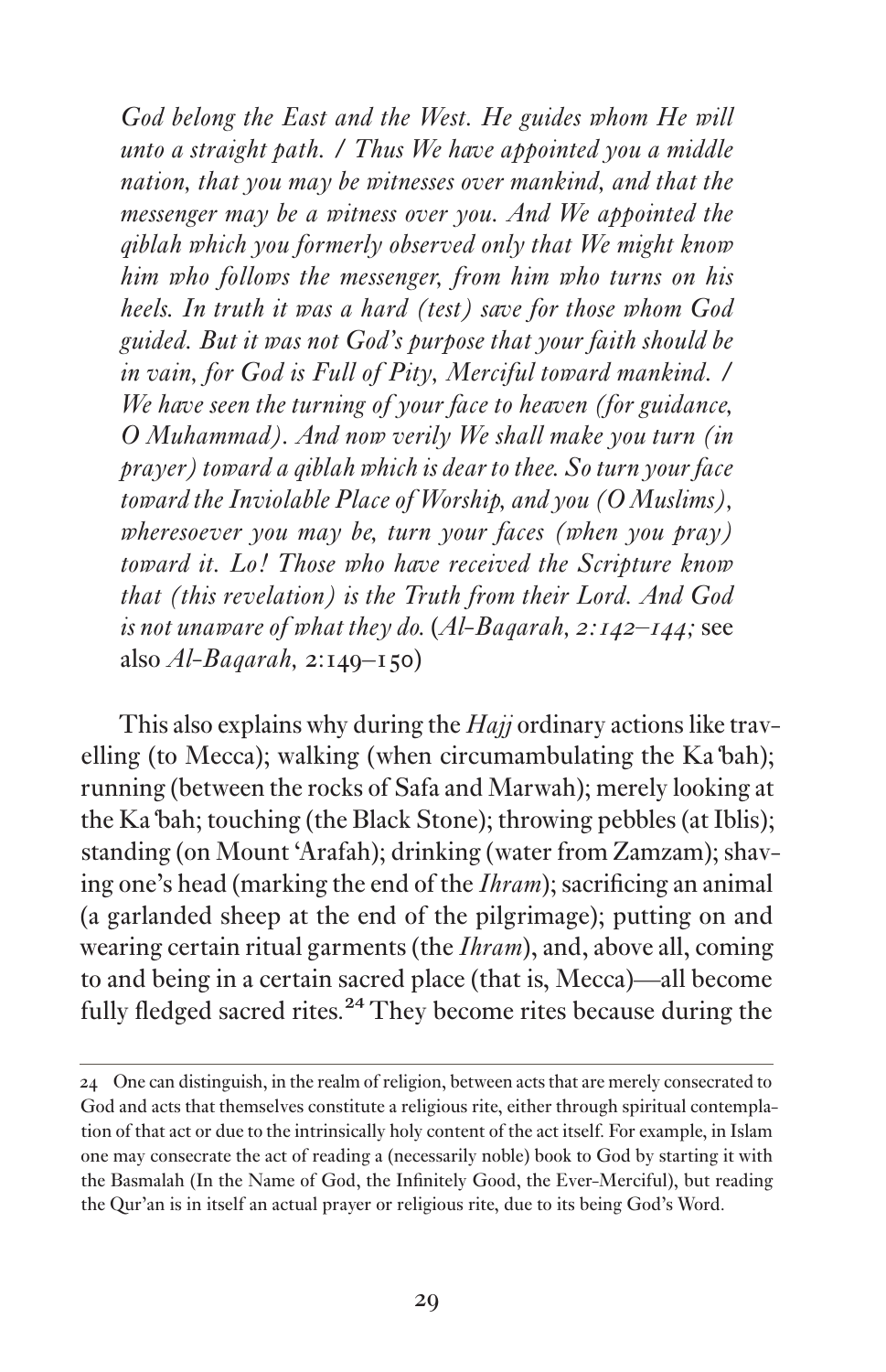*God belong the East and the West. He guides whom He will unto a straight path. / Thus We have appointed you a middle nation, that you may be witnesses over mankind, and that the messenger may be a witness over you. And We appointed the qiblah which you formerly observed only that We might know him who follows the messenger, from him who turns on his heels. In truth it was a hard (test) save for those whom God guided. But it was not God's purpose that your faith should be in vain, for God is Full of Pity, Merciful toward mankind. / We have seen the turning of your face to heaven (for guidance, O Muhammad). And now verily We shall make you turn (in prayer) toward a qiblah which is dear to thee. So turn your face toward the Inviolable Place of Worship, and you (O Muslims), wheresoever you may be, turn your faces (when you pray) toward it. Lo! Those who have received the Scripture know that (this revelation) is the Truth from their Lord. And God is not unaware of what they do.* (*Al-Baqarah, 2:142–144;* see also *Al-Baqarah,* 2:149–150)

This also explains why during the *Hajj* ordinary actions like travelling (to Mecca); walking (when circumambulating the Ka'bah); running (between the rocks of Safa and Marwah); merely looking at the Ka'bah; touching (the Black Stone); throwing pebbles (at Iblis); standing (on Mount 'Arafah); drinking (water from Zamzam); shaving one's head (marking the end of the *Ihram*); sacrificing an animal (a garlanded sheep at the end of the pilgrimage); putting on and wearing certain ritual garments (the *Ihram*), and, above all, coming to and being in a certain sacred place (that is, Mecca)—all become fully fledged sacred rites.[24] They become rites because during the

---

24 One can distinguish, in the realm of religion, between acts that are merely consecrated to God and acts that themselves constitute a religious rite, either through spiritual contemplation of that act or due to the intrinsically holy content of the act itself. For example, in Islam one may consecrate the act of reading a (necessarily noble) book to God by starting it with the Basmalah (In the Name of God, the Infinitely Good, the Ever-Merciful), but reading the Qur'an is in itself an actual prayer or religious rite, due to its being God's Word.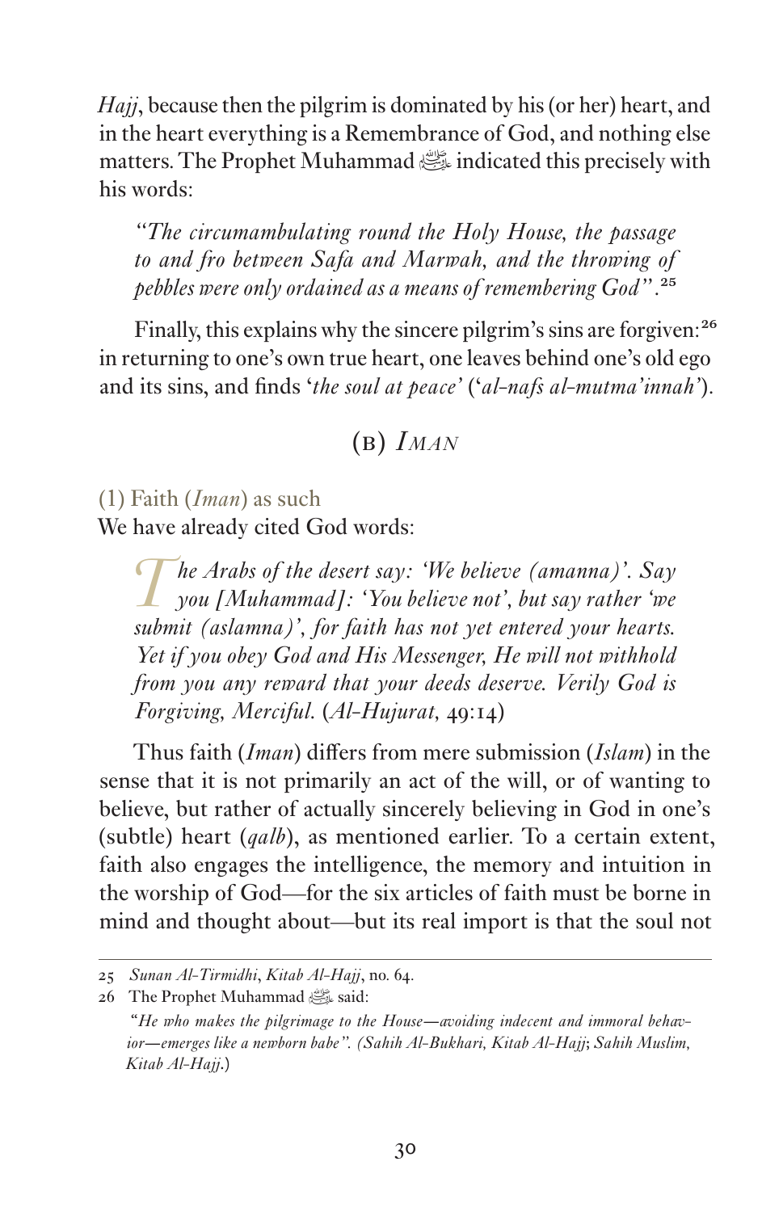*Hajj*, because then the pilgrim is dominated by his (or her) heart, and in the heart everything is a Remembrance of God, and nothing else matters. The Prophet Muhammad ﷺ indicated this precisely with his words:

> *"The circumambulating round the Holy House, the passage to and fro between Safa and Marwah, and the throwing of pebbles were only ordained as a means of remembering God".*[25]

Finally, this explains why the sincere pilgrim's sins are forgiven:[26] in returning to one's own true heart, one leaves behind one's old ego and its sins, and finds '*the soul at peace*' ('*al-nafs al-mutma'innah*').

## (B) *Iman*

### (1) Faith (*Iman*) as such

We have already cited God words:

> *The Arabs of the desert say: 'We believe (amanna)'. Say you [Muhammad]: 'You believe not', but say rather 'we submit (aslamna)', for faith has not yet entered your hearts. Yet if you obey God and His Messenger, He will not withhold from you any reward that your deeds deserve. Verily God is Forgiving, Merciful.* (*Al-Hujurat*, 49:14)

Thus faith (*Iman*) differs from mere submission (*Islam*) in the sense that it is not primarily an act of the will, or of wanting to believe, but rather of actually sincerely believing in God in one's (subtle) heart (*qalb*), as mentioned earlier. To a certain extent, faith also engages the intelligence, the memory and intuition in the worship of God—for the six articles of faith must be borne in mind and thought about—but its real import is that the soul not

---

25 *Sunan Al-Tirmidhi*, *Kitab Al-Hajj*, no. 64.

26 The Prophet Muhammad ﷺ said:
*"He who makes the pilgrimage to the House—avoiding indecent and immoral behavior—emerges like a newborn babe". (Sahih Al-Bukhari, Kitab Al-Hajj; Sahih Muslim, Kitab Al-Hajj.)*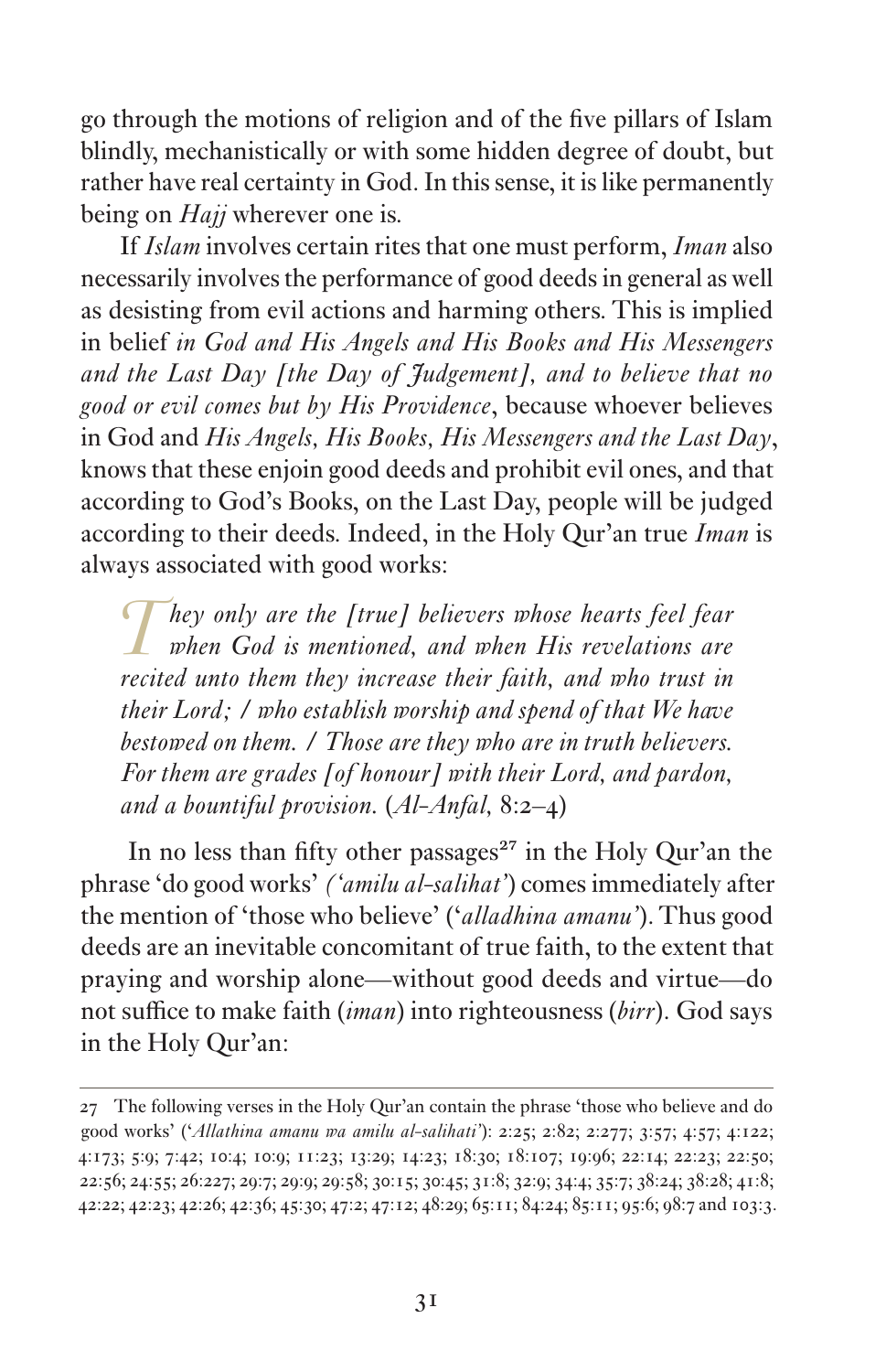go through the motions of religion and of the five pillars of Islam blindly, mechanistically or with some hidden degree of doubt, but rather have real certainty in God. In this sense, it is like permanently being on *Hajj* wherever one is.

If *Islam* involves certain rites that one must perform, *Iman* also necessarily involves the performance of good deeds in general as well as desisting from evil actions and harming others. This is implied in belief *in God and His Angels and His Books and His Messengers and the Last Day [the Day of Judgement], and to believe that no good or evil comes but by His Providence*, because whoever believes in God and *His Angels, His Books, His Messengers and the Last Day*, knows that these enjoin good deeds and prohibit evil ones, and that according to God's Books, on the Last Day, people will be judged according to their deeds. Indeed, in the Holy Qur'an true *Iman* is always associated with good works:

> *They only are the [true] believers whose hearts feel fear when God is mentioned, and when His revelations are recited unto them they increase their faith, and who trust in their Lord; / who establish worship and spend of that We have bestowed on them. / Those are they who are in truth believers. For them are grades [of honour] with their Lord, and pardon, and a bountiful provision.* (*Al-Anfal,* 8:2–4)

In no less than fifty other passages[27] in the Holy Qur'an the phrase 'do good works' *('amilu al-salihat')* comes immediately after the mention of 'those who believe' ('*alladhina amanu'*). Thus good deeds are an inevitable concomitant of true faith, to the extent that praying and worship alone—without good deeds and virtue—do not suffice to make faith (*iman*) into righteousness (*birr*). God says in the Holy Qur'an:

---

27 The following verses in the Holy Qur'an contain the phrase 'those who believe and do good works' ('*Allathina amanu wa amilu al-salihati*'): 2:25; 2:82; 2:277; 3:57; 4:57; 4:122; 4:173; 5:9; 7:42; 10:4; 10:9; 11:23; 13:29; 14:23; 18:30; 18:107; 19:96; 22:14; 22:23; 22:50; 22:56; 24:55; 26:227; 29:7; 29:9; 29:58; 30:15; 30:45; 31:8; 32:9; 34:4; 35:7; 38:24; 38:28; 41:8; 42:22; 42:23; 42:26; 42:36; 45:30; 47:2; 47:12; 48:29; 65:11; 84:24; 85:11; 95:6; 98:7 and 103:3.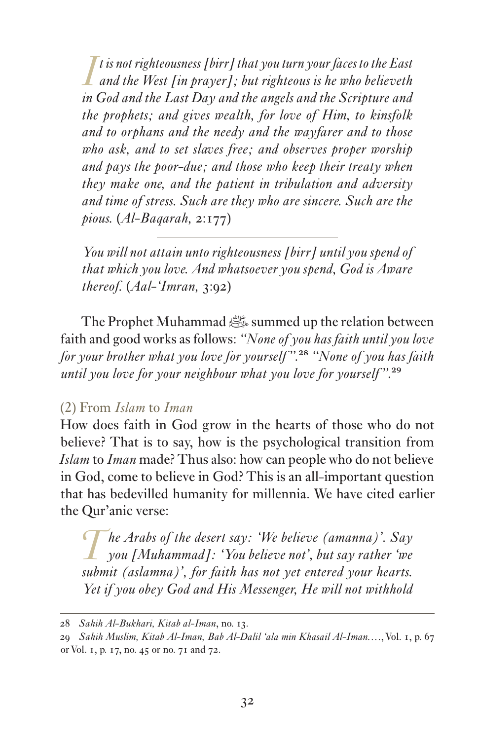*It is not righteousness [birr] that you turn your faces to the East and the West [in prayer]; but righteous is he who believeth in God and the Last Day and the angels and the Scripture and the prophets; and gives wealth, for love of Him, to kinsfolk and to orphans and the needy and the wayfarer and to those who ask, and to set slaves free; and observes proper worship and pays the poor-due; and those who keep their treaty when they make one, and the patient in tribulation and adversity and time of stress. Such are they who are sincere. Such are the pious.* (*Al-Baqarah*, 2:177)

---

*You will not attain unto righteousness [birr] until you spend of that which you love. And whatsoever you spend, God is Aware thereof.* (*Aal-'Imran*, 3:92)

The Prophet Muhammad ﷺ summed up the relation between faith and good works as follows: *"None of you has faith until you love for your brother what you love for yourself"*.[28] *"None of you has faith until you love for your neighbour what you love for yourself"*.[29]

### (2) From *Islam* to *Iman*

How does faith in God grow in the hearts of those who do not believe? That is to say, how is the psychological transition from *Islam* to *Iman* made? Thus also: how can people who do not believe in God, come to believe in God? This is an all-important question that has bedevilled humanity for millennia. We have cited earlier the Qur'anic verse:

*The Arabs of the desert say: 'We believe (amanna)'. Say you [Muhammad]: 'You believe not', but say rather 'we submit (aslamna)', for faith has not yet entered your hearts. Yet if you obey God and His Messenger, He will not withhold*

---

28 *Sahih Al-Bukhari, Kitab al-Iman*, no. 13.

29 *Sahih Muslim, Kitab Al-Iman, Bab Al-Dalil 'ala min Khasail Al-Iman....*, Vol. 1, p. 67 or Vol. 1, p. 17, no. 45 or no. 71 and 72.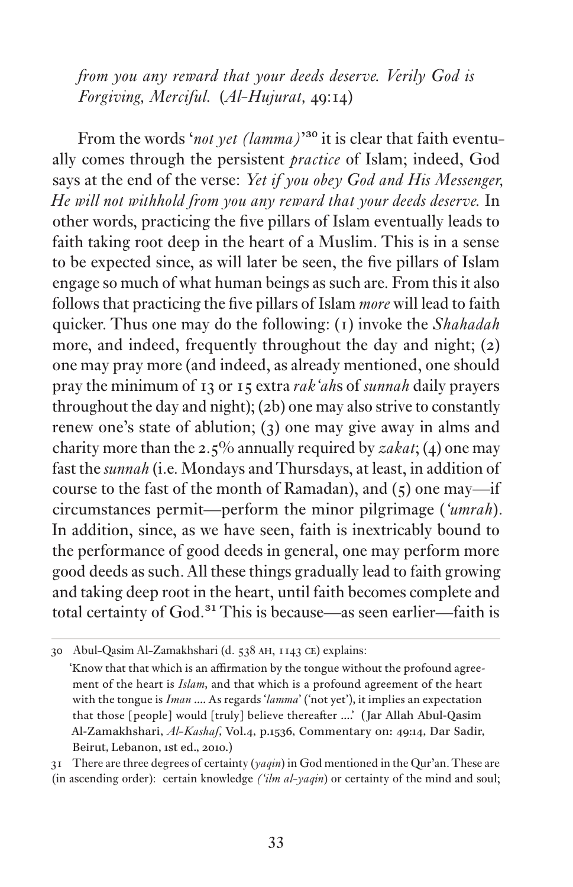*from you any reward that your deeds deserve. Verily God is Forgiving, Merciful.* (*Al-Hujurat,* 49:14)

From the words '*not yet (lamma)*'[30] it is clear that faith eventually comes through the persistent *practice* of Islam; indeed, God says at the end of the verse: *Yet if you obey God and His Messenger, He will not withhold from you any reward that your deeds deserve.* In other words, practicing the five pillars of Islam eventually leads to faith taking root deep in the heart of a Muslim. This is in a sense to be expected since, as will later be seen, the five pillars of Islam engage so much of what human beings as such are. From this it also follows that practicing the five pillars of Islam *more* will lead to faith quicker. Thus one may do the following: (1) invoke the *Shahadah* more, and indeed, frequently throughout the day and night; (2) one may pray more (and indeed, as already mentioned, one should pray the minimum of 13 or 15 extra *rak'ah*s of *sunnah* daily prayers throughout the day and night); (2b) one may also strive to constantly renew one's state of ablution; (3) one may give away in alms and charity more than the 2.5% annually required by *zakat*; (4) one may fast the *sunnah* (i.e. Mondays and Thursdays, at least, in addition of course to the fast of the month of Ramadan), and (5) one may—if circumstances permit—perform the minor pilgrimage (*'umrah*). In addition, since, as we have seen, faith is inextricably bound to the performance of good deeds in general, one may perform more good deeds as such. All these things gradually lead to faith growing and taking deep root in the heart, until faith becomes complete and total certainty of God.[31] This is because—as seen earlier—faith is

---

30 Abul-Qasim Al-Zamakhshari (d. 538 AH, 1143 CE) explains:
'Know that that which is an affirmation by the tongue without the profound agreement of the heart is *Islam*, and that which is a profound agreement of the heart with the tongue is *Iman* .... As regards '*lamma*' ('not yet'), it implies an expectation that those [people] would [truly] believe thereafter ....' (Jar Allah Abul-Qasim Al-Zamakhshari, *Al-Kashaf*, Vol.4, p.1536, Commentary on: 49:14, Dar Sadir, Beirut, Lebanon, 1st ed., 2010.)

31 There are three degrees of certainty (*yaqin*) in God mentioned in the Qur'an. These are (in ascending order): certain knowledge *('ilm al-yaqin*) or certainty of the mind and soul;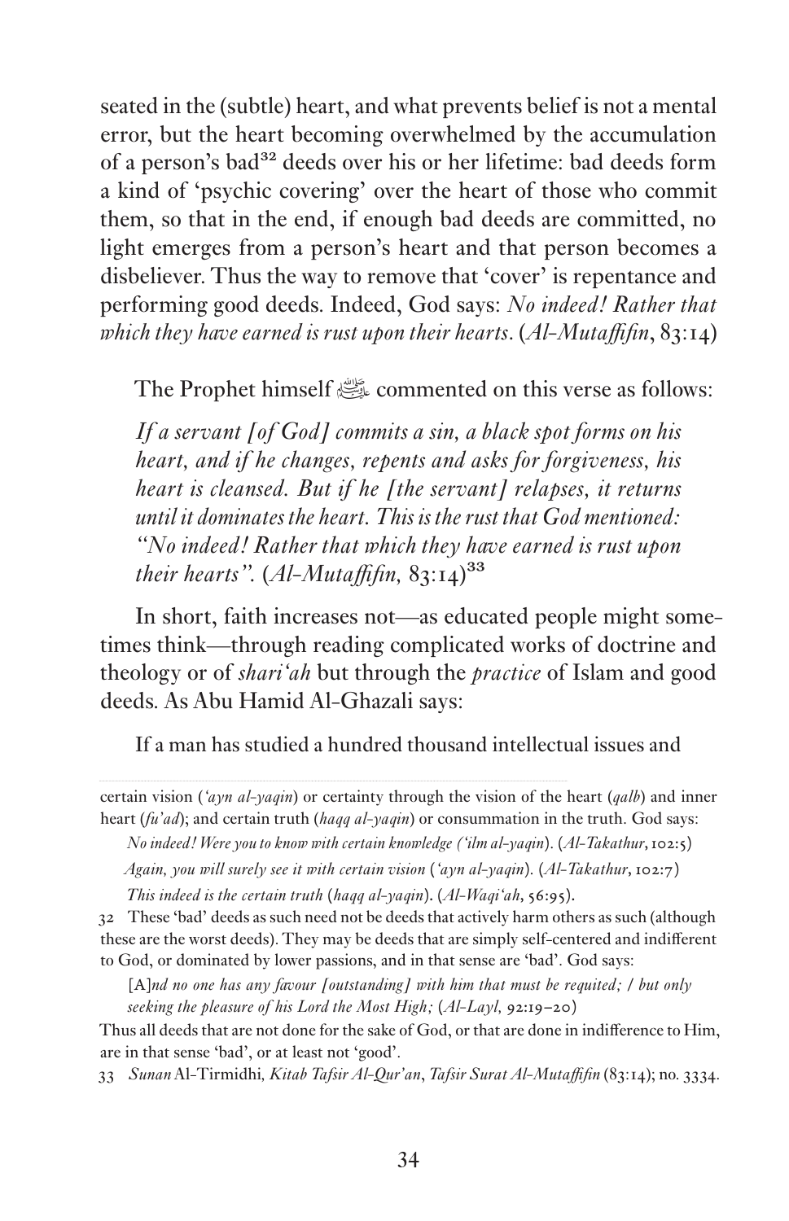seated in the (subtle) heart, and what prevents belief is not a mental error, but the heart becoming overwhelmed by the accumulation of a person's bad[32] deeds over his or her lifetime: bad deeds form a kind of 'psychic covering' over the heart of those who commit them, so that in the end, if enough bad deeds are committed, no light emerges from a person's heart and that person becomes a disbeliever. Thus the way to remove that 'cover' is repentance and performing good deeds. Indeed, God says: *No indeed! Rather that which they have earned is rust upon their hearts*. (*Al-Mutaffifin*, 83:14)

The Prophet himself ﷺ commented on this verse as follows:

> *If a servant [of God] commits a sin, a black spot forms on his heart, and if he changes, repents and asks for forgiveness, his heart is cleansed. But if he [the servant] relapses, it returns until it dominates the heart. This is the rust that God mentioned: "No indeed! Rather that which they have earned is rust upon their hearts".* (*Al-Mutaffifin,* 83:14)[33]

In short, faith increases not—as educated people might sometimes think—through reading complicated works of doctrine and theology or of *shari'ah* but through the *practice* of Islam and good deeds. As Abu Hamid Al-Ghazali says:

> If a man has studied a hundred thousand intellectual issues and

---

certain vision (*'ayn al-yaqin*) or certainty through the vision of the heart (*qalb*) and inner heart (*fu'ad*); and certain truth (*haqq al-yaqin*) or consummation in the truth. God says:

> *No indeed! Were you to know with certain knowledge ('ilm al-yaqin)*. (*Al-Takathur*, 102:5)
>
> *Again, you will surely see it with certain vision ('ayn al-yaqin)*. (*Al-Takathur*, 102:7)
>
> *This indeed is the certain truth (haqq al-yaqin)*. (*Al-Waqi'ah*, 56:95).

32 These 'bad' deeds as such need not be deeds that actively harm others as such (although these are the worst deeds). They may be deeds that are simply self-centered and indifferent to God, or dominated by lower passions, and in that sense are 'bad'. God says:

> [A]*nd no one has any favour [outstanding] with him that must be requited; / but only seeking the pleasure of his Lord the Most High;* (*Al-Layl,* 92:19–20)

Thus all deeds that are not done for the sake of God, or that are done in indifference to Him, are in that sense 'bad', or at least not 'good'.

33 *Sunan* Al-Tirmidhi, *Kitab Tafsir Al-Qur'an*, *Tafsir Surat Al-Mutaffifin* (83:14); no. 3334.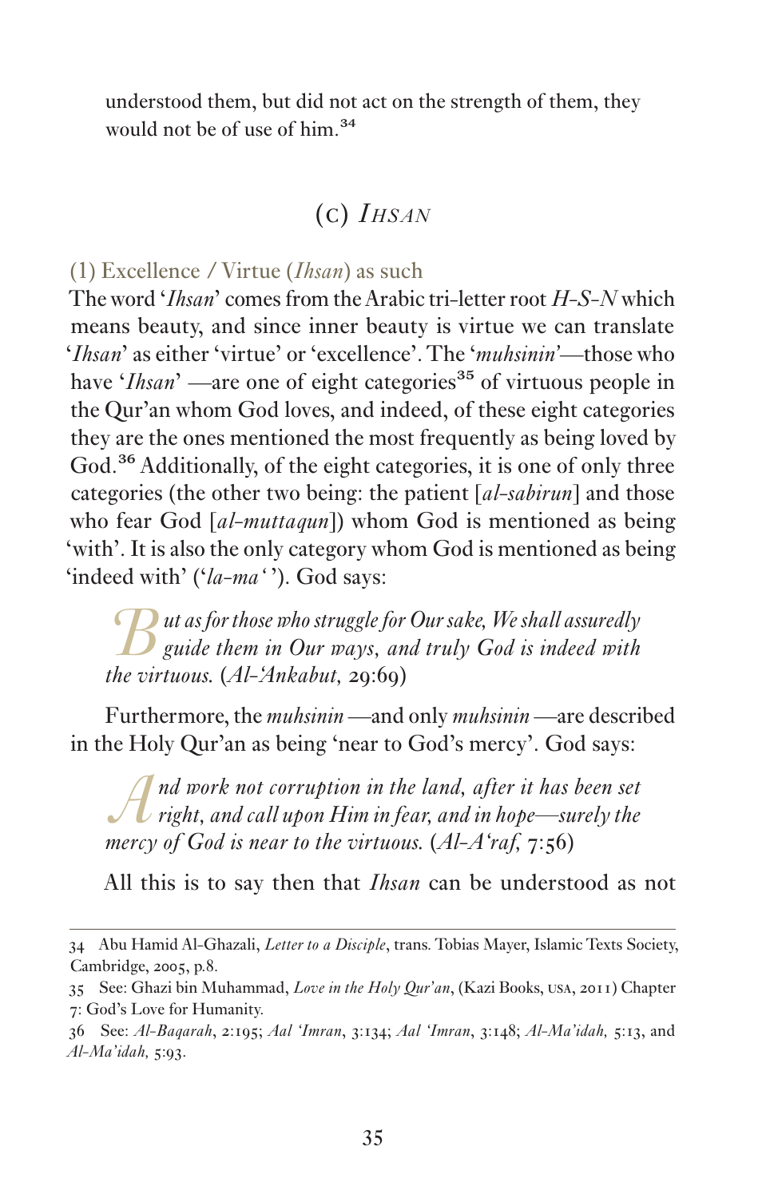understood them, but did not act on the strength of them, they would not be of use of him.[34]

## (c) *Ihsan*

### (1) Excellence / Virtue (*Ihsan*) as such

The word '*Ihsan*' comes from the Arabic tri-letter root *H-S-N* which means beauty, and since inner beauty is virtue we can translate '*Ihsan*' as either 'virtue' or 'excellence'. The '*muhsinin*'—those who have '*Ihsan*' —are one of eight categories[35] of virtuous people in the Qur'an whom God loves, and indeed, of these eight categories they are the ones mentioned the most frequently as being loved by God.[36] Additionally, of the eight categories, it is one of only three categories (the other two being: the patient [*al-sabirun*] and those who fear God [*al-muttaqun*]) whom God is mentioned as being 'with'. It is also the only category whom God is mentioned as being 'indeed with' ('*la-ma*''). God says:

> *But as for those who struggle for Our sake, We shall assuredly guide them in Our ways, and truly God is indeed with the virtuous.* (*Al-'Ankabut*, 29:69)

Furthermore, the *muhsinin* —and only *muhsinin* —are described in the Holy Qur'an as being 'near to God's mercy'. God says:

> *And work not corruption in the land, after it has been set right, and call upon Him in fear, and in hope—surely the mercy of God is near to the virtuous.* (*Al-A'raf*, 7:56)

All this is to say then that *Ihsan* can be understood as not

---

34 Abu Hamid Al-Ghazali, *Letter to a Disciple*, trans. Tobias Mayer, Islamic Texts Society, Cambridge, 2005, p.8.

35 See: Ghazi bin Muhammad, *Love in the Holy Qur'an*, (Kazi Books, USA, 2011) Chapter 7: God's Love for Humanity.

36 See: *Al-Baqarah*, 2:195; *Aal 'Imran*, 3:134; *Aal 'Imran*, 3:148; *Al-Ma'idah*, 5:13, and *Al-Ma'idah*, 5:93.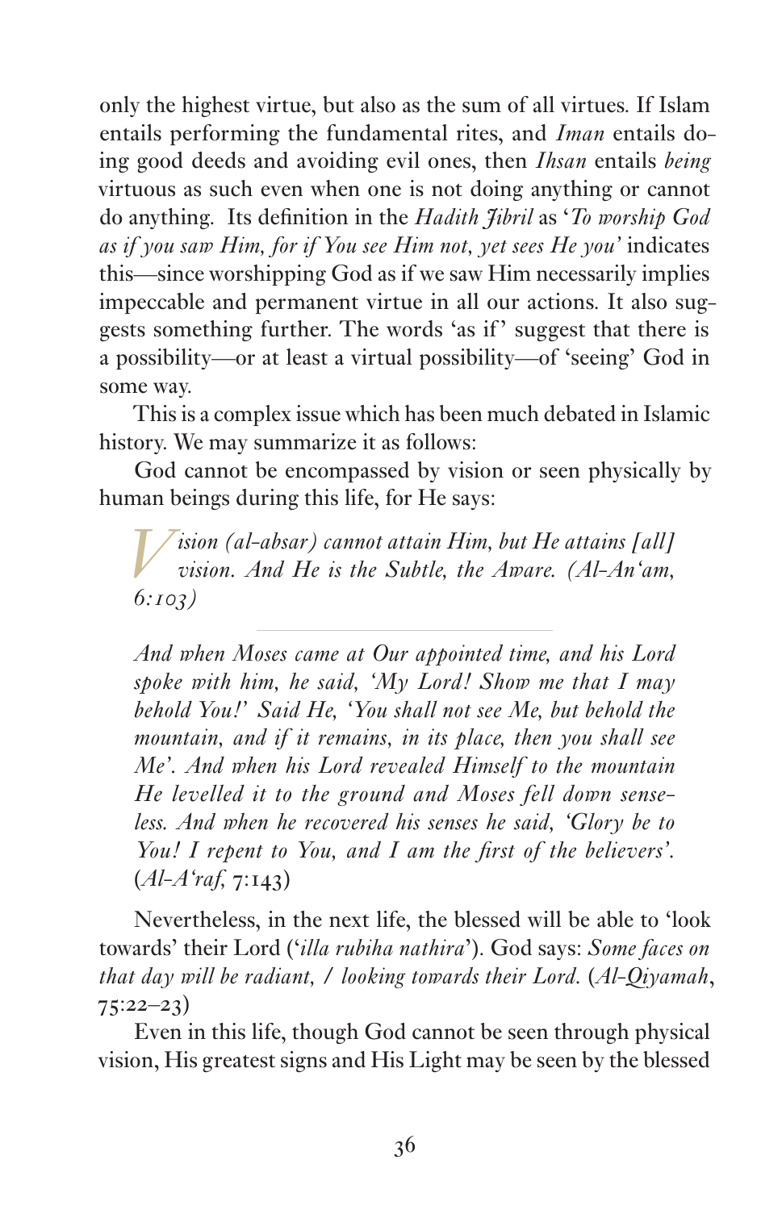only the highest virtue, but also as the sum of all virtues. If Islam entails performing the fundamental rites, and *Iman* entails doing good deeds and avoiding evil ones, then *Ihsan* entails *being* virtuous as such even when one is not doing anything or cannot do anything. Its definition in the *Hadith Jibril* as '*To worship God as if you saw Him, for if You see Him not, yet sees He you*' indicates this—since worshipping God as if we saw Him necessarily implies impeccable and permanent virtue in all our actions. It also suggests something further. The words 'as if' suggest that there is a possibility—or at least a virtual possibility—of 'seeing' God in some way.

This is a complex issue which has been much debated in Islamic history. We may summarize it as follows:

God cannot be encompassed by vision or seen physically by human beings during this life, for He says:

> *Vision (al-absar) cannot attain Him, but He attains [all] vision. And He is the Subtle, the Aware. (Al-An'am, 6:103)*

---

> *And when Moses came at Our appointed time, and his Lord spoke with him, he said, 'My Lord! Show me that I may behold You!' Said He, 'You shall not see Me, but behold the mountain, and if it remains, in its place, then you shall see Me'. And when his Lord revealed Himself to the mountain He levelled it to the ground and Moses fell down senseless. And when he recovered his senses he said, 'Glory be to You! I repent to You, and I am the first of the believers'.* (*Al-A'raf*, 7:143)

Nevertheless, in the next life, the blessed will be able to 'look towards' their Lord ('*illa rubiha nathira*'). God says: *Some faces on that day will be radiant, / looking towards their Lord*. (*Al-Qiyamah*, 75:22–23)

Even in this life, though God cannot be seen through physical vision, His greatest signs and His Light may be seen by the blessed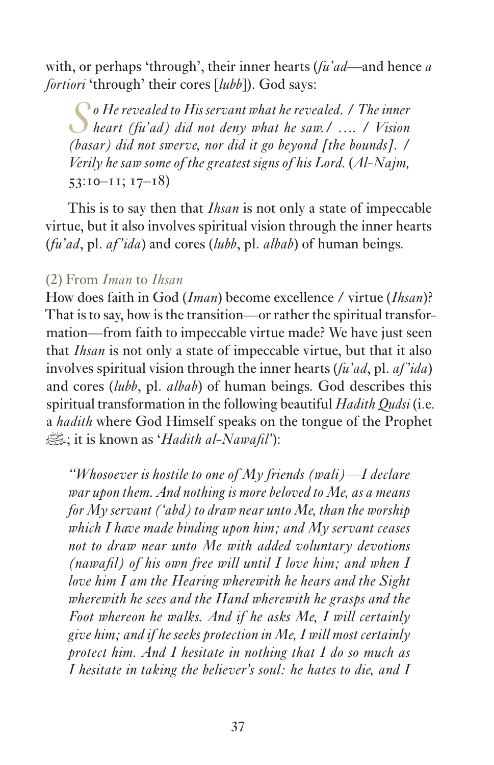with, or perhaps 'through', their inner hearts (*fu'ad*—and hence *a fortiori* 'through' their cores [*lubb*]). God says:

> *So He revealed to His servant what he revealed. / The inner heart (fu'ad) did not deny what he saw. / …. / Vision (basar) did not swerve, nor did it go beyond [the bounds]. / Verily he saw some of the greatest signs of his Lord.* (*Al-Najm*, 53:10–11; 17–18)

This is to say then that *Ihsan* is not only a state of impeccable virtue, but it also involves spiritual vision through the inner hearts (*fu'ad*, pl. *af'ida*) and cores (*lubb*, pl. *albab*) of human beings.

### (2) From *Iman* to *Ihsan*

How does faith in God (*Iman*) become excellence / virtue (*Ihsan*)? That is to say, how is the transition—or rather the spiritual transformation—from faith to impeccable virtue made? We have just seen that *Ihsan* is not only a state of impeccable virtue, but that it also involves spiritual vision through the inner hearts (*fu'ad*, pl. *af'ida*) and cores (*lubb*, pl. *albab*) of human beings. God describes this spiritual transformation in the following beautiful *Hadith Qudsi* (i.e. a *hadith* where God Himself speaks on the tongue of the Prophet ﷺ; it is known as '*Hadith al-Nawafil*'):

> *"Whosoever is hostile to one of My friends (wali)—I declare war upon them. And nothing is more beloved to Me, as a means for My servant ('abd) to draw near unto Me, than the worship which I have made binding upon him; and My servant ceases not to draw near unto Me with added voluntary devotions (nawafil) of his own free will until I love him; and when I love him I am the Hearing wherewith he hears and the Sight wherewith he sees and the Hand wherewith he grasps and the Foot whereon he walks. And if he asks Me, I will certainly give him; and if he seeks protection in Me, I will most certainly protect him. And I hesitate in nothing that I do so much as I hesitate in taking the believer's soul: he hates to die, and I*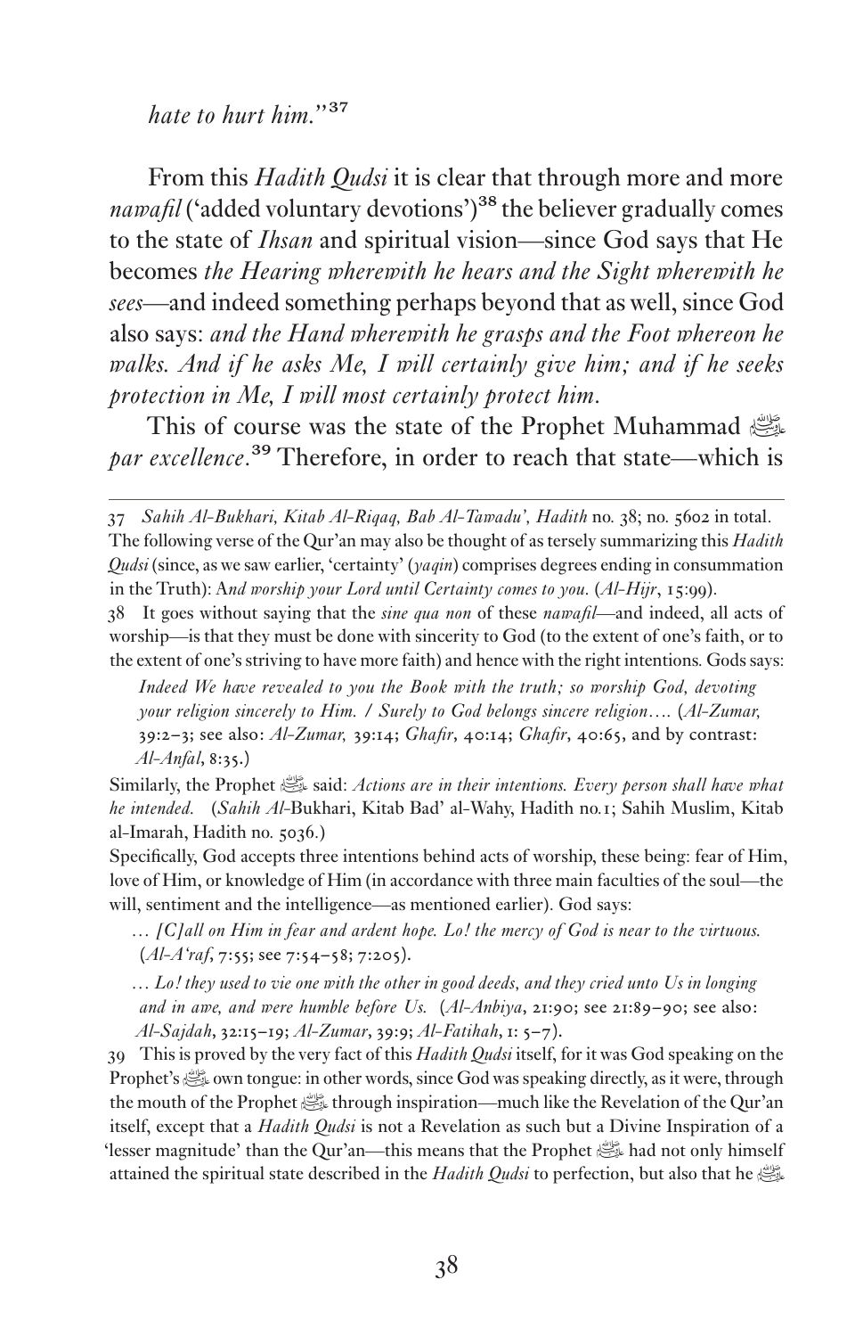*hate to hurt him*."[37]

From this *Hadith Qudsi* it is clear that through more and more *nawafil* ('added voluntary devotions')[38] the believer gradually comes to the state of *Ihsan* and spiritual vision—since God says that He becomes *the Hearing wherewith he hears and the Sight wherewith he sees*—and indeed something perhaps beyond that as well, since God also says: *and the Hand wherewith he grasps and the Foot whereon he walks. And if he asks Me, I will certainly give him; and if he seeks protection in Me, I will most certainly protect him.*

This of course was the state of the Prophet Muhammad ﷺ *par excellence*.[39] Therefore, in order to reach that state—which is

---

37 *Sahih Al-Bukhari, Kitab Al-Riqaq, Bab Al-Tawadu', Hadith* no. 38; no. 5602 in total. The following verse of the Qur'an may also be thought of as tersely summarizing this *Hadith Qudsi* (since, as we saw earlier, 'certainty' (*yaqin*) comprises degrees ending in consummation in the Truth): A*nd worship your Lord until Certainty comes to you*. (*Al-Hijr*, 15:99).

38 It goes without saying that the *sine qua non* of these *nawafil*—and indeed, all acts of worship—is that they must be done with sincerity to God (to the extent of one's faith, or to the extent of one's striving to have more faith) and hence with the right intentions. Gods says:

> *Indeed We have revealed to you the Book with the truth; so worship God, devoting your religion sincerely to Him. / Surely to God belongs sincere religion....* (*Al-Zumar*, 39:2–3; see also: *Al-Zumar*, 39:14; *Ghafir*, 40:14; *Ghafir*, 40:65, and by contrast: *Al-Anfal*, 8:35.)

Similarly, the Prophet ﷺ said: *Actions are in their intentions. Every person shall have what he intended.* (*Sahih Al-*Bukhari, Kitab Bad' al-Wahy, Hadith no.1; Sahih Muslim, Kitab al-Imarah, Hadith no. 5036.)

Specifically, God accepts three intentions behind acts of worship, these being: fear of Him, love of Him, or knowledge of Him (in accordance with three main faculties of the soul—the will, sentiment and the intelligence—as mentioned earlier). God says:

> *... [C]all on Him in fear and ardent hope. Lo! the mercy of God is near to the virtuous.* (*Al-A'raf*, 7:55; see 7:54–58; 7:205).
>
> *... Lo! they used to vie one with the other in good deeds, and they cried unto Us in longing and in awe, and were humble before Us.* (*Al-Anbiya*, 21:90; see 21:89–90; see also: *Al-Sajdah*, 32:15–19; *Al-Zumar*, 39:9; *Al-Fatihah*, 1: 5–7).

39 This is proved by the very fact of this *Hadith Qudsi* itself, for it was God speaking on the Prophet's ﷺ own tongue: in other words, since God was speaking directly, as it were, through the mouth of the Prophet ﷺ through inspiration—much like the Revelation of the Qur'an itself, except that a *Hadith Qudsi* is not a Revelation as such but a Divine Inspiration of a 'lesser magnitude' than the Qur'an—this means that the Prophet ﷺ had not only himself attained the spiritual state described in the *Hadith Qudsi* to perfection, but also that he ﷺ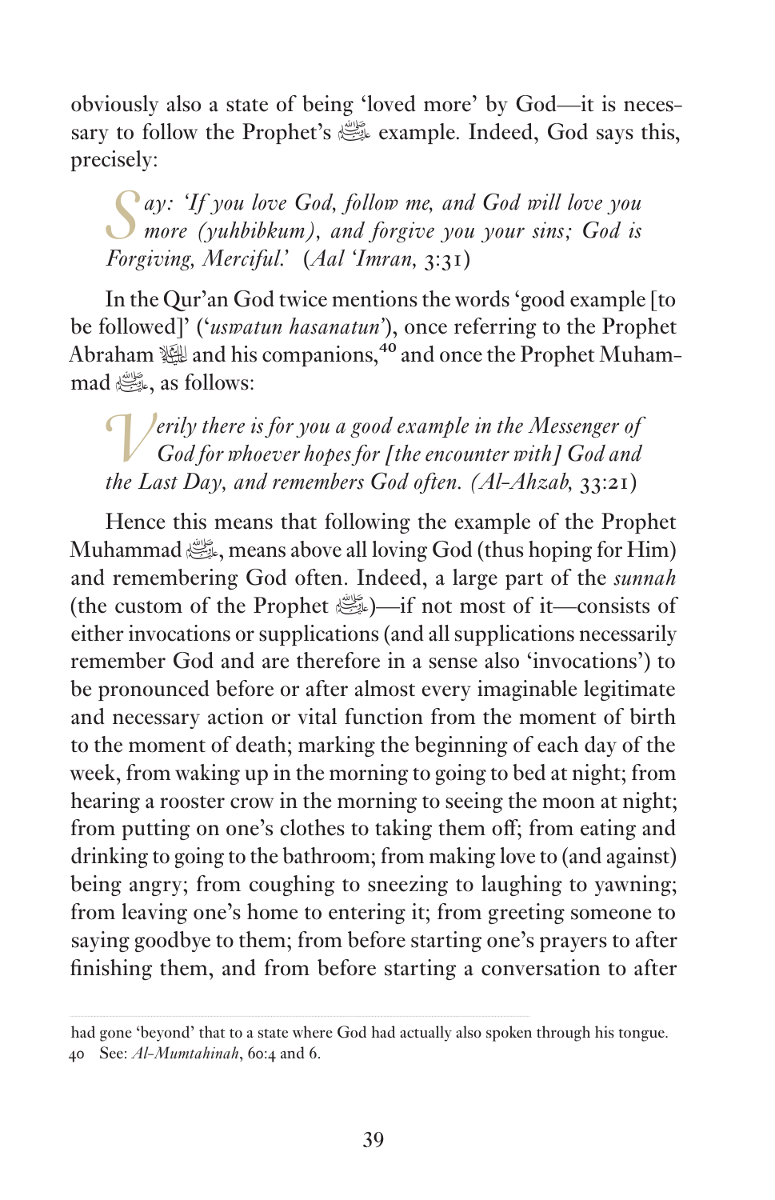obviously also a state of being 'loved more' by God—it is necessary to follow the Prophet's ﷺ example. Indeed, God says this, precisely:

> *Say: 'If you love God, follow me, and God will love you more (yuhbibkum), and forgive you your sins; God is Forgiving, Merciful.'* (*Aal 'Imran*, 3:31)

In the Qur'an God twice mentions the words 'good example [to be followed]' ('*uswatun hasanatun*'), once referring to the Prophet Abraham ﷺ and his companions,[40] and once the Prophet Muhammad ﷺ, as follows:

> *Verily there is for you a good example in the Messenger of God for whoever hopes for [the encounter with] God and the Last Day, and remembers God often. (Al-Ahzab,* 33:21)

Hence this means that following the example of the Prophet Muhammad ﷺ, means above all loving God (thus hoping for Him) and remembering God often. Indeed, a large part of the *sunnah* (the custom of the Prophet ﷺ)—if not most of it—consists of either invocations or supplications (and all supplications necessarily remember God and are therefore in a sense also 'invocations') to be pronounced before or after almost every imaginable legitimate and necessary action or vital function from the moment of birth to the moment of death; marking the beginning of each day of the week, from waking up in the morning to going to bed at night; from hearing a rooster crow in the morning to seeing the moon at night; from putting on one's clothes to taking them off; from eating and drinking to going to the bathroom; from making love to (and against) being angry; from coughing to sneezing to laughing to yawning; from leaving one's home to entering it; from greeting someone to saying goodbye to them; from before starting one's prayers to after finishing them, and from before starting a conversation to after

---

had gone 'beyond' that to a state where God had actually also spoken through his tongue.

40 See: *Al-Mumtahinah*, 60:4 and 6.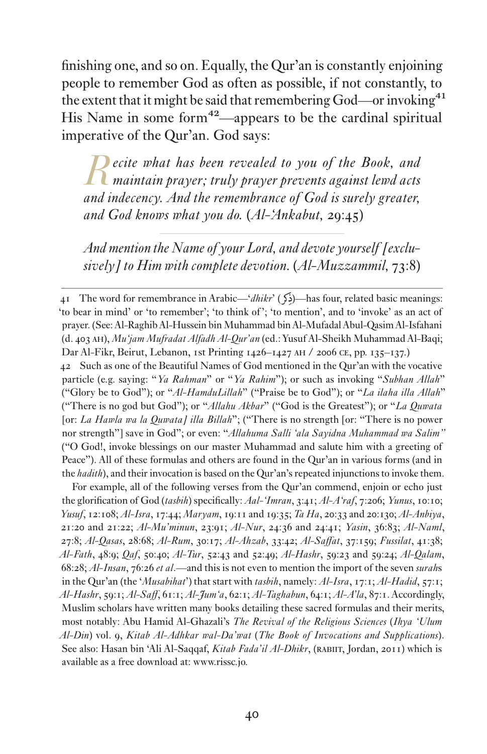finishing one, and so on. Equally, the Qur'an is constantly enjoining people to remember God as often as possible, if not constantly, to the extent that it might be said that remembering God—or invoking[41] His Name in some form[42]—appears to be the cardinal spiritual imperative of the Qur'an. God says:

> *Recite what has been revealed to you of the Book, and maintain prayer; truly prayer prevents against lewd acts and indecency. And the remembrance of God is surely greater, and God knows what you do.* (*Al-'Ankabut*, 29:45)

---

> *And mention the Name of your Lord, and devote yourself [exclusively] to Him with complete devotion.* (*Al-Muzzammil*, 73:8)

---

41 The word for remembrance in Arabic—'*dhikr*' (ذِكْر)—has four, related basic meanings: 'to bear in mind' or 'to remember'; 'to think of'; 'to mention', and to 'invoke' as an act of prayer. (See: Al-Raghib Al-Hussein bin Muhammad bin Al-Mufadal Abul-Qasim Al-Isfahani (d. 403 AH), *Mu'jam Mufradat Alfadh Al-Qur'an* (ed.: Yusuf Al-Sheikh Muhammad Al-Baqi; Dar Al-Fikr, Beirut, Lebanon, 1st Printing 1426–1427 AH / 2006 CE, pp. 135–137.)

42 Such as one of the Beautiful Names of God mentioned in the Qur'an with the vocative particle (e.g. saying: "*Ya Rahman*" or "*Ya Rahim*"); or such as invoking "*Subhan Allah*" ("Glory be to God"); or "*Al-HamduLillah*" ("Praise be to God"); or "*La ilaha illa Allah*" ("There is no god but God"); or "*Allahu Akbar*" ("God is the Greatest"); or "*La Quwata* [or: *La Hawla wa la Quwata] illa Billah*"; ("There is no strength [or: "There is no power nor strength"] save in God"; or even: "*Allahuma Salli 'ala Sayidna Muhammad wa Salim"* ("O God!, invoke blessings on our master Muhammad and salute him with a greeting of Peace"). All of these formulas and others are found in the Qur'an in various forms (and in the *hadith*), and their invocation is based on the Qur'an's repeated injunctions to invoke them.

For example, all of the following verses from the Qur'an command, enjoin or echo just the glorification of God (*tasbih*) specifically: *Aal-'Imran*, 3:41; *Al-A'raf*, 7:206; *Yunus*, 10:10; *Yusuf*, 12:108; *Al-Isra*, 17:44; *Maryam*, 19:11 and 19:35; *Ta Ha*, 20:33 and 20:130; *Al-Anbiya*, 21:20 and 21:22; *Al-Mu'minun*, 23:91; *Al-Nur*, 24:36 and 24:41; *Yasin*, 36:83; *Al-Naml*, 27:8; *Al-Qasas*, 28:68; *Al-Rum*, 30:17; *Al-Ahzab*, 33:42; *Al-Saffat*, 37:159; *Fussilat*, 41:38; *Al-Fath*, 48:9; *Qaf*, 50:40; *Al-Tur*, 52:43 and 52:49; *Al-Hashr*, 59:23 and 59:24; *Al-Qalam*, 68:28; *Al-Insan*, 76:26 *et al*.—and this is not even to mention the import of the seven *surah*s in the Qur'an (the '*Musabihat*') that start with *tasbih*, namely: *Al-Isra*, 17:1; *Al-Hadid*, 57:1; *Al-Hashr*, 59:1; *Al-Saff*, 61:1; *Al-Jum'a*, 62:1; *Al-Taghabun*, 64:1; *Al-A'la*, 87:1. Accordingly, Muslim scholars have written many books detailing these sacred formulas and their merits, most notably: Abu Hamid Al-Ghazali's *The Revival of the Religious Sciences* (*Ihya 'Ulum Al-Din*) vol. 9, *Kitab Al-Adhkar wal-Da'wat* (*The Book of Invocations and Supplications*). See also: Hasan bin 'Ali Al-Saqqaf, *Kitab Fada'il Al-Dhikr*, (RABIIT, Jordan, 2011) which is available as a free download at: www.rissc.jo.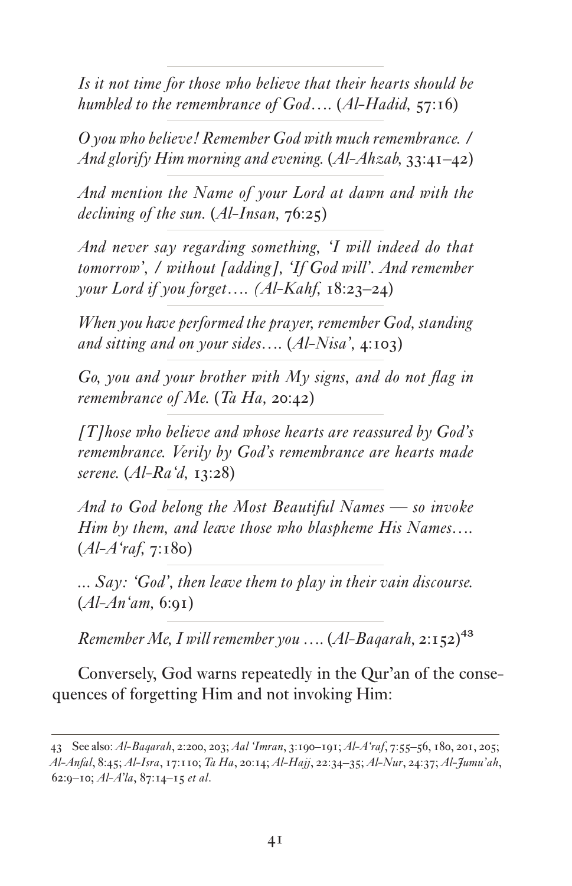*Is it not time for those who believe that their hearts should be humbled to the remembrance of God….* (*Al-Hadid,* 57:16)

*O you who believe! Remember God with much remembrance. / And glorify Him morning and evening.* (*Al-Ahzab,* 33:41–42)

*And mention the Name of your Lord at dawn and with the declining of the sun.* (*Al-Insan,* 76:25)

*And never say regarding something, 'I will indeed do that tomorrow', / without [adding], 'If God will'. And remember your Lord if you forget…. (Al-Kahf,* 18:23–24)

*When you have performed the prayer, remember God, standing and sitting and on your sides….* (*Al-Nisa',* 4:103)

*Go, you and your brother with My signs, and do not flag in remembrance of Me.* (*Ta Ha,* 20:42)

*[T]hose who believe and whose hearts are reassured by God's remembrance. Verily by God's remembrance are hearts made serene.* (*Al-Ra'd,* 13:28)

*And to God belong the Most Beautiful Names — so invoke Him by them, and leave those who blaspheme His Names….* (*Al-A'raf,* 7:180)

*… Say: 'God', then leave them to play in their vain discourse.* (*Al-An'am,* 6:91)

*Remember Me, I will remember you ….* (*Al-Baqarah,* 2:152)[43]

Conversely, God warns repeatedly in the Qur'an of the consequences of forgetting Him and not invoking Him:

---

43 See also: *Al-Baqarah*, 2:200, 203; *Aal 'Imran*, 3:190–191; *Al-A'raf*, 7:55–56, 180, 201, 205; *Al-Anfal*, 8:45; *Al-Isra*, 17:110; *Ta Ha*, 20:14; *Al-Hajj*, 22:34–35; *Al-Nur*, 24:37; *Al-Jumu'ah*, 62:9–10; *Al-A'la*, 87:14–15 *et al*.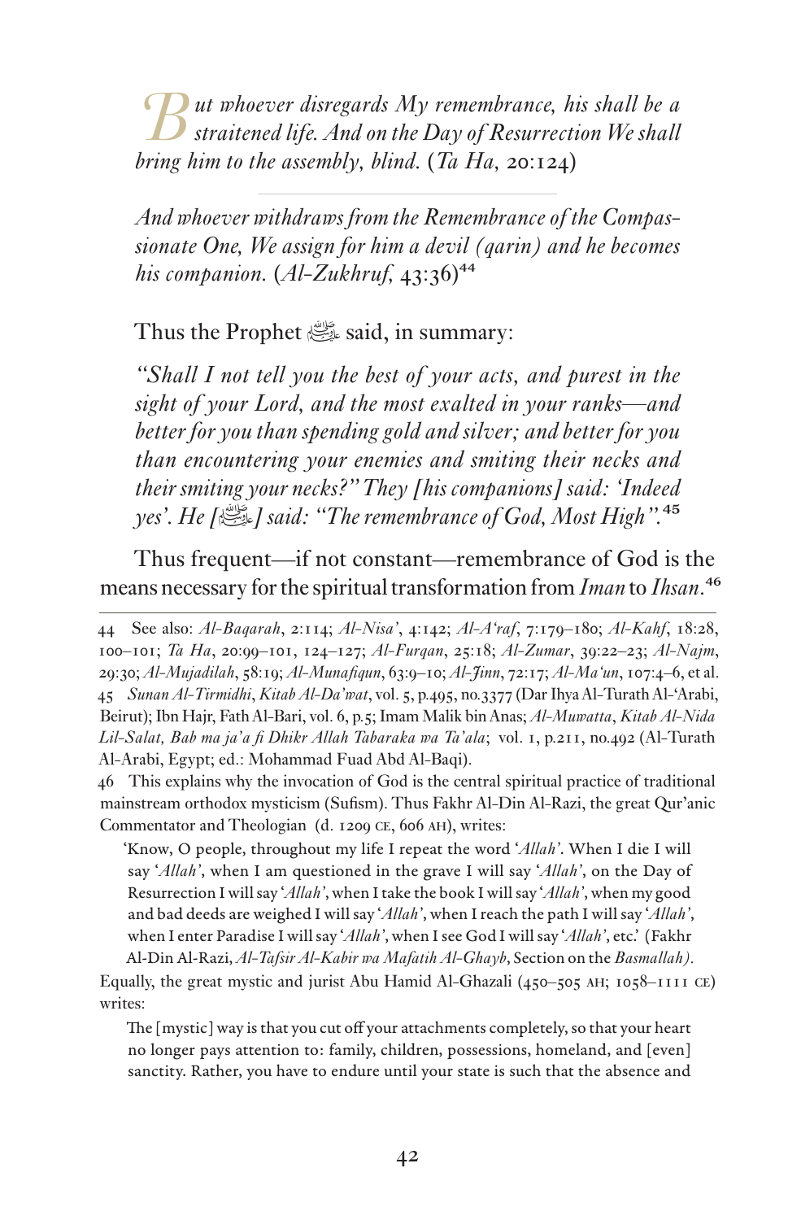*But whoever disregards My remembrance, his shall be a straitened life. And on the Day of Resurrection We shall bring him to the assembly, blind.* (*Ta Ha*, 20:124)

*And whoever withdraws from the Remembrance of the Compassionate One, We assign for him a devil (qarin) and he becomes his companion.* (*Al-Zukhruf*, 43:36)[44]

Thus the Prophet ﷺ said, in summary:

*"Shall I not tell you the best of your acts, and purest in the sight of your Lord, and the most exalted in your ranks—and better for you than spending gold and silver; and better for you than encountering your enemies and smiting their necks and their smiting your necks?" They [his companions] said: 'Indeed yes'. He [ﷺ] said: "The remembrance of God, Most High".*[45]

Thus frequent—if not constant—remembrance of God is the means necessary for the spiritual transformation from *Iman* to *Ihsan*.[46]

---

44 See also: *Al-Baqarah*, 2:114; *Al-Nisa'*, 4:142; *Al-A'raf*, 7:179–180; *Al-Kahf*, 18:28, 100–101; *Ta Ha*, 20:99–101, 124–127; *Al-Furqan*, 25:18; *Al-Zumar*, 39:22–23; *Al-Najm*, 29:30; *Al-Mujadilah*, 58:19; *Al-Munafiqun*, 63:9–10; *Al-Jinn*, 72:17; *Al-Ma'un*, 107:4–6, et al.

45 *Sunan Al-Tirmidhi*, *Kitab Al-Da'wat*, vol. 5, p.495, no.3377 (Dar Ihya Al-Turath Al-'Arabi, Beirut); Ibn Hajr, Fath Al-Bari, vol. 6, p.5; Imam Malik bin Anas; *Al-Muwatta*, *Kitab Al-Nida Lil-Salat, Bab ma ja'a fi Dhikr Allah Tabaraka wa Ta'ala*; vol. 1, p.211, no.492 (Al-Turath Al-Arabi, Egypt; ed.: Mohammad Fuad Abd Al-Baqi).

46 This explains why the invocation of God is the central spiritual practice of traditional mainstream orthodox mysticism (Sufism). Thus Fakhr Al-Din Al-Razi, the great Qur'anic Commentator and Theologian (d. 1209 CE, 606 AH), writes:

> 'Know, O people, throughout my life I repeat the word '*Allah*'. When I die I will say '*Allah*', when I am questioned in the grave I will say '*Allah*', on the Day of Resurrection I will say '*Allah*', when I take the book I will say '*Allah*', when my good and bad deeds are weighed I will say '*Allah*', when I reach the path I will say '*Allah*', when I enter Paradise I will say '*Allah*', when I see God I will say '*Allah*', etc.' (Fakhr Al-Din Al-Razi, *Al-Tafsir Al-Kabir wa Mafatih Al-Ghayb*, Section on the *Basmallah*).

Equally, the great mystic and jurist Abu Hamid Al-Ghazali (450–505 AH; 1058–1111 CE) writes:

> The [mystic] way is that you cut off your attachments completely, so that your heart no longer pays attention to: family, children, possessions, homeland, and [even] sanctity. Rather, you have to endure until your state is such that the absence and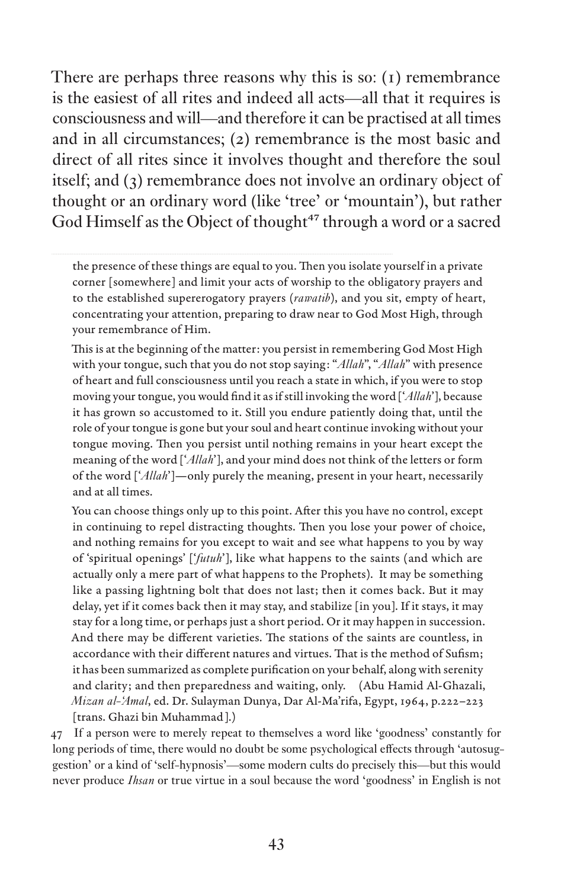There are perhaps three reasons why this is so: (1) remembrance is the easiest of all rites and indeed all acts—all that it requires is consciousness and will—and therefore it can be practised at all times and in all circumstances; (2) remembrance is the most basic and direct of all rites since it involves thought and therefore the soul itself; and (3) remembrance does not involve an ordinary object of thought or an ordinary word (like 'tree' or 'mountain'), but rather God Himself as the Object of thought[47] through a word or a sacred

---

the presence of these things are equal to you. Then you isolate yourself in a private corner [somewhere] and limit your acts of worship to the obligatory prayers and to the established supererogatory prayers (*rawatib*), and you sit, empty of heart, concentrating your attention, preparing to draw near to God Most High, through your remembrance of Him.

This is at the beginning of the matter: you persist in remembering God Most High with your tongue, such that you do not stop saying: "*Allah*", "*Allah*" with presence of heart and full consciousness until you reach a state in which, if you were to stop moving your tongue, you would find it as if still invoking the word ['*Allah*'], because it has grown so accustomed to it. Still you endure patiently doing that, until the role of your tongue is gone but your soul and heart continue invoking without your tongue moving. Then you persist until nothing remains in your heart except the meaning of the word ['*Allah*'], and your mind does not think of the letters or form of the word ['*Allah*']—only purely the meaning, present in your heart, necessarily and at all times.

You can choose things only up to this point. After this you have no control, except in continuing to repel distracting thoughts. Then you lose your power of choice, and nothing remains for you except to wait and see what happens to you by way of 'spiritual openings' ['*futuh*'], like what happens to the saints (and which are actually only a mere part of what happens to the Prophets). It may be something like a passing lightning bolt that does not last; then it comes back. But it may delay, yet if it comes back then it may stay, and stabilize [in you]. If it stays, it may stay for a long time, or perhaps just a short period. Or it may happen in succession. And there may be different varieties. The stations of the saints are countless, in accordance with their different natures and virtues. That is the method of Sufism; it has been summarized as complete purification on your behalf, along with serenity and clarity; and then preparedness and waiting, only. (Abu Hamid Al-Ghazali, *Mizan al-'Amal*, ed. Dr. Sulayman Dunya, Dar Al-Ma'rifa, Egypt, 1964, p.222–223 [trans. Ghazi bin Muhammad].)

47 If a person were to merely repeat to themselves a word like 'goodness' constantly for long periods of time, there would no doubt be some psychological effects through 'autosuggestion' or a kind of 'self-hypnosis'—some modern cults do precisely this—but this would never produce *Ihsan* or true virtue in a soul because the word 'goodness' in English is not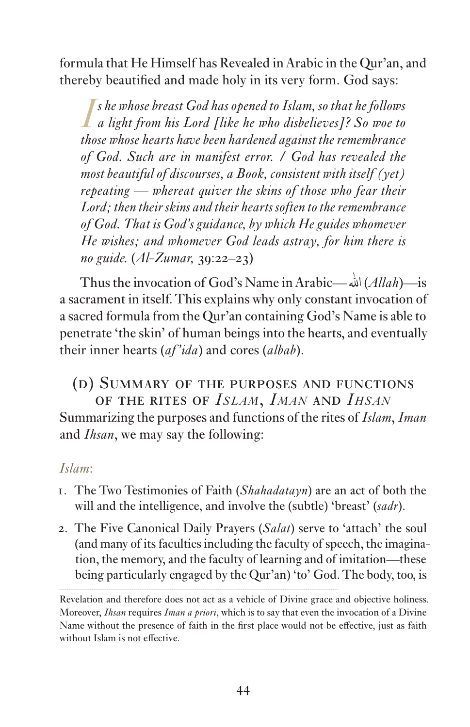formula that He Himself has Revealed in Arabic in the Qur'an, and thereby beautified and made holy in its very form. God says:

> *Is he whose breast God has opened to Islam, so that he follows a light from his Lord [like he who disbelieves]? So woe to those whose hearts have been hardened against the remembrance of God. Such are in manifest error. / God has revealed the most beautiful of discourses, a Book, consistent with itself (yet) repeating — whereat quiver the skins of those who fear their Lord; then their skins and their hearts soften to the remembrance of God. That is God's guidance, by which He guides whomever He wishes; and whomever God leads astray, for him there is no guide.* (*Al-Zumar*, 39:22–23)

Thus the invocation of God's Name in Arabic—الله (*Allah*)—is a sacrament in itself. This explains why only constant invocation of a sacred formula from the Qur'an containing God's Name is able to penetrate 'the skin' of human beings into the hearts, and eventually their inner hearts (*af'ida*) and cores (*albab*).

### (D) Summary of the purposes and functions of the rites of *Islam*, *Iman* and *Ihsan*

Summarizing the purposes and functions of the rites of *Islam*, *Iman* and *Ihsan*, we may say the following:

*Islam*:

1. The Two Testimonies of Faith (*Shahadatayn*) are an act of both the will and the intelligence, and involve the (subtle) 'breast' (*sadr*).
2. The Five Canonical Daily Prayers (*Salat*) serve to 'attach' the soul (and many of its faculties including the faculty of speech, the imagination, the memory, and the faculty of learning and of imitation—these being particularly engaged by the Qur'an) 'to' God. The body, too, is

---

Revelation and therefore does not act as a vehicle of Divine grace and objective holiness. Moreover, *Ihsan* requires *Iman a priori*, which is to say that even the invocation of a Divine Name without the presence of faith in the first place would not be effective, just as faith without Islam is not effective.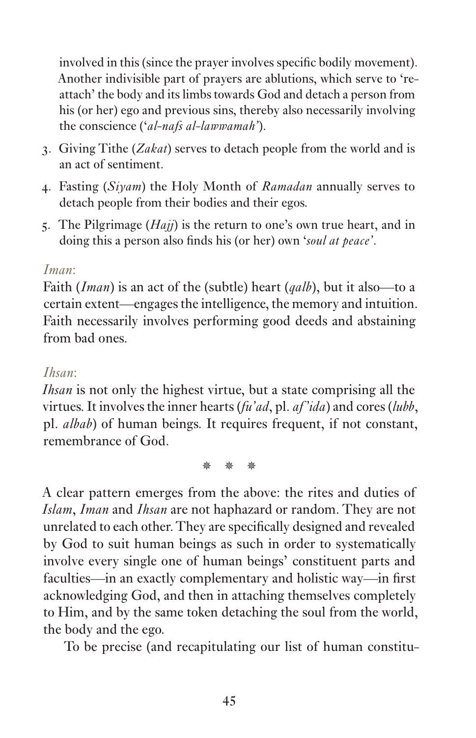involved in this (since the prayer involves specific bodily movement). Another indivisible part of prayers are ablutions, which serve to 're-attach' the body and its limbs towards God and detach a person from his (or her) ego and previous sins, thereby also necessarily involving the conscience ('*al-nafs al-lawwamah*').

3. Giving Tithe (*Zakat*) serves to detach people from the world and is an act of sentiment.
4. Fasting (*Siyam*) the Holy Month of *Ramadan* annually serves to detach people from their bodies and their egos.
5. The Pilgrimage (*Hajj*) is the return to one's own true heart, and in doing this a person also finds his (or her) own '*soul at peace*'.

*Iman*:
Faith (*Iman*) is an act of the (subtle) heart (*qalb*), but it also—to a certain extent—engages the intelligence, the memory and intuition. Faith necessarily involves performing good deeds and abstaining from bad ones.

*Ihsan*:
*Ihsan* is not only the highest virtue, but a state comprising all the virtues. It involves the inner hearts (*fu'ad*, pl. *af'ida*) and cores (*lubb*, pl. *albab*) of human beings. It requires frequent, if not constant, remembrance of God.

❋ ❋ ❋

A clear pattern emerges from the above: the rites and duties of *Islam*, *Iman* and *Ihsan* are not haphazard or random. They are not unrelated to each other. They are specifically designed and revealed by God to suit human beings as such in order to systematically involve every single one of human beings' constituent parts and faculties—in an exactly complementary and holistic way—in first acknowledging God, and then in attaching themselves completely to Him, and by the same token detaching the soul from the world, the body and the ego.

To be precise (and recapitulating our list of human constitu-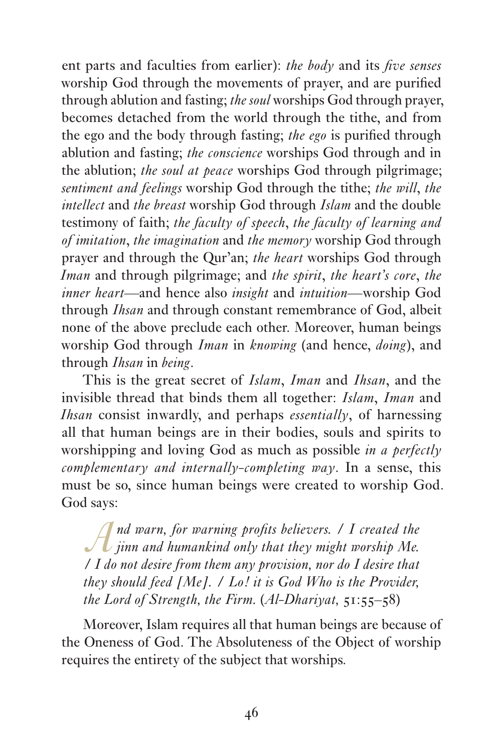ent parts and faculties from earlier): *the body* and its *five senses* worship God through the movements of prayer, and are purified through ablution and fasting; *the soul* worships God through prayer, becomes detached from the world through the tithe, and from the ego and the body through fasting; *the ego* is purified through ablution and fasting; *the conscience* worships God through and in the ablution; *the soul at peace* worships God through pilgrimage; *sentiment and feelings* worship God through the tithe; *the will*, *the intellect* and *the breast* worship God through *Islam* and the double testimony of faith; *the faculty of speech*, *the faculty of learning and of imitation*, *the imagination* and *the memory* worship God through prayer and through the Qur'an; *the heart* worships God through *Iman* and through pilgrimage; and *the spirit*, *the heart's core*, *the inner heart*—and hence also *insight* and *intuition*—worship God through *Ihsan* and through constant remembrance of God, albeit none of the above preclude each other. Moreover, human beings worship God through *Iman* in *knowing* (and hence, *doing*), and through *Ihsan* in *being*.

This is the great secret of *Islam*, *Iman* and *Ihsan*, and the invisible thread that binds them all together: *Islam*, *Iman* and *Ihsan* consist inwardly, and perhaps *essentially*, of harnessing all that human beings are in their bodies, souls and spirits to worshipping and loving God as much as possible *in a perfectly complementary and internally-completing way*. In a sense, this must be so, since human beings were created to worship God. God says:

> *And warn, for warning profits believers. / I created the jinn and humankind only that they might worship Me. / I do not desire from them any provision, nor do I desire that they should feed [Me]. / Lo! it is God Who is the Provider, the Lord of Strength, the Firm.* (*Al-Dhariyat*, 51:55–58)

Moreover, Islam requires all that human beings are because of the Oneness of God. The Absoluteness of the Object of worship requires the entirety of the subject that worships.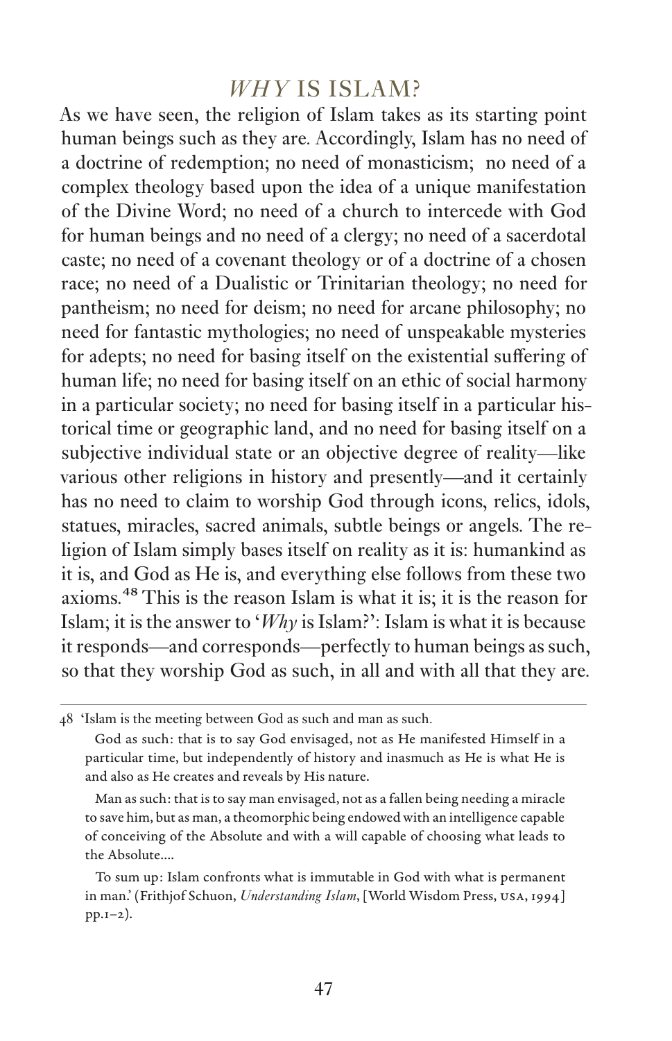## *WHY* IS ISLAM?

As we have seen, the religion of Islam takes as its starting point human beings such as they are. Accordingly, Islam has no need of a doctrine of redemption; no need of monasticism; no need of a complex theology based upon the idea of a unique manifestation of the Divine Word; no need of a church to intercede with God for human beings and no need of a clergy; no need of a sacerdotal caste; no need of a covenant theology or of a doctrine of a chosen race; no need of a Dualistic or Trinitarian theology; no need for pantheism; no need for deism; no need for arcane philosophy; no need for fantastic mythologies; no need of unspeakable mysteries for adepts; no need for basing itself on the existential suffering of human life; no need for basing itself on an ethic of social harmony in a particular society; no need for basing itself in a particular historical time or geographic land, and no need for basing itself on a subjective individual state or an objective degree of reality—like various other religions in history and presently—and it certainly has no need to claim to worship God through icons, relics, idols, statues, miracles, sacred animals, subtle beings or angels. The religion of Islam simply bases itself on reality as it is: humankind as it is, and God as He is, and everything else follows from these two axioms.[48] This is the reason Islam is what it is; it is the reason for Islam; it is the answer to '*Why* is Islam?': Islam is what it is because it responds—and corresponds—perfectly to human beings as such, so that they worship God as such, in all and with all that they are.

---

48 'Islam is the meeting between God as such and man as such.

God as such: that is to say God envisaged, not as He manifested Himself in a particular time, but independently of history and inasmuch as He is what He is and also as He creates and reveals by His nature.

Man as such: that is to say man envisaged, not as a fallen being needing a miracle to save him, but as man, a theomorphic being endowed with an intelligence capable of conceiving of the Absolute and with a will capable of choosing what leads to the Absolute....

To sum up: Islam confronts what is immutable in God with what is permanent in man.' (Frithjof Schuon, *Understanding Islam*, [World Wisdom Press, USA, 1994] pp.1–2).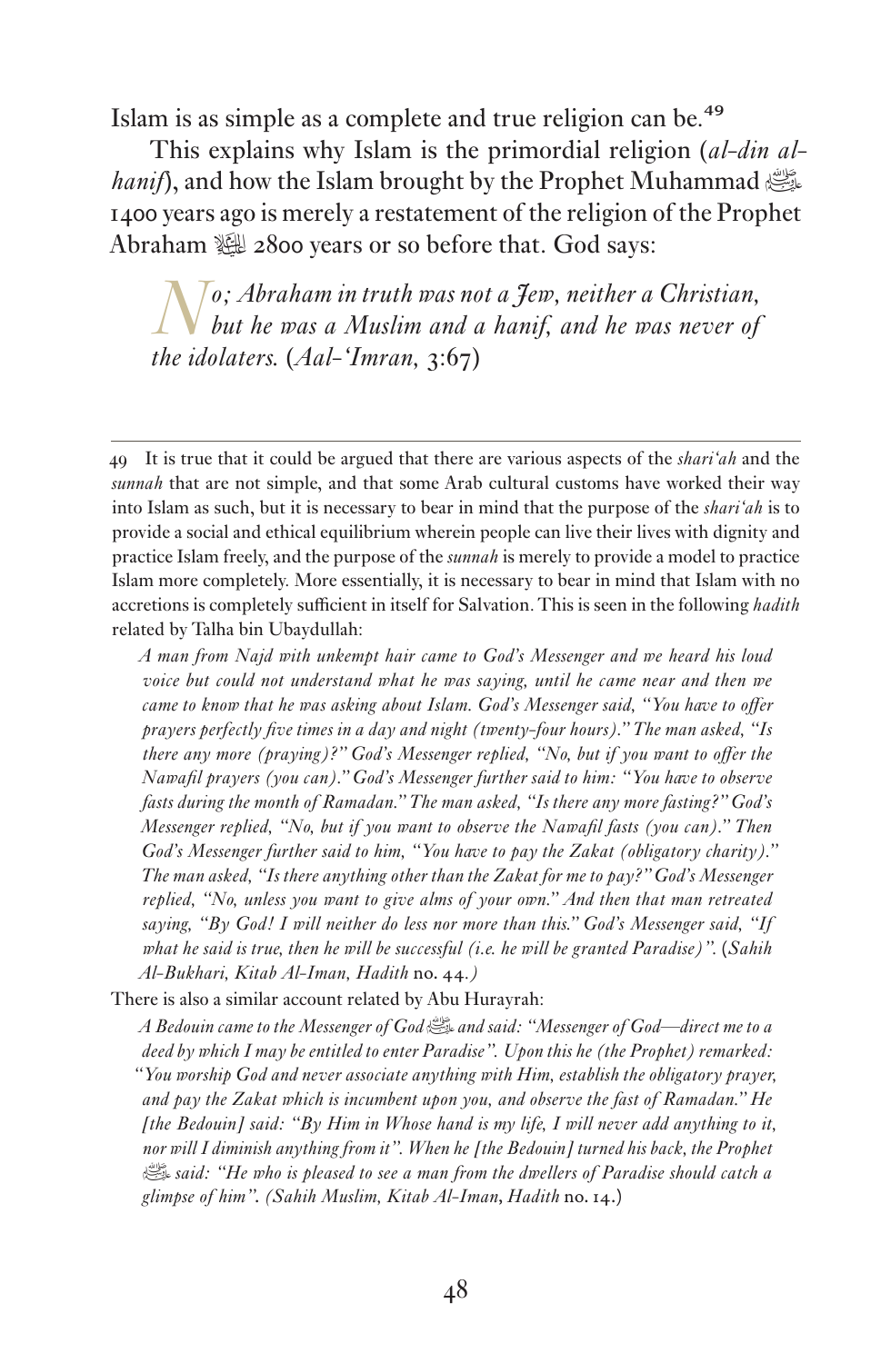Islam is as simple as a complete and true religion can be.[49]

This explains why Islam is the primordial religion (*al-din al-hanif*), and how the Islam brought by the Prophet Muhammad ﷺ 1400 years ago is merely a restatement of the religion of the Prophet Abraham ﵇ 2800 years or so before that. God says:

> *No; Abraham in truth was not a Jew, neither a Christian, but he was a Muslim and a hanif, and he was never of the idolaters.* (*Aal-'Imran,* 3:67)

---

49 It is true that it could be argued that there are various aspects of the *shari'ah* and the *sunnah* that are not simple, and that some Arab cultural customs have worked their way into Islam as such, but it is necessary to bear in mind that the purpose of the *shari'ah* is to provide a social and ethical equilibrium wherein people can live their lives with dignity and practice Islam freely, and the purpose of the *sunnah* is merely to provide a model to practice Islam more completely. More essentially, it is necessary to bear in mind that Islam with no accretions is completely sufficient in itself for Salvation. This is seen in the following *hadith* related by Talha bin Ubaydullah:

> *A man from Najd with unkempt hair came to God's Messenger and we heard his loud voice but could not understand what he was saying, until he came near and then we came to know that he was asking about Islam. God's Messenger said, "You have to offer prayers perfectly five times in a day and night (twenty-four hours)." The man asked, "Is there any more (praying)?" God's Messenger replied, "No, but if you want to offer the Nawafil prayers (you can)." God's Messenger further said to him: "You have to observe fasts during the month of Ramadan." The man asked, "Is there any more fasting?" God's Messenger replied, "No, but if you want to observe the Nawafil fasts (you can)." Then God's Messenger further said to him, "You have to pay the Zakat (obligatory charity)." The man asked, "Is there anything other than the Zakat for me to pay?" God's Messenger replied, "No, unless you want to give alms of your own." And then that man retreated saying, "By God! I will neither do less nor more than this." God's Messenger said, "If what he said is true, then he will be successful (i.e. he will be granted Paradise)".* (*Sahih Al-Bukhari, Kitab Al-Iman, Hadith* no. 44.)

There is also a similar account related by Abu Hurayrah:

> *A Bedouin came to the Messenger of God ﷺ and said: "Messenger of God—direct me to a deed by which I may be entitled to enter Paradise". Upon this he (the Prophet) remarked: "You worship God and never associate anything with Him, establish the obligatory prayer, and pay the Zakat which is incumbent upon you, and observe the fast of Ramadan." He [the Bedouin] said: "By Him in Whose hand is my life, I will never add anything to it, nor will I diminish anything from it". When he [the Bedouin] turned his back, the Prophet ﷺ said: "He who is pleased to see a man from the dwellers of Paradise should catch a glimpse of him".* (*Sahih Muslim, Kitab Al-Iman, Hadith* no. 14.)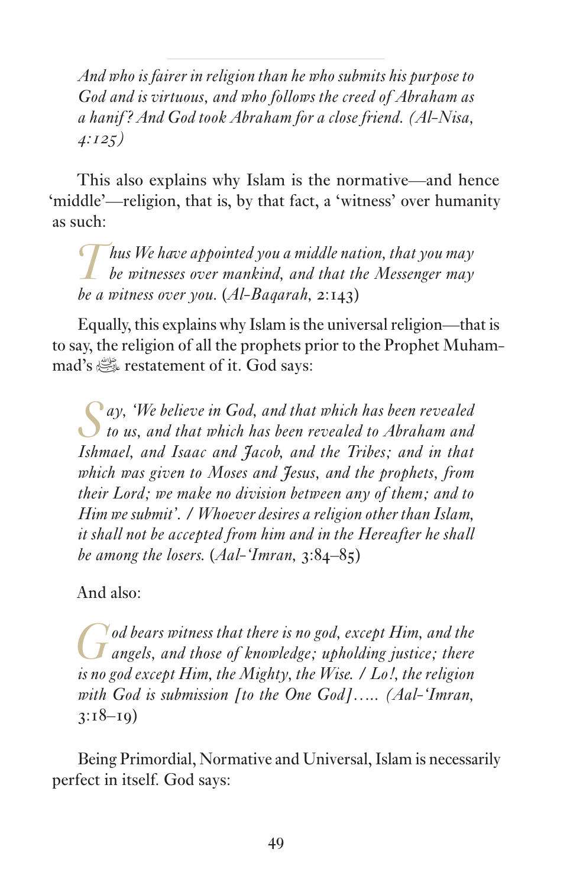> *And who is fairer in religion than he who submits his purpose to God and is virtuous, and who follows the creed of Abraham as a hanif? And God took Abraham for a close friend. (Al-Nisa, 4:125)*

This also explains why Islam is the normative—and hence 'middle'—religion, that is, by that fact, a 'witness' over humanity as such:

> *Thus We have appointed you a middle nation, that you may be witnesses over mankind, and that the Messenger may be a witness over you.* (*Al-Baqarah,* 2:143)

Equally, this explains why Islam is the universal religion—that is to say, the religion of all the prophets prior to the Prophet Muhammad's ﷺ restatement of it. God says:

> *Say, 'We believe in God, and that which has been revealed to us, and that which has been revealed to Abraham and Ishmael, and Isaac and Jacob, and the Tribes; and in that which was given to Moses and Jesus, and the prophets, from their Lord; we make no division between any of them; and to Him we submit'. / Whoever desires a religion other than Islam, it shall not be accepted from him and in the Hereafter he shall be among the losers.* (*Aal-'Imran,* 3:84–85)

And also:

> *God bears witness that there is no god, except Him, and the angels, and those of knowledge; upholding justice; there is no god except Him, the Mighty, the Wise. / Lo!, the religion with God is submission [to the One God]..... (Aal-'Imran,* 3:18–19)

Being Primordial, Normative and Universal, Islam is necessarily perfect in itself. God says: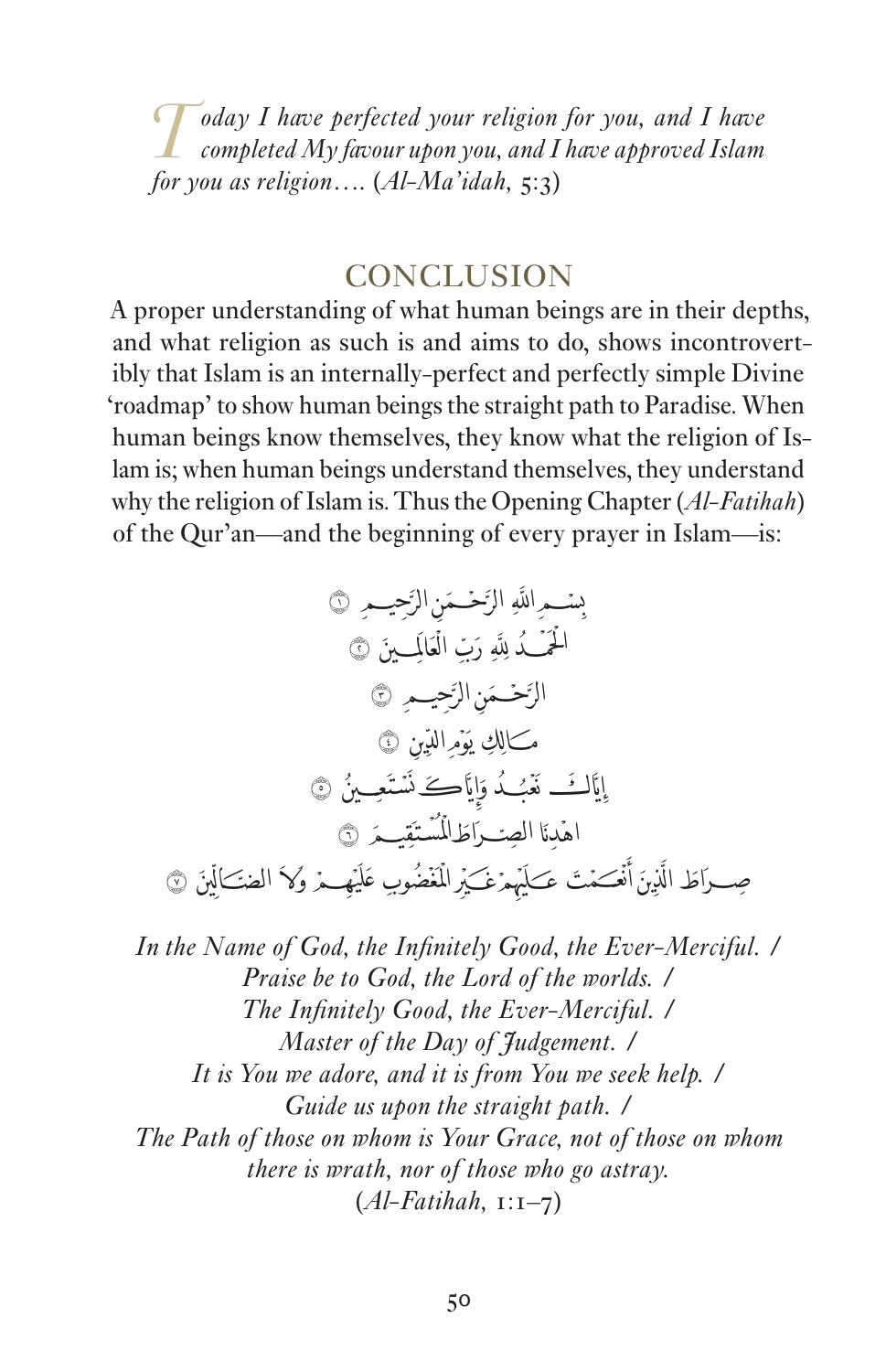*Today I have perfected your religion for you, and I have completed My favour upon you, and I have approved Islam for you as religion….* (*Al-Ma'idah*, 5:3)

## CONCLUSION

A proper understanding of what human beings are in their depths, and what religion as such is and aims to do, shows incontrovertibly that Islam is an internally-perfect and perfectly simple Divine 'roadmap' to show human beings the straight path to Paradise. When human beings know themselves, they know what the religion of Islam is; when human beings understand themselves, they understand why the religion of Islam is. Thus the Opening Chapter (*Al-Fatihah*) of the Qur'an—and the beginning of every prayer in Islam—is:

بِسْمِ اللَّهِ الرَّحْمَٰنِ الرَّحِيمِ ۝١

الْحَمْدُ لِلَّهِ رَبِّ الْعَالَمِينَ ۝٢

الرَّحْمَٰنِ الرَّحِيمِ ۝٣

مَالِكِ يَوْمِ الدِّينِ ۝٤

إِيَّاكَ نَعْبُدُ وَإِيَّاكَ نَسْتَعِينُ ۝٥

اهْدِنَا الصِّرَاطَ الْمُسْتَقِيمَ ۝٦

صِرَاطَ الَّذِينَ أَنْعَمْتَ عَلَيْهِمْ غَيْرِ الْمَغْضُوبِ عَلَيْهِمْ وَلَا الضَّالِّينَ ۝٧

*In the Name of God, the Infinitely Good, the Ever-Merciful. /*
*Praise be to God, the Lord of the worlds. /*
*The Infinitely Good, the Ever-Merciful. /*
*Master of the Day of Judgement. /*
*It is You we adore, and it is from You we seek help. /*
*Guide us upon the straight path. /*
*The Path of those on whom is Your Grace, not of those on whom there is wrath, nor of those who go astray.*
(*Al-Fatihah*, 1:1–7)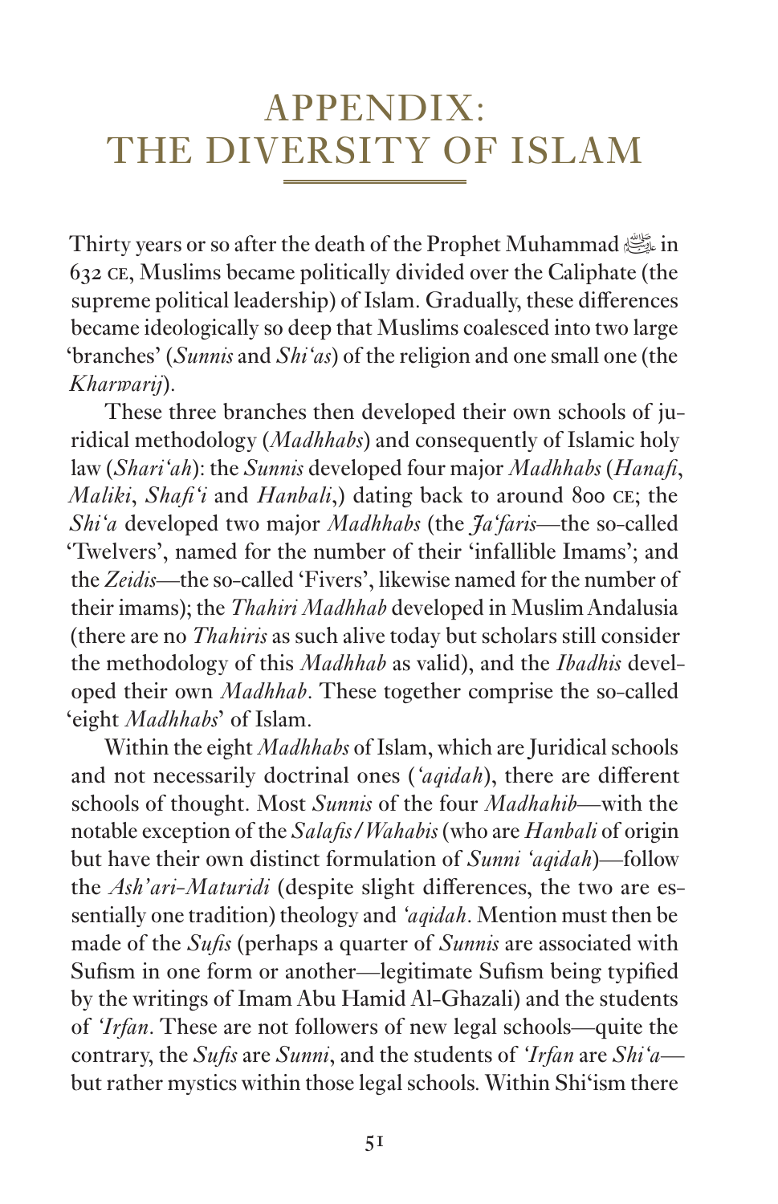# APPENDIX: THE DIVERSITY OF ISLAM

Thirty years or so after the death of the Prophet Muhammad ﷺ in 632 CE, Muslims became politically divided over the Caliphate (the supreme political leadership) of Islam. Gradually, these differences became ideologically so deep that Muslims coalesced into two large 'branches' (*Sunnis* and *Shi'as*) of the religion and one small one (the *Kharwarij*).

These three branches then developed their own schools of juridical methodology (*Madhhabs*) and consequently of Islamic holy law (*Shari'ah*): the *Sunnis* developed four major *Madhhabs* (*Hanafi*, *Maliki*, *Shafi'i* and *Hanbali*,) dating back to around 800 CE; the *Shi'a* developed two major *Madhhabs* (the *Ja'faris*—the so-called 'Twelvers', named for the number of their 'infallible Imams'; and the *Zeidis*—the so-called 'Fivers', likewise named for the number of their imams); the *Thahiri Madhhab* developed in Muslim Andalusia (there are no *Thahiris* as such alive today but scholars still consider the methodology of this *Madhhab* as valid), and the *Ibadhis* developed their own *Madhhab*. These together comprise the so-called 'eight *Madhhabs*' of Islam.

Within the eight *Madhhabs* of Islam, which are Juridical schools and not necessarily doctrinal ones (*'aqidah*), there are different schools of thought. Most *Sunnis* of the four *Madhahib*—with the notable exception of the *Salafis/Wahabis* (who are *Hanbali* of origin but have their own distinct formulation of *Sunni 'aqidah*)—follow the *Ash'ari-Maturidi* (despite slight differences, the two are essentially one tradition) theology and *'aqidah*. Mention must then be made of the *Sufis* (perhaps a quarter of *Sunnis* are associated with Sufism in one form or another—legitimate Sufism being typified by the writings of Imam Abu Hamid Al-Ghazali) and the students of *'Irfan*. These are not followers of new legal schools—quite the contrary, the *Sufis* are *Sunni*, and the students of *'Irfan* are *Shi'a*—but rather mystics within those legal schools. Within Shi'ism there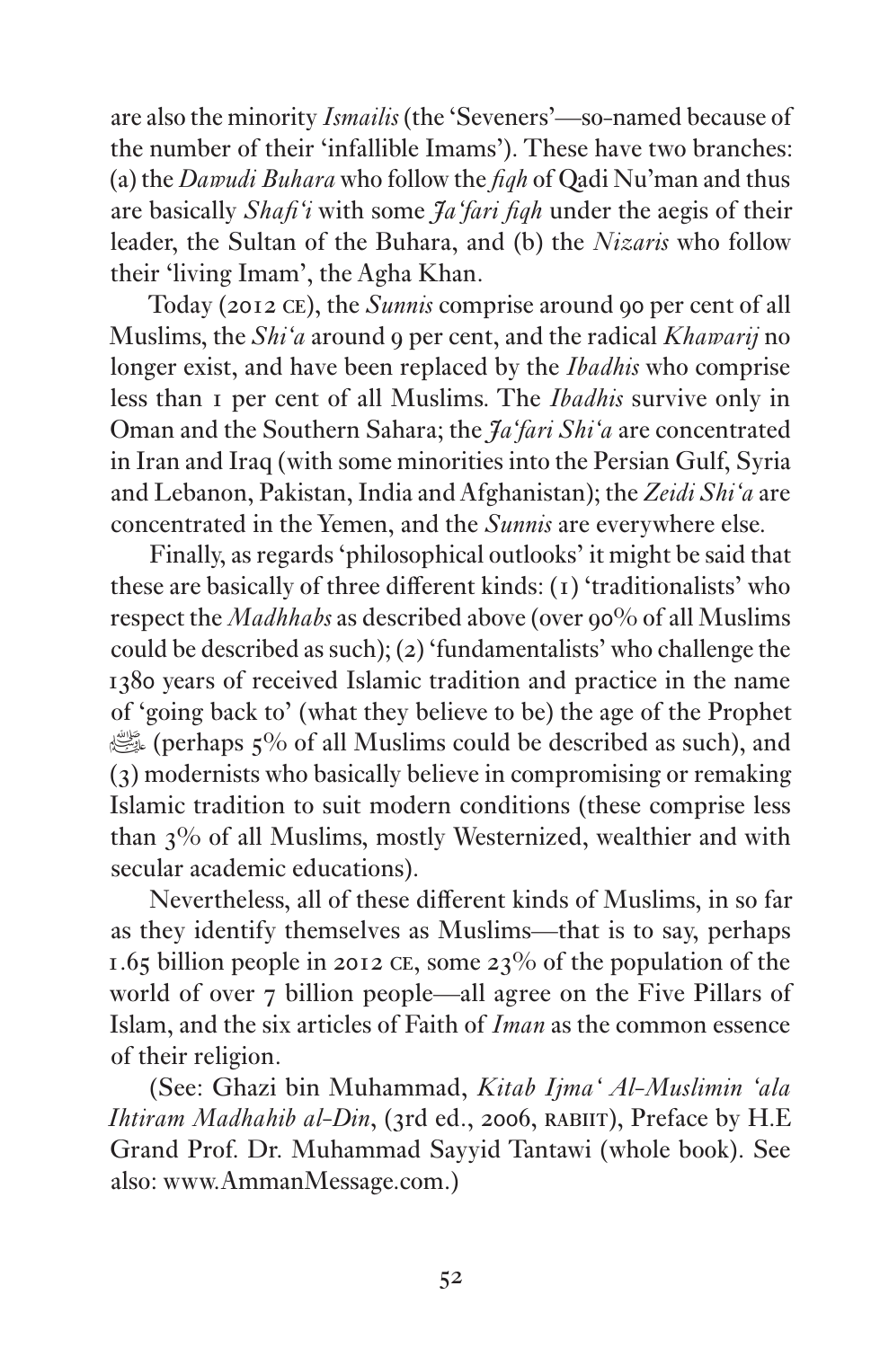are also the minority *Ismailis* (the 'Seveners'—so-named because of the number of their 'infallible Imams'). These have two branches: (a) the *Dawudi Buhara* who follow the *fiqh* of Qadi Nu'man and thus are basically *Shafi'i* with some *Ja'fari fiqh* under the aegis of their leader, the Sultan of the Buhara, and (b) the *Nizaris* who follow their 'living Imam', the Agha Khan.

Today (2012 CE), the *Sunnis* comprise around 90 per cent of all Muslims, the *Shi'a* around 9 per cent, and the radical *Khawarij* no longer exist, and have been replaced by the *Ibadhis* who comprise less than 1 per cent of all Muslims. The *Ibadhis* survive only in Oman and the Southern Sahara; the *Ja'fari Shi'a* are concentrated in Iran and Iraq (with some minorities into the Persian Gulf, Syria and Lebanon, Pakistan, India and Afghanistan); the *Zeidi Shi'a* are concentrated in the Yemen, and the *Sunnis* are everywhere else.

Finally, as regards 'philosophical outlooks' it might be said that these are basically of three different kinds: (1) 'traditionalists' who respect the *Madhhabs* as described above (over 90% of all Muslims could be described as such); (2) 'fundamentalists' who challenge the 1380 years of received Islamic tradition and practice in the name of 'going back to' (what they believe to be) the age of the Prophet ﷺ (perhaps 5% of all Muslims could be described as such), and (3) modernists who basically believe in compromising or remaking Islamic tradition to suit modern conditions (these comprise less than 3% of all Muslims, mostly Westernized, wealthier and with secular academic educations).

Nevertheless, all of these different kinds of Muslims, in so far as they identify themselves as Muslims—that is to say, perhaps 1.65 billion people in 2012 CE, some 23% of the population of the world of over 7 billion people—all agree on the Five Pillars of Islam, and the six articles of Faith of *Iman* as the common essence of their religion.

(See: Ghazi bin Muhammad, *Kitab Ijma' Al-Muslimin 'ala Ihtiram Madhahib al-Din*, (3rd ed., 2006, RABIIT), Preface by H.E Grand Prof. Dr. Muhammad Sayyid Tantawi (whole book). See also: www.AmmanMessage.com.)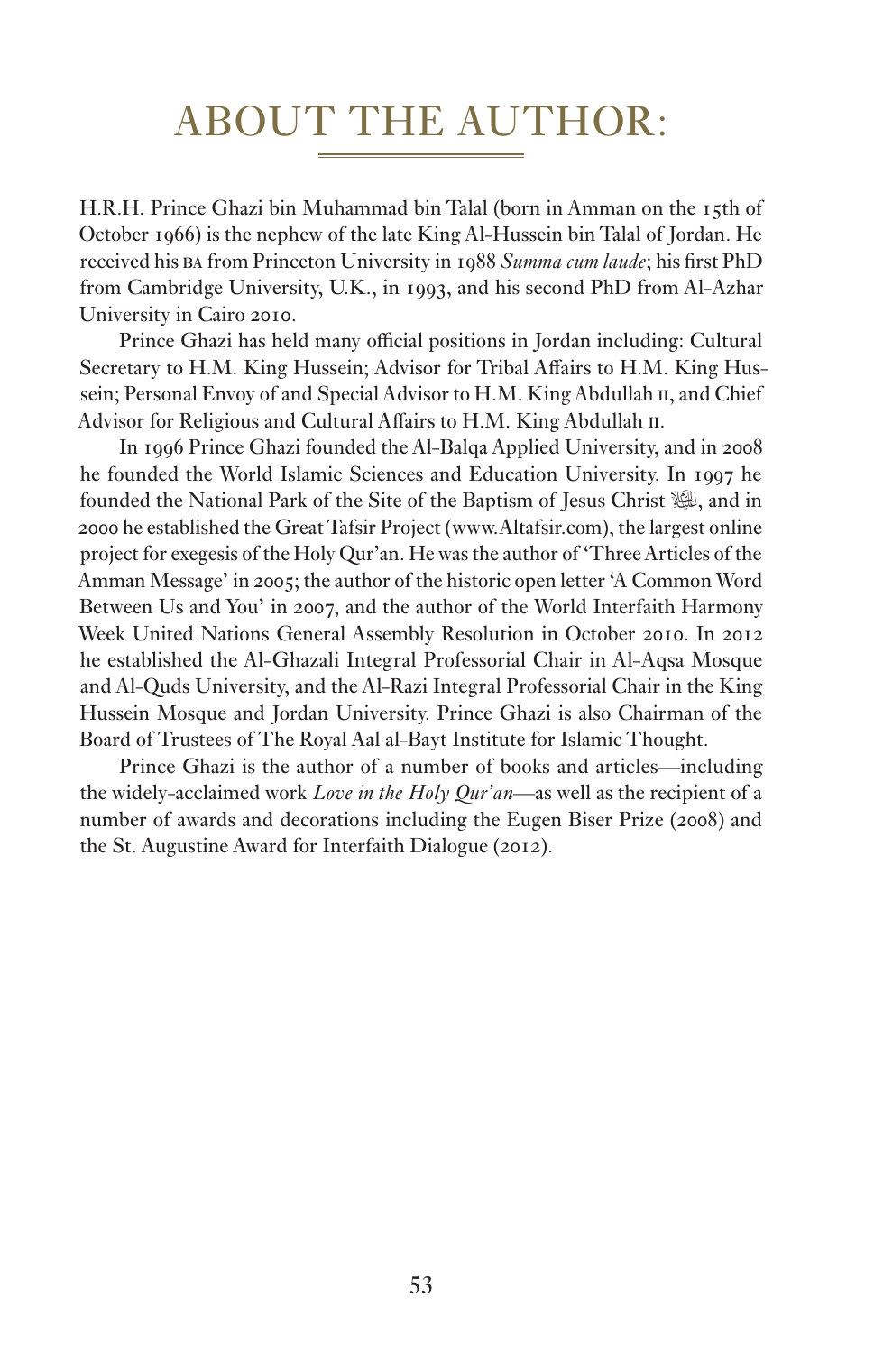# ABOUT THE AUTHOR:

H.R.H. Prince Ghazi bin Muhammad bin Talal (born in Amman on the 15th of October 1966) is the nephew of the late King Al-Hussein bin Talal of Jordan. He received his BA from Princeton University in 1988 *Summa cum laude*; his first PhD from Cambridge University, U.K., in 1993, and his second PhD from Al-Azhar University in Cairo 2010.

Prince Ghazi has held many official positions in Jordan including: Cultural Secretary to H.M. King Hussein; Advisor for Tribal Affairs to H.M. King Hussein; Personal Envoy of and Special Advisor to H.M. King Abdullah II, and Chief Advisor for Religious and Cultural Affairs to H.M. King Abdullah II.

In 1996 Prince Ghazi founded the Al-Balqa Applied University, and in 2008 he founded the World Islamic Sciences and Education University. In 1997 he founded the National Park of the Site of the Baptism of Jesus Christ ﷺ, and in 2000 he established the Great Tafsir Project (www.Altafsir.com), the largest online project for exegesis of the Holy Qur'an. He was the author of 'Three Articles of the Amman Message' in 2005; the author of the historic open letter 'A Common Word Between Us and You' in 2007, and the author of the World Interfaith Harmony Week United Nations General Assembly Resolution in October 2010. In 2012 he established the Al-Ghazali Integral Professorial Chair in Al-Aqsa Mosque and Al-Quds University, and the Al-Razi Integral Professorial Chair in the King Hussein Mosque and Jordan University. Prince Ghazi is also Chairman of the Board of Trustees of The Royal Aal al-Bayt Institute for Islamic Thought.

Prince Ghazi is the author of a number of books and articles—including the widely-acclaimed work *Love in the Holy Qur'an*—as well as the recipient of a number of awards and decorations including the Eugen Biser Prize (2008) and the St. Augustine Award for Interfaith Dialogue (2012).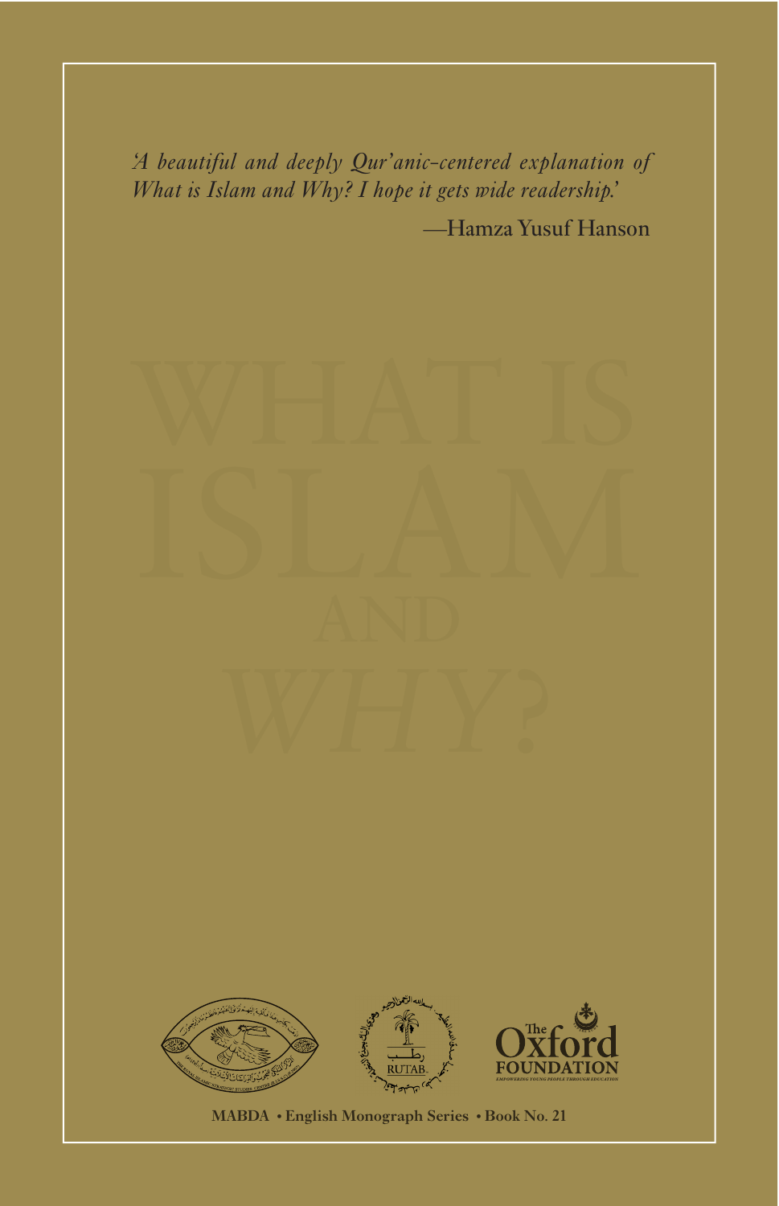*'A beautiful and deeply Qur'anic-centered explanation of What is Islam and Why? I hope it gets wide readership.'*

—Hamza Yusuf Hanson

# WHAT IS ISLAM AND WHY?

**MABDA • English Monograph Series • Book No. 21**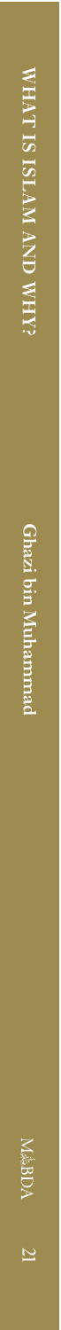WHAT IS ISLAM AND WHY?

Ghazi bin Muhammad

MABDA

21